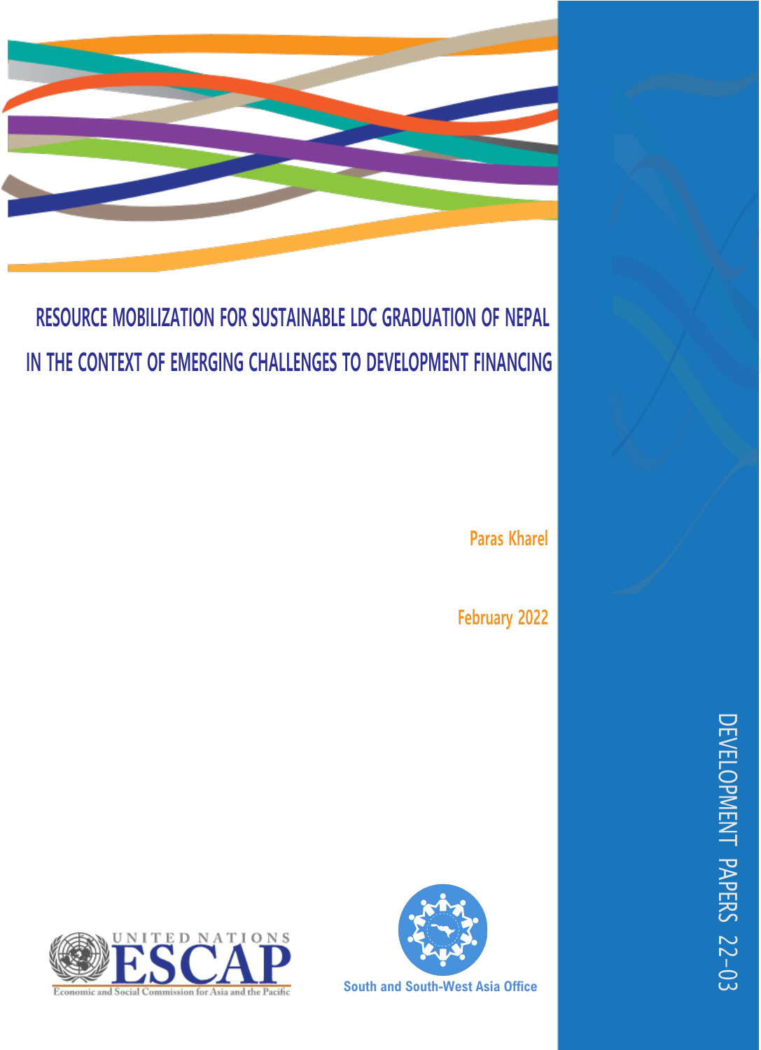# RESOURCE MOBILIZATION FOR SUSTAINABLE LDC GRADUATION OF NEPAL IN THE CONTEXT OF EMERGING CHALLENGES TO DEVELOPMENT FINANCING

Paras Kharel

February 2022

DEVELOPMENT PAPERS 22-03

UNITED NATIONS ESCAP

Economic and Social Commission for Asia and the Pacific

South and South-West Asia Office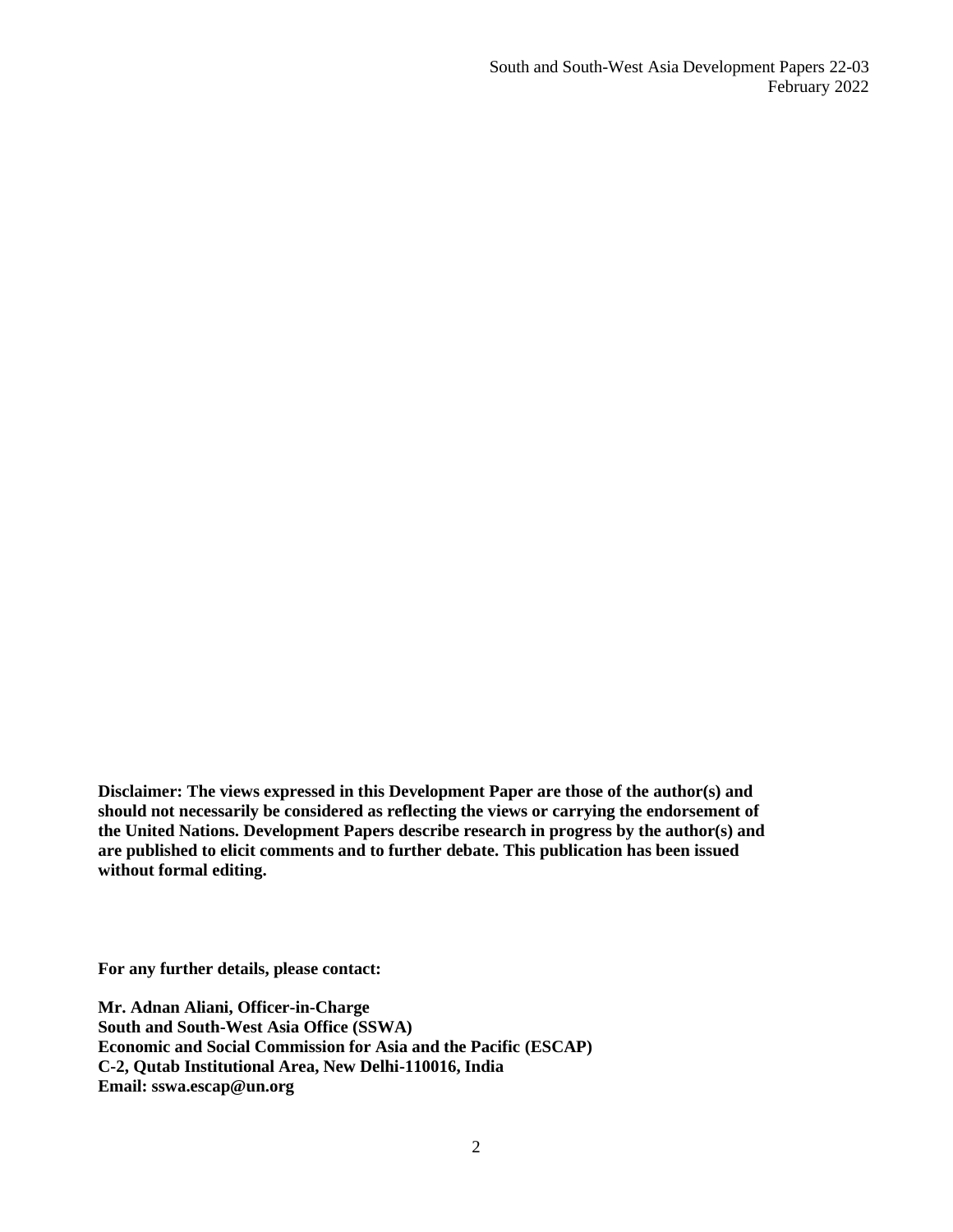South and South-West Asia Development Papers 22-03
February 2022

**Disclaimer: The views expressed in this Development Paper are those of the author(s) and should not necessarily be considered as reflecting the views or carrying the endorsement of the United Nations. Development Papers describe research in progress by the author(s) and are published to elicit comments and to further debate. This publication has been issued without formal editing.**

**For any further details, please contact:**

**Mr. Adnan Aliani, Officer-in-Charge**
**South and South-West Asia Office (SSWA)**
**Economic and Social Commission for Asia and the Pacific (ESCAP)**
**C-2, Qutab Institutional Area, New Delhi-110016, India**
**Email: sswa.escap@un.org**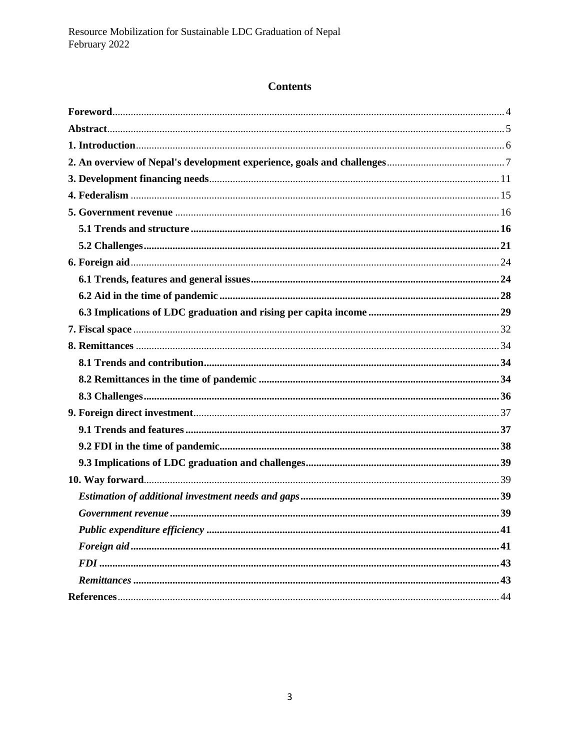## Contents

**Foreword** ... 4

**Abstract** ... 5

**1. Introduction** ... 6

**2. An overview of Nepal's development experience, goals and challenges** ... 7

**3. Development financing needs** ... 11

**4. Federalism** ... 15

**5. Government revenue** ... 16

- **5.1 Trends and structure** ... 16
- **5.2 Challenges** ... 21

**6. Foreign aid** ... 24

- **6.1 Trends, features and general issues** ... 24
- **6.2 Aid in the time of pandemic** ... 28
- **6.3 Implications of LDC graduation and rising per capita income** ... 29

**7. Fiscal space** ... 32

**8. Remittances** ... 34

- **8.1 Trends and contribution** ... 34
- **8.2 Remittances in the time of pandemic** ... 34
- **8.3 Challenges** ... 36

**9. Foreign direct investment** ... 37

- **9.1 Trends and features** ... 37
- **9.2 FDI in the time of pandemic** ... 38
- **9.3 Implications of LDC graduation and challenges** ... 39

**10. Way forward** ... 39

- ***Estimation of additional investment needs and gaps*** ... 39
- ***Government revenue*** ... 39
- ***Public expenditure efficiency*** ... 41
- ***Foreign aid*** ... 41
- ***FDI*** ... 43
- ***Remittances*** ... 43

**References** ... 44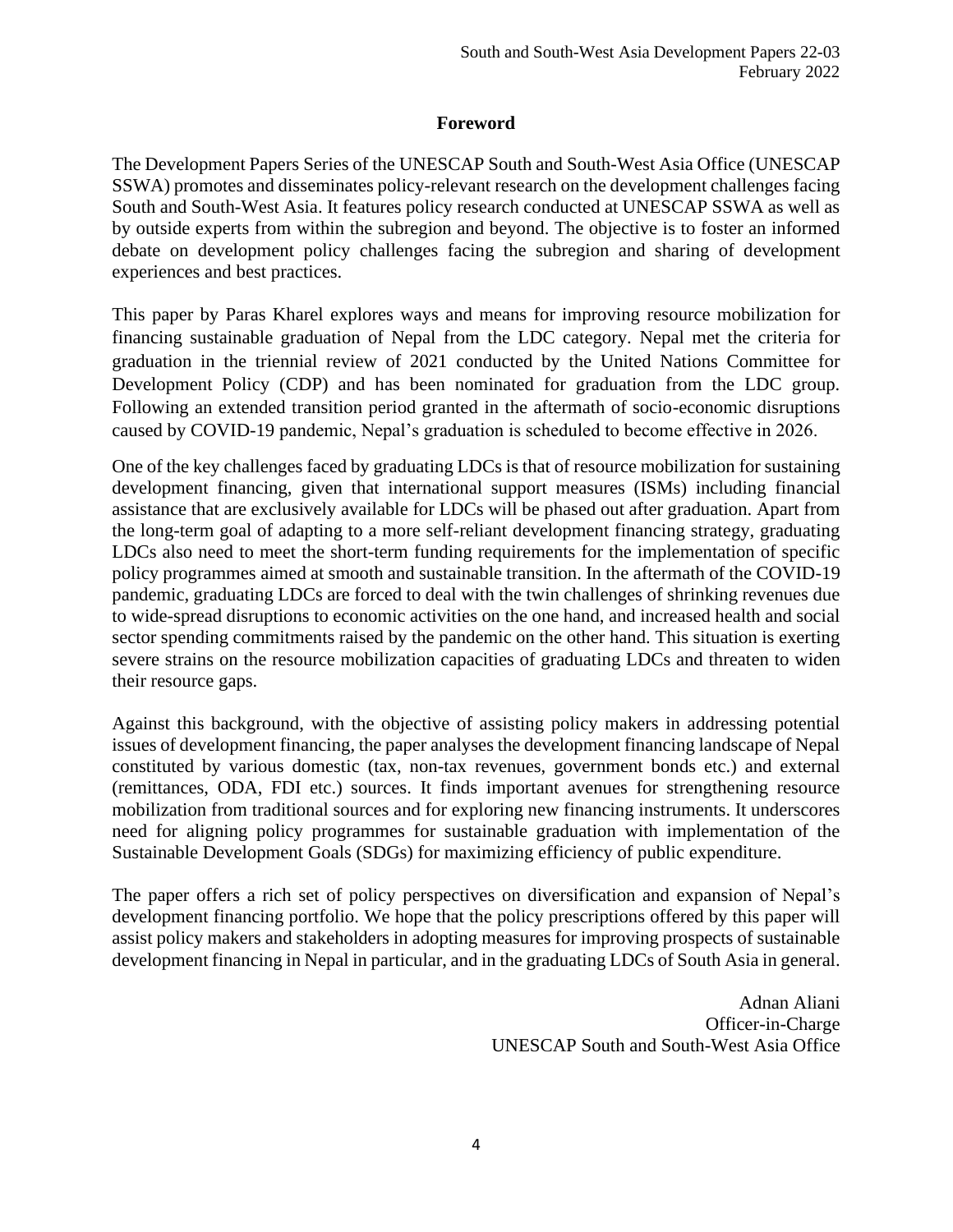## Foreword

The Development Papers Series of the UNESCAP South and South-West Asia Office (UNESCAP SSWA) promotes and disseminates policy-relevant research on the development challenges facing South and South-West Asia. It features policy research conducted at UNESCAP SSWA as well as by outside experts from within the subregion and beyond. The objective is to foster an informed debate on development policy challenges facing the subregion and sharing of development experiences and best practices.

This paper by Paras Kharel explores ways and means for improving resource mobilization for financing sustainable graduation of Nepal from the LDC category. Nepal met the criteria for graduation in the triennial review of 2021 conducted by the United Nations Committee for Development Policy (CDP) and has been nominated for graduation from the LDC group. Following an extended transition period granted in the aftermath of socio-economic disruptions caused by COVID-19 pandemic, Nepal's graduation is scheduled to become effective in 2026.

One of the key challenges faced by graduating LDCs is that of resource mobilization for sustaining development financing, given that international support measures (ISMs) including financial assistance that are exclusively available for LDCs will be phased out after graduation. Apart from the long-term goal of adapting to a more self-reliant development financing strategy, graduating LDCs also need to meet the short-term funding requirements for the implementation of specific policy programmes aimed at smooth and sustainable transition. In the aftermath of the COVID-19 pandemic, graduating LDCs are forced to deal with the twin challenges of shrinking revenues due to wide-spread disruptions to economic activities on the one hand, and increased health and social sector spending commitments raised by the pandemic on the other hand. This situation is exerting severe strains on the resource mobilization capacities of graduating LDCs and threaten to widen their resource gaps.

Against this background, with the objective of assisting policy makers in addressing potential issues of development financing, the paper analyses the development financing landscape of Nepal constituted by various domestic (tax, non-tax revenues, government bonds etc.) and external (remittances, ODA, FDI etc.) sources. It finds important avenues for strengthening resource mobilization from traditional sources and for exploring new financing instruments. It underscores need for aligning policy programmes for sustainable graduation with implementation of the Sustainable Development Goals (SDGs) for maximizing efficiency of public expenditure.

The paper offers a rich set of policy perspectives on diversification and expansion of Nepal's development financing portfolio. We hope that the policy prescriptions offered by this paper will assist policy makers and stakeholders in adopting measures for improving prospects of sustainable development financing in Nepal in particular, and in the graduating LDCs of South Asia in general.

Adnan Aliani
Officer-in-Charge
UNESCAP South and South-West Asia Office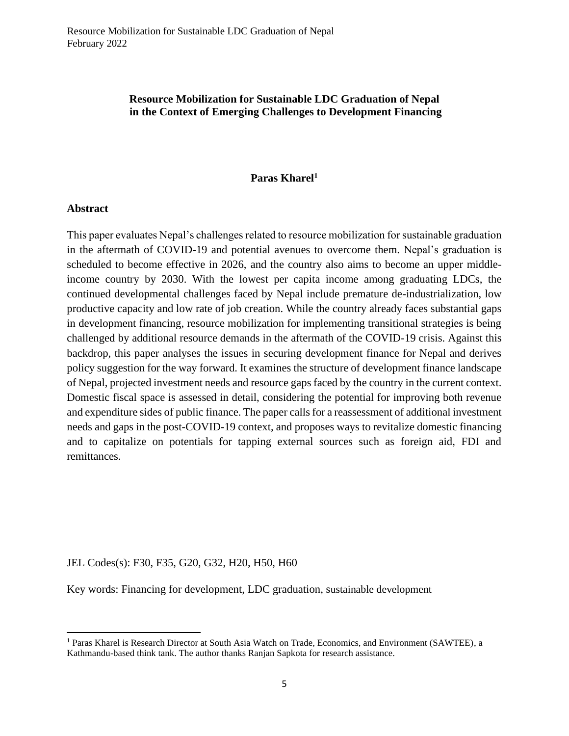# Resource Mobilization for Sustainable LDC Graduation of Nepal in the Context of Emerging Challenges to Development Financing

**Paras Kharel[1]**

## Abstract

This paper evaluates Nepal's challenges related to resource mobilization for sustainable graduation in the aftermath of COVID-19 and potential avenues to overcome them. Nepal's graduation is scheduled to become effective in 2026, and the country also aims to become an upper middle-income country by 2030. With the lowest per capita income among graduating LDCs, the continued developmental challenges faced by Nepal include premature de-industrialization, low productive capacity and low rate of job creation. While the country already faces substantial gaps in development financing, resource mobilization for implementing transitional strategies is being challenged by additional resource demands in the aftermath of the COVID-19 crisis. Against this backdrop, this paper analyses the issues in securing development finance for Nepal and derives policy suggestion for the way forward. It examines the structure of development finance landscape of Nepal, projected investment needs and resource gaps faced by the country in the current context. Domestic fiscal space is assessed in detail, considering the potential for improving both revenue and expenditure sides of public finance. The paper calls for a reassessment of additional investment needs and gaps in the post-COVID-19 context, and proposes ways to revitalize domestic financing and to capitalize on potentials for tapping external sources such as foreign aid, FDI and remittances.

JEL Codes(s): F30, F35, G20, G32, H20, H50, H60

Key words: Financing for development, LDC graduation, sustainable development

---

[1] Paras Kharel is Research Director at South Asia Watch on Trade, Economics, and Environment (SAWTEE), a Kathmandu-based think tank. The author thanks Ranjan Sapkota for research assistance.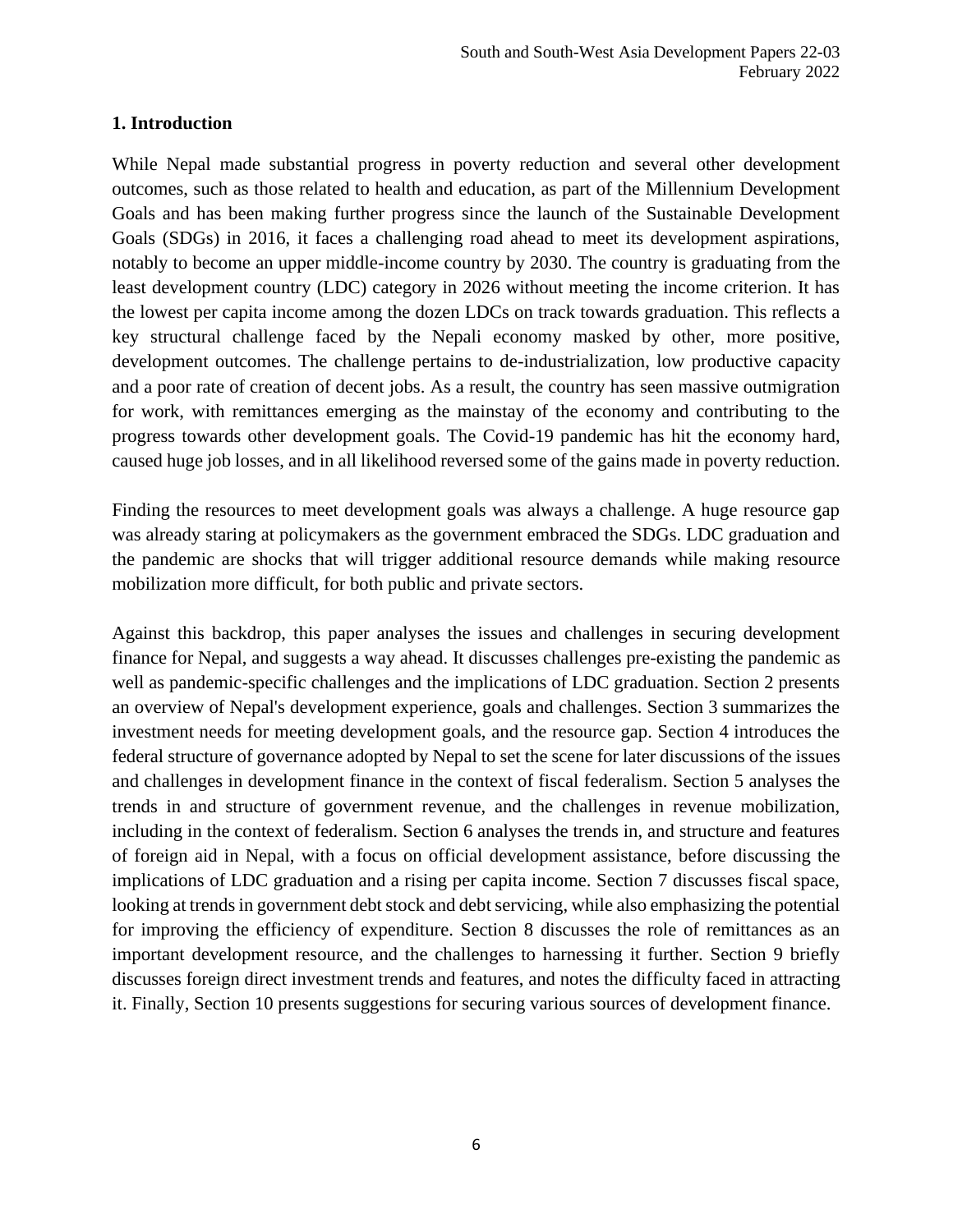## 1. Introduction

While Nepal made substantial progress in poverty reduction and several other development outcomes, such as those related to health and education, as part of the Millennium Development Goals and has been making further progress since the launch of the Sustainable Development Goals (SDGs) in 2016, it faces a challenging road ahead to meet its development aspirations, notably to become an upper middle-income country by 2030. The country is graduating from the least development country (LDC) category in 2026 without meeting the income criterion. It has the lowest per capita income among the dozen LDCs on track towards graduation. This reflects a key structural challenge faced by the Nepali economy masked by other, more positive, development outcomes. The challenge pertains to de-industrialization, low productive capacity and a poor rate of creation of decent jobs. As a result, the country has seen massive outmigration for work, with remittances emerging as the mainstay of the economy and contributing to the progress towards other development goals. The Covid-19 pandemic has hit the economy hard, caused huge job losses, and in all likelihood reversed some of the gains made in poverty reduction.

Finding the resources to meet development goals was always a challenge. A huge resource gap was already staring at policymakers as the government embraced the SDGs. LDC graduation and the pandemic are shocks that will trigger additional resource demands while making resource mobilization more difficult, for both public and private sectors.

Against this backdrop, this paper analyses the issues and challenges in securing development finance for Nepal, and suggests a way ahead. It discusses challenges pre-existing the pandemic as well as pandemic-specific challenges and the implications of LDC graduation. Section 2 presents an overview of Nepal's development experience, goals and challenges. Section 3 summarizes the investment needs for meeting development goals, and the resource gap. Section 4 introduces the federal structure of governance adopted by Nepal to set the scene for later discussions of the issues and challenges in development finance in the context of fiscal federalism. Section 5 analyses the trends in and structure of government revenue, and the challenges in revenue mobilization, including in the context of federalism. Section 6 analyses the trends in, and structure and features of foreign aid in Nepal, with a focus on official development assistance, before discussing the implications of LDC graduation and a rising per capita income. Section 7 discusses fiscal space, looking at trends in government debt stock and debt servicing, while also emphasizing the potential for improving the efficiency of expenditure. Section 8 discusses the role of remittances as an important development resource, and the challenges to harnessing it further. Section 9 briefly discusses foreign direct investment trends and features, and notes the difficulty faced in attracting it. Finally, Section 10 presents suggestions for securing various sources of development finance.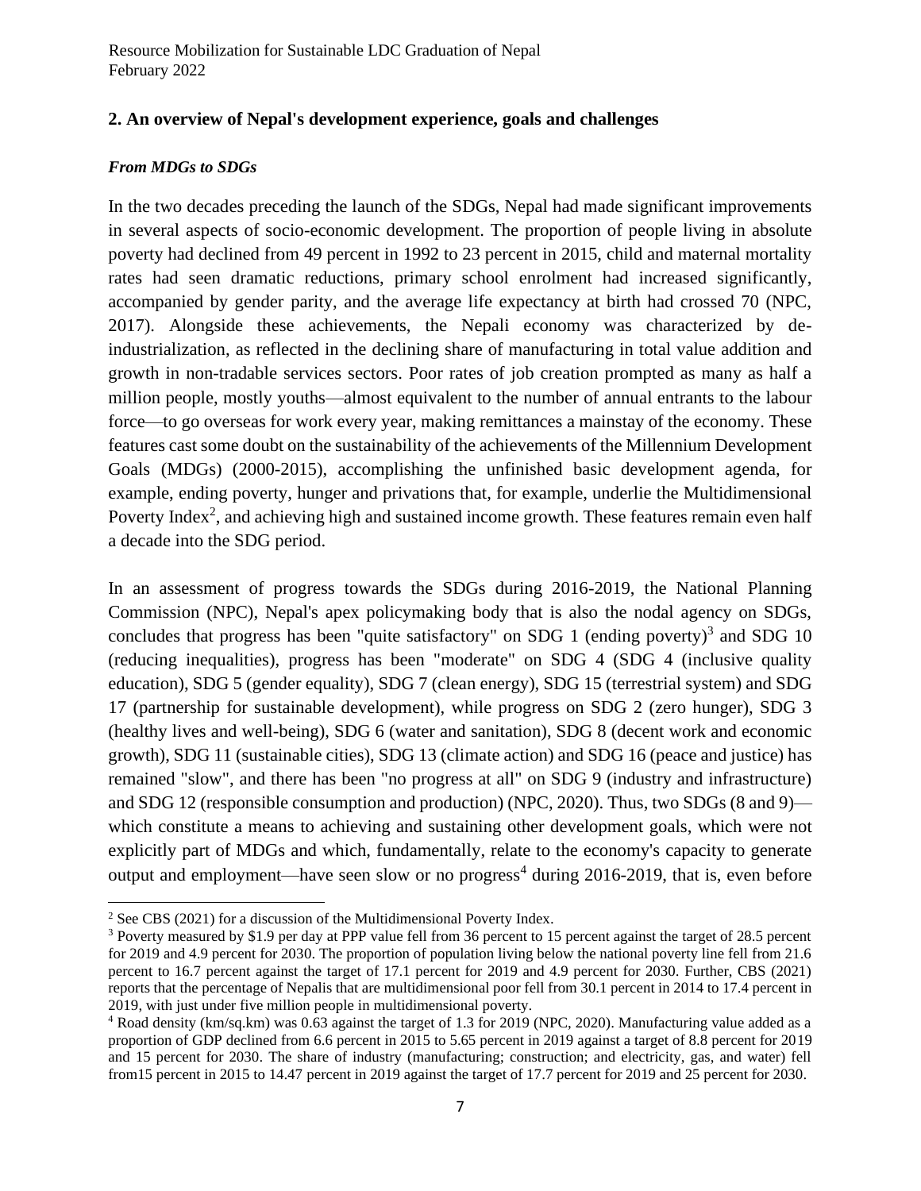## 2. An overview of Nepal's development experience, goals and challenges

***From MDGs to SDGs***

In the two decades preceding the launch of the SDGs, Nepal had made significant improvements in several aspects of socio-economic development. The proportion of people living in absolute poverty had declined from 49 percent in 1992 to 23 percent in 2015, child and maternal mortality rates had seen dramatic reductions, primary school enrolment had increased significantly, accompanied by gender parity, and the average life expectancy at birth had crossed 70 (NPC, 2017). Alongside these achievements, the Nepali economy was characterized by de-industrialization, as reflected in the declining share of manufacturing in total value addition and growth in non-tradable services sectors. Poor rates of job creation prompted as many as half a million people, mostly youths—almost equivalent to the number of annual entrants to the labour force—to go overseas for work every year, making remittances a mainstay of the economy. These features cast some doubt on the sustainability of the achievements of the Millennium Development Goals (MDGs) (2000-2015), accomplishing the unfinished basic development agenda, for example, ending poverty, hunger and privations that, for example, underlie the Multidimensional Poverty Index[2], and achieving high and sustained income growth. These features remain even half a decade into the SDG period.

In an assessment of progress towards the SDGs during 2016-2019, the National Planning Commission (NPC), Nepal's apex policymaking body that is also the nodal agency on SDGs, concludes that progress has been "quite satisfactory" on SDG 1 (ending poverty)[3] and SDG 10 (reducing inequalities), progress has been "moderate" on SDG 4 (SDG 4 (inclusive quality education), SDG 5 (gender equality), SDG 7 (clean energy), SDG 15 (terrestrial system) and SDG 17 (partnership for sustainable development), while progress on SDG 2 (zero hunger), SDG 3 (healthy lives and well-being), SDG 6 (water and sanitation), SDG 8 (decent work and economic growth), SDG 11 (sustainable cities), SDG 13 (climate action) and SDG 16 (peace and justice) has remained "slow", and there has been "no progress at all" on SDG 9 (industry and infrastructure) and SDG 12 (responsible consumption and production) (NPC, 2020). Thus, two SDGs (8 and 9)—which constitute a means to achieving and sustaining other development goals, which were not explicitly part of MDGs and which, fundamentally, relate to the economy's capacity to generate output and employment—have seen slow or no progress[4] during 2016-2019, that is, even before

---

[2] See CBS (2021) for a discussion of the Multidimensional Poverty Index.

[3] Poverty measured by $1.9 per day at PPP value fell from 36 percent to 15 percent against the target of 28.5 percent for 2019 and 4.9 percent for 2030. The proportion of population living below the national poverty line fell from 21.6 percent to 16.7 percent against the target of 17.1 percent for 2019 and 4.9 percent for 2030. Further, CBS (2021) reports that the percentage of Nepalis that are multidimensional poor fell from 30.1 percent in 2014 to 17.4 percent in 2019, with just under five million people in multidimensional poverty.

[4] Road density (km/sq.km) was 0.63 against the target of 1.3 for 2019 (NPC, 2020). Manufacturing value added as a proportion of GDP declined from 6.6 percent in 2015 to 5.65 percent in 2019 against a target of 8.8 percent for 2019 and 15 percent for 2030. The share of industry (manufacturing; construction; and electricity, gas, and water) fell from15 percent in 2015 to 14.47 percent in 2019 against the target of 17.7 percent for 2019 and 25 percent for 2030.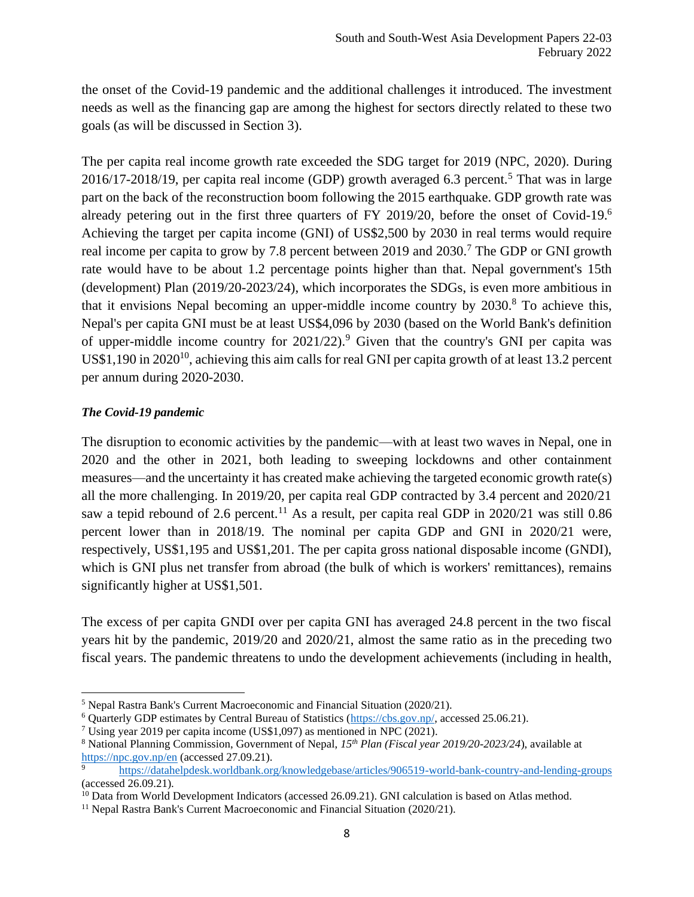the onset of the Covid-19 pandemic and the additional challenges it introduced. The investment needs as well as the financing gap are among the highest for sectors directly related to these two goals (as will be discussed in Section 3).

The per capita real income growth rate exceeded the SDG target for 2019 (NPC, 2020). During 2016/17-2018/19, per capita real income (GDP) growth averaged 6.3 percent.[5] That was in large part on the back of the reconstruction boom following the 2015 earthquake. GDP growth rate was already petering out in the first three quarters of FY 2019/20, before the onset of Covid-19.[6] Achieving the target per capita income (GNI) of US$2,500 by 2030 in real terms would require real income per capita to grow by 7.8 percent between 2019 and 2030.[7] The GDP or GNI growth rate would have to be about 1.2 percentage points higher than that. Nepal government's 15th (development) Plan (2019/20-2023/24), which incorporates the SDGs, is even more ambitious in that it envisions Nepal becoming an upper-middle income country by 2030.[8] To achieve this, Nepal's per capita GNI must be at least US$4,096 by 2030 (based on the World Bank's definition of upper-middle income country for 2021/22).[9] Given that the country's GNI per capita was US$1,190 in 2020[10], achieving this aim calls for real GNI per capita growth of at least 13.2 percent per annum during 2020-2030.

***The Covid-19 pandemic***

The disruption to economic activities by the pandemic—with at least two waves in Nepal, one in 2020 and the other in 2021, both leading to sweeping lockdowns and other containment measures—and the uncertainty it has created make achieving the targeted economic growth rate(s) all the more challenging. In 2019/20, per capita real GDP contracted by 3.4 percent and 2020/21 saw a tepid rebound of 2.6 percent.[11] As a result, per capita real GDP in 2020/21 was still 0.86 percent lower than in 2018/19. The nominal per capita GDP and GNI in 2020/21 were, respectively, US$1,195 and US$1,201. The per capita gross national disposable income (GNDI), which is GNI plus net transfer from abroad (the bulk of which is workers' remittances), remains significantly higher at US$1,501.

The excess of per capita GNDI over per capita GNI has averaged 24.8 percent in the two fiscal years hit by the pandemic, 2019/20 and 2020/21, almost the same ratio as in the preceding two fiscal years. The pandemic threatens to undo the development achievements (including in health,

---

[5] Nepal Rastra Bank's Current Macroeconomic and Financial Situation (2020/21).

[6] Quarterly GDP estimates by Central Bureau of Statistics (https://cbs.gov.np/, accessed 25.06.21).

[7] Using year 2019 per capita income (US$1,097) as mentioned in NPC (2021).

[8] National Planning Commission, Government of Nepal, *15th Plan (Fiscal year 2019/20-2023/24*), available at https://npc.gov.np/en (accessed 27.09.21).

[9] https://datahelpdesk.worldbank.org/knowledgebase/articles/906519-world-bank-country-and-lending-groups (accessed 26.09.21).

[10] Data from World Development Indicators (accessed 26.09.21). GNI calculation is based on Atlas method.

[11] Nepal Rastra Bank's Current Macroeconomic and Financial Situation (2020/21).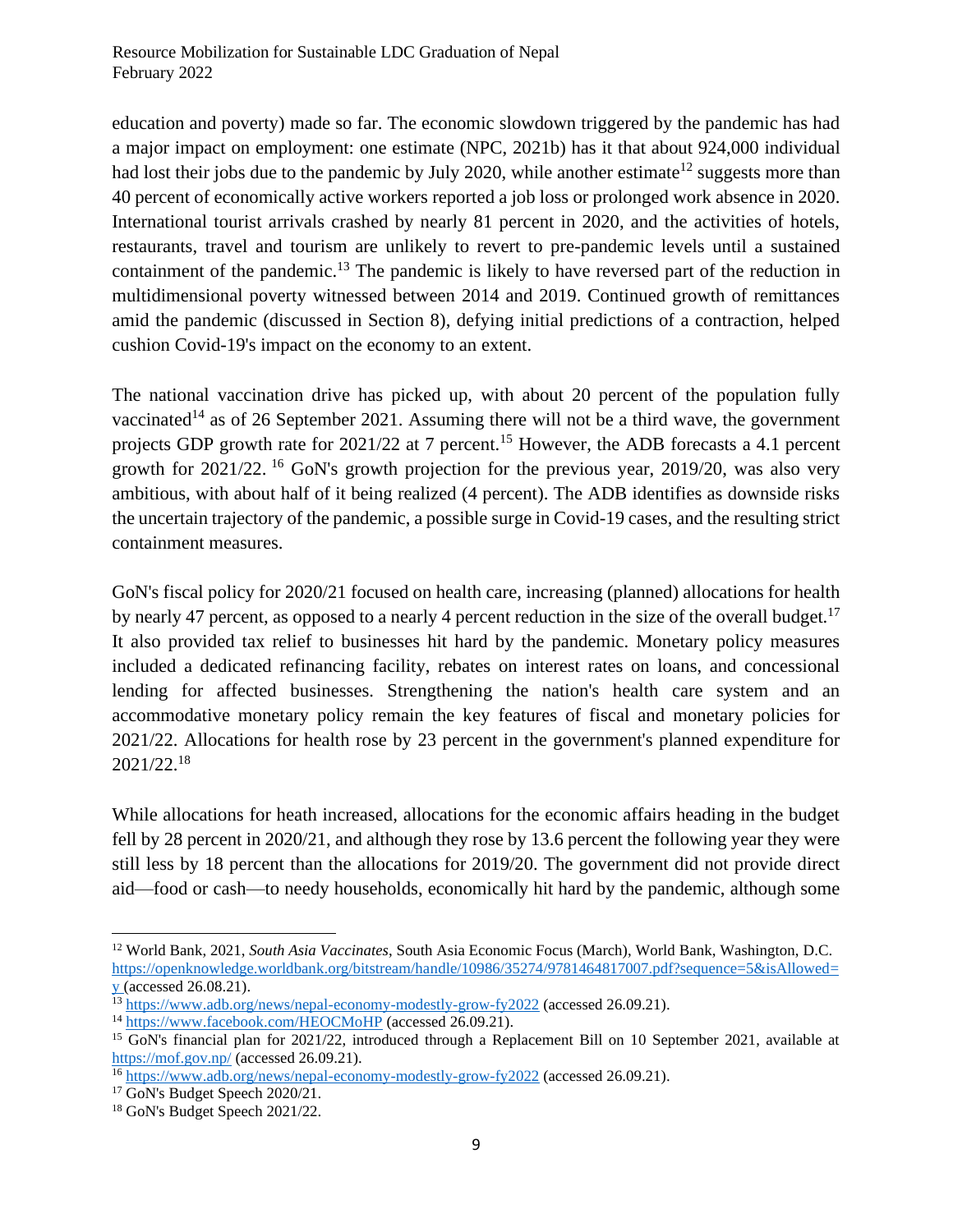education and poverty) made so far. The economic slowdown triggered by the pandemic has had a major impact on employment: one estimate (NPC, 2021b) has it that about 924,000 individual had lost their jobs due to the pandemic by July 2020, while another estimate[12] suggests more than 40 percent of economically active workers reported a job loss or prolonged work absence in 2020. International tourist arrivals crashed by nearly 81 percent in 2020, and the activities of hotels, restaurants, travel and tourism are unlikely to revert to pre-pandemic levels until a sustained containment of the pandemic.[13] The pandemic is likely to have reversed part of the reduction in multidimensional poverty witnessed between 2014 and 2019. Continued growth of remittances amid the pandemic (discussed in Section 8), defying initial predictions of a contraction, helped cushion Covid-19's impact on the economy to an extent.

The national vaccination drive has picked up, with about 20 percent of the population fully vaccinated[14] as of 26 September 2021. Assuming there will not be a third wave, the government projects GDP growth rate for 2021/22 at 7 percent.[15] However, the ADB forecasts a 4.1 percent growth for 2021/22.[16] GoN's growth projection for the previous year, 2019/20, was also very ambitious, with about half of it being realized (4 percent). The ADB identifies as downside risks the uncertain trajectory of the pandemic, a possible surge in Covid-19 cases, and the resulting strict containment measures.

GoN's fiscal policy for 2020/21 focused on health care, increasing (planned) allocations for health by nearly 47 percent, as opposed to a nearly 4 percent reduction in the size of the overall budget.[17] It also provided tax relief to businesses hit hard by the pandemic. Monetary policy measures included a dedicated refinancing facility, rebates on interest rates on loans, and concessional lending for affected businesses. Strengthening the nation's health care system and an accommodative monetary policy remain the key features of fiscal and monetary policies for 2021/22. Allocations for health rose by 23 percent in the government's planned expenditure for 2021/22.[18]

While allocations for heath increased, allocations for the economic affairs heading in the budget fell by 28 percent in 2020/21, and although they rose by 13.6 percent the following year they were still less by 18 percent than the allocations for 2019/20. The government did not provide direct aid—food or cash—to needy households, economically hit hard by the pandemic, although some

---

[12] World Bank, 2021, *South Asia Vaccinates*, South Asia Economic Focus (March), World Bank, Washington, D.C. https://openknowledge.worldbank.org/bitstream/handle/10986/35274/9781464817007.pdf?sequence=5&isAllowed=y (accessed 26.08.21).

[13] https://www.adb.org/news/nepal-economy-modestly-grow-fy2022 (accessed 26.09.21).

[14] https://www.facebook.com/HEOCMoHP (accessed 26.09.21).

[15] GoN's financial plan for 2021/22, introduced through a Replacement Bill on 10 September 2021, available at https://mof.gov.np/ (accessed 26.09.21).

[16] https://www.adb.org/news/nepal-economy-modestly-grow-fy2022 (accessed 26.09.21).

[17] GoN's Budget Speech 2020/21.

[18] GoN's Budget Speech 2021/22.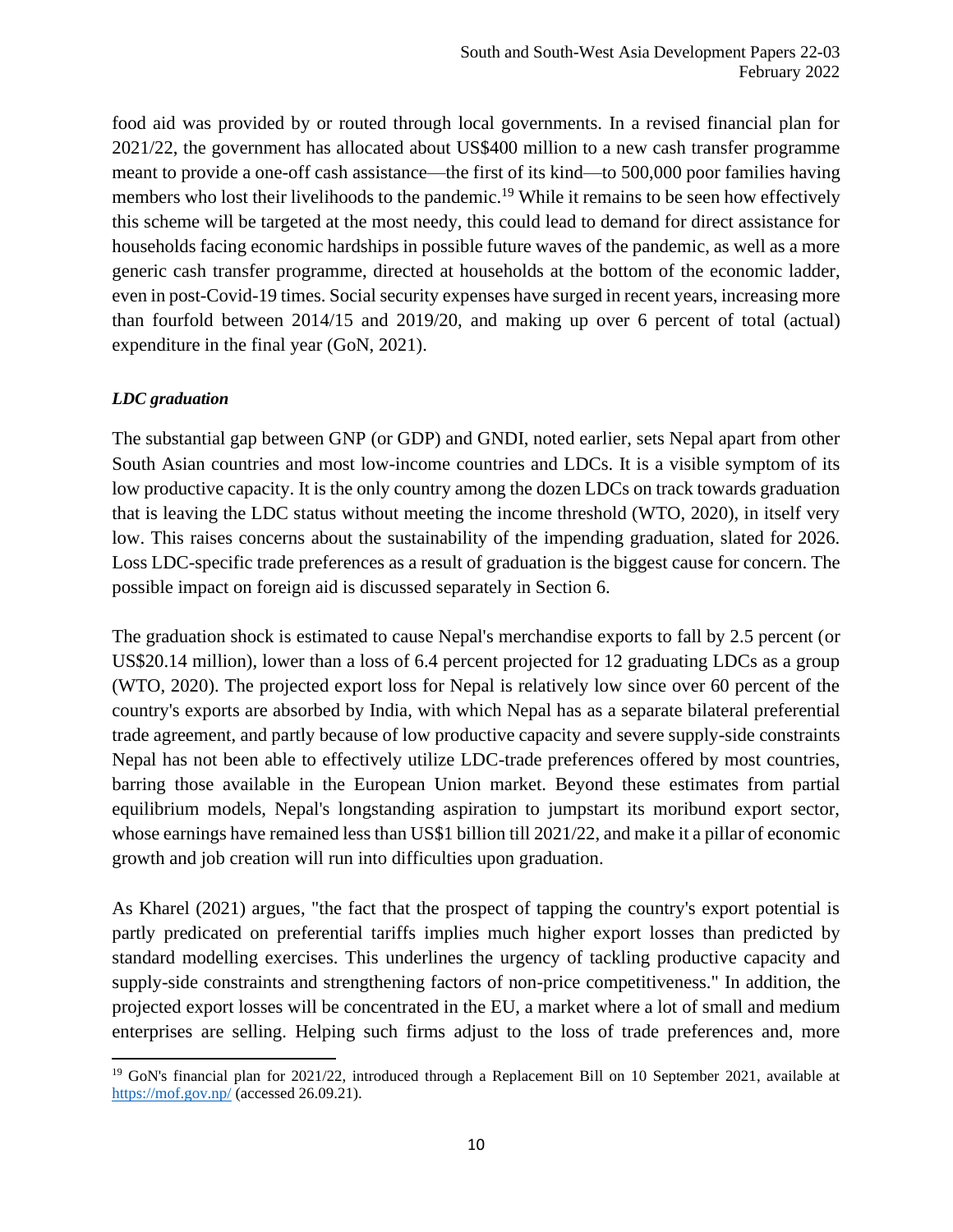food aid was provided by or routed through local governments. In a revised financial plan for 2021/22, the government has allocated about US$400 million to a new cash transfer programme meant to provide a one-off cash assistance—the first of its kind—to 500,000 poor families having members who lost their livelihoods to the pandemic.[19] While it remains to be seen how effectively this scheme will be targeted at the most needy, this could lead to demand for direct assistance for households facing economic hardships in possible future waves of the pandemic, as well as a more generic cash transfer programme, directed at households at the bottom of the economic ladder, even in post-Covid-19 times. Social security expenses have surged in recent years, increasing more than fourfold between 2014/15 and 2019/20, and making up over 6 percent of total (actual) expenditure in the final year (GoN, 2021).

***LDC graduation***

The substantial gap between GNP (or GDP) and GNDI, noted earlier, sets Nepal apart from other South Asian countries and most low-income countries and LDCs. It is a visible symptom of its low productive capacity. It is the only country among the dozen LDCs on track towards graduation that is leaving the LDC status without meeting the income threshold (WTO, 2020), in itself very low. This raises concerns about the sustainability of the impending graduation, slated for 2026. Loss LDC-specific trade preferences as a result of graduation is the biggest cause for concern. The possible impact on foreign aid is discussed separately in Section 6.

The graduation shock is estimated to cause Nepal's merchandise exports to fall by 2.5 percent (or US$20.14 million), lower than a loss of 6.4 percent projected for 12 graduating LDCs as a group (WTO, 2020). The projected export loss for Nepal is relatively low since over 60 percent of the country's exports are absorbed by India, with which Nepal has as a separate bilateral preferential trade agreement, and partly because of low productive capacity and severe supply-side constraints Nepal has not been able to effectively utilize LDC-trade preferences offered by most countries, barring those available in the European Union market. Beyond these estimates from partial equilibrium models, Nepal's longstanding aspiration to jumpstart its moribund export sector, whose earnings have remained less than US$1 billion till 2021/22, and make it a pillar of economic growth and job creation will run into difficulties upon graduation.

As Kharel (2021) argues, "the fact that the prospect of tapping the country's export potential is partly predicated on preferential tariffs implies much higher export losses than predicted by standard modelling exercises. This underlines the urgency of tackling productive capacity and supply-side constraints and strengthening factors of non-price competitiveness." In addition, the projected export losses will be concentrated in the EU, a market where a lot of small and medium enterprises are selling. Helping such firms adjust to the loss of trade preferences and, more

---

[19] GoN's financial plan for 2021/22, introduced through a Replacement Bill on 10 September 2021, available at https://mof.gov.np/ (accessed 26.09.21).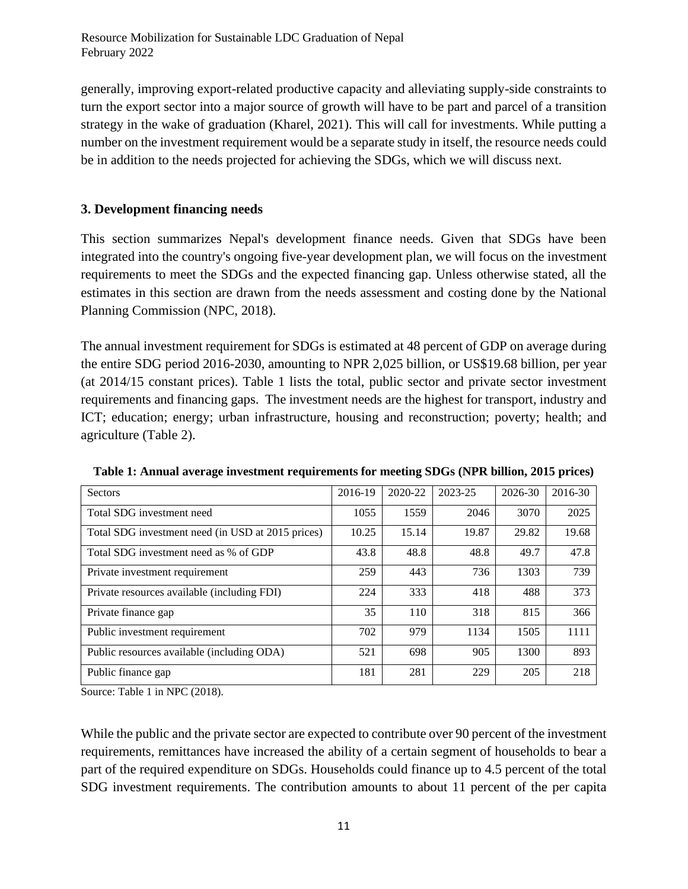generally, improving export-related productive capacity and alleviating supply-side constraints to turn the export sector into a major source of growth will have to be part and parcel of a transition strategy in the wake of graduation (Kharel, 2021). This will call for investments. While putting a number on the investment requirement would be a separate study in itself, the resource needs could be in addition to the needs projected for achieving the SDGs, which we will discuss next.

### 3. Development financing needs

This section summarizes Nepal's development finance needs. Given that SDGs have been integrated into the country's ongoing five-year development plan, we will focus on the investment requirements to meet the SDGs and the expected financing gap. Unless otherwise stated, all the estimates in this section are drawn from the needs assessment and costing done by the National Planning Commission (NPC, 2018).

The annual investment requirement for SDGs is estimated at 48 percent of GDP on average during the entire SDG period 2016-2030, amounting to NPR 2,025 billion, or US$19.68 billion, per year (at 2014/15 constant prices). Table 1 lists the total, public sector and private sector investment requirements and financing gaps. The investment needs are the highest for transport, industry and ICT; education; energy; urban infrastructure, housing and reconstruction; poverty; health; and agriculture (Table 2).

**Table 1: Annual average investment requirements for meeting SDGs (NPR billion, 2015 prices)**

| Sectors | 2016-19 | 2020-22 | 2023-25 | 2026-30 | 2016-30 |
|---|---|---|---|---|---|
| Total SDG investment need | 1055 | 1559 | 2046 | 3070 | 2025 |
| Total SDG investment need (in USD at 2015 prices) | 10.25 | 15.14 | 19.87 | 29.82 | 19.68 |
| Total SDG investment need as % of GDP | 43.8 | 48.8 | 48.8 | 49.7 | 47.8 |
| Private investment requirement | 259 | 443 | 736 | 1303 | 739 |
| Private resources available (including FDI) | 224 | 333 | 418 | 488 | 373 |
| Private finance gap | 35 | 110 | 318 | 815 | 366 |
| Public investment requirement | 702 | 979 | 1134 | 1505 | 1111 |
| Public resources available (including ODA) | 521 | 698 | 905 | 1300 | 893 |
| Public finance gap | 181 | 281 | 229 | 205 | 218 |

Source: Table 1 in NPC (2018).

While the public and the private sector are expected to contribute over 90 percent of the investment requirements, remittances have increased the ability of a certain segment of households to bear a part of the required expenditure on SDGs. Households could finance up to 4.5 percent of the total SDG investment requirements. The contribution amounts to about 11 percent of the per capita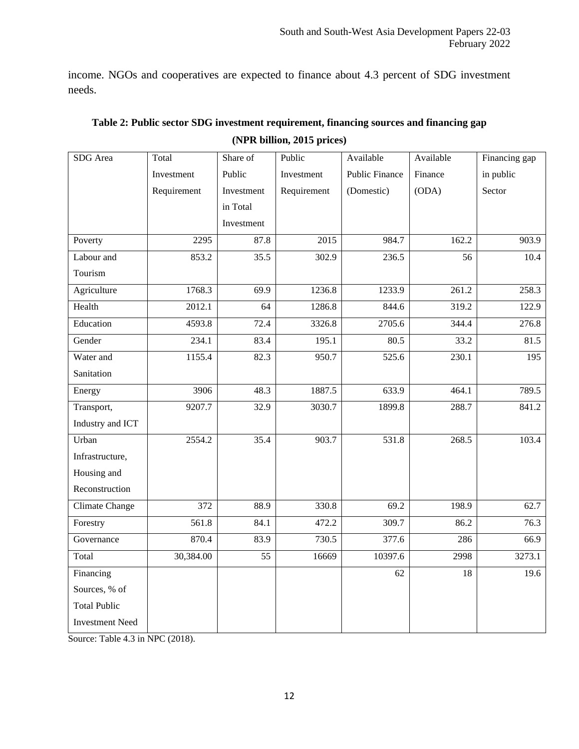income. NGOs and cooperatives are expected to finance about 4.3 percent of SDG investment needs.

**Table 2: Public sector SDG investment requirement, financing sources and financing gap (NPR billion, 2015 prices)**

| SDG Area | Total Investment Requirement | Share of Public Investment in Total Investment | Public Investment Requirement | Available Public Finance (Domestic) | Available Finance (ODA) | Financing gap in public Sector |
|---|---|---|---|---|---|---|
| Poverty | 2295 | 87.8 | 2015 | 984.7 | 162.2 | 903.9 |
| Labour and Tourism | 853.2 | 35.5 | 302.9 | 236.5 | 56 | 10.4 |
| Agriculture | 1768.3 | 69.9 | 1236.8 | 1233.9 | 261.2 | 258.3 |
| Health | 2012.1 | 64 | 1286.8 | 844.6 | 319.2 | 122.9 |
| Education | 4593.8 | 72.4 | 3326.8 | 2705.6 | 344.4 | 276.8 |
| Gender | 234.1 | 83.4 | 195.1 | 80.5 | 33.2 | 81.5 |
| Water and Sanitation | 1155.4 | 82.3 | 950.7 | 525.6 | 230.1 | 195 |
| Energy | 3906 | 48.3 | 1887.5 | 633.9 | 464.1 | 789.5 |
| Transport, Industry and ICT | 9207.7 | 32.9 | 3030.7 | 1899.8 | 288.7 | 841.2 |
| Urban Infrastructure, Housing and Reconstruction | 2554.2 | 35.4 | 903.7 | 531.8 | 268.5 | 103.4 |
| Climate Change | 372 | 88.9 | 330.8 | 69.2 | 198.9 | 62.7 |
| Forestry | 561.8 | 84.1 | 472.2 | 309.7 | 86.2 | 76.3 |
| Governance | 870.4 | 83.9 | 730.5 | 377.6 | 286 | 66.9 |
| Total | 30,384.00 | 55 | 16669 | 10397.6 | 2998 | 3273.1 |
| Financing Sources, % of Total Public Investment Need | | | | 62 | 18 | 19.6 |

Source: Table 4.3 in NPC (2018).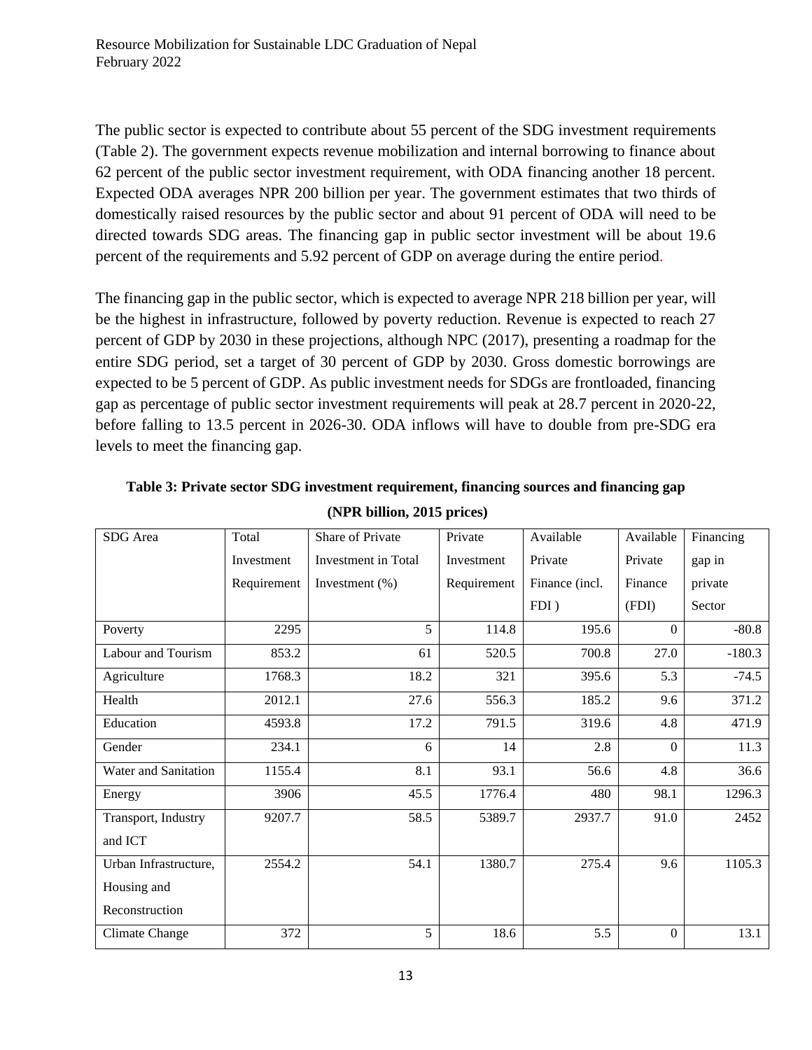The public sector is expected to contribute about 55 percent of the SDG investment requirements (Table 2). The government expects revenue mobilization and internal borrowing to finance about 62 percent of the public sector investment requirement, with ODA financing another 18 percent. Expected ODA averages NPR 200 billion per year. The government estimates that two thirds of domestically raised resources by the public sector and about 91 percent of ODA will need to be directed towards SDG areas. The financing gap in public sector investment will be about 19.6 percent of the requirements and 5.92 percent of GDP on average during the entire period.

The financing gap in the public sector, which is expected to average NPR 218 billion per year, will be the highest in infrastructure, followed by poverty reduction. Revenue is expected to reach 27 percent of GDP by 2030 in these projections, although NPC (2017), presenting a roadmap for the entire SDG period, set a target of 30 percent of GDP by 2030. Gross domestic borrowings are expected to be 5 percent of GDP. As public investment needs for SDGs are frontloaded, financing gap as percentage of public sector investment requirements will peak at 28.7 percent in 2020-22, before falling to 13.5 percent in 2026-30. ODA inflows will have to double from pre-SDG era levels to meet the financing gap.

**Table 3: Private sector SDG investment requirement, financing sources and financing gap (NPR billion, 2015 prices)**

| SDG Area | Total Investment Requirement | Share of Private Investment in Total Investment (%) | Private Investment Requirement | Available Private Finance (incl. FDI ) | Available Private Finance (FDI) | Financing gap in private Sector |
|---|---|---|---|---|---|---|
| Poverty | 2295 | 5 | 114.8 | 195.6 | 0 | -80.8 |
| Labour and Tourism | 853.2 | 61 | 520.5 | 700.8 | 27.0 | -180.3 |
| Agriculture | 1768.3 | 18.2 | 321 | 395.6 | 5.3 | -74.5 |
| Health | 2012.1 | 27.6 | 556.3 | 185.2 | 9.6 | 371.2 |
| Education | 4593.8 | 17.2 | 791.5 | 319.6 | 4.8 | 471.9 |
| Gender | 234.1 | 6 | 14 | 2.8 | 0 | 11.3 |
| Water and Sanitation | 1155.4 | 8.1 | 93.1 | 56.6 | 4.8 | 36.6 |
| Energy | 3906 | 45.5 | 1776.4 | 480 | 98.1 | 1296.3 |
| Transport, Industry and ICT | 9207.7 | 58.5 | 5389.7 | 2937.7 | 91.0 | 2452 |
| Urban Infrastructure, Housing and Reconstruction | 2554.2 | 54.1 | 1380.7 | 275.4 | 9.6 | 1105.3 |
| Climate Change | 372 | 5 | 18.6 | 5.5 | 0 | 13.1 |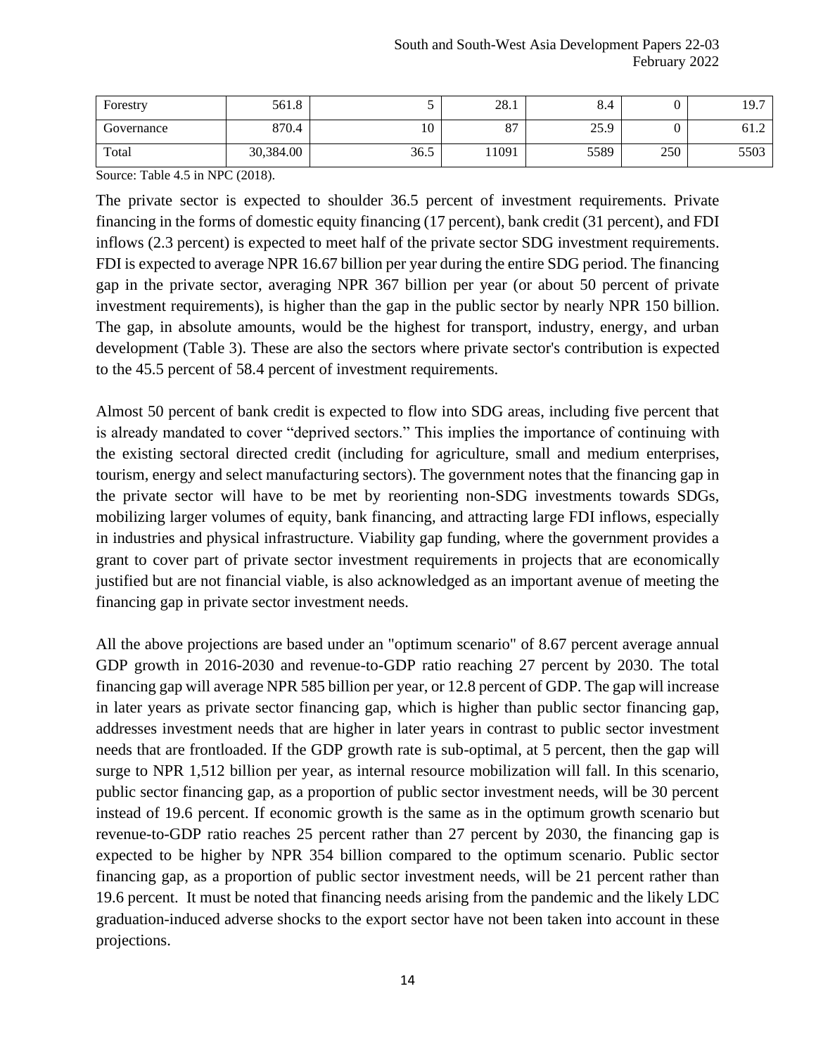| Forestry | 561.8 | 5 | 28.1 | 8.4 | 0 | 19.7 |
|---|---|---|---|---|---|---|
| Governance | 870.4 | 10 | 87 | 25.9 | 0 | 61.2 |
| Total | 30,384.00 | 36.5 | 11091 | 5589 | 250 | 5503 |

Source: Table 4.5 in NPC (2018).

The private sector is expected to shoulder 36.5 percent of investment requirements. Private financing in the forms of domestic equity financing (17 percent), bank credit (31 percent), and FDI inflows (2.3 percent) is expected to meet half of the private sector SDG investment requirements. FDI is expected to average NPR 16.67 billion per year during the entire SDG period. The financing gap in the private sector, averaging NPR 367 billion per year (or about 50 percent of private investment requirements), is higher than the gap in the public sector by nearly NPR 150 billion. The gap, in absolute amounts, would be the highest for transport, industry, energy, and urban development (Table 3). These are also the sectors where private sector's contribution is expected to the 45.5 percent of 58.4 percent of investment requirements.

Almost 50 percent of bank credit is expected to flow into SDG areas, including five percent that is already mandated to cover "deprived sectors." This implies the importance of continuing with the existing sectoral directed credit (including for agriculture, small and medium enterprises, tourism, energy and select manufacturing sectors). The government notes that the financing gap in the private sector will have to be met by reorienting non-SDG investments towards SDGs, mobilizing larger volumes of equity, bank financing, and attracting large FDI inflows, especially in industries and physical infrastructure. Viability gap funding, where the government provides a grant to cover part of private sector investment requirements in projects that are economically justified but are not financial viable, is also acknowledged as an important avenue of meeting the financing gap in private sector investment needs.

All the above projections are based under an "optimum scenario" of 8.67 percent average annual GDP growth in 2016-2030 and revenue-to-GDP ratio reaching 27 percent by 2030. The total financing gap will average NPR 585 billion per year, or 12.8 percent of GDP. The gap will increase in later years as private sector financing gap, which is higher than public sector financing gap, addresses investment needs that are higher in later years in contrast to public sector investment needs that are frontloaded. If the GDP growth rate is sub-optimal, at 5 percent, then the gap will surge to NPR 1,512 billion per year, as internal resource mobilization will fall. In this scenario, public sector financing gap, as a proportion of public sector investment needs, will be 30 percent instead of 19.6 percent. If economic growth is the same as in the optimum growth scenario but revenue-to-GDP ratio reaches 25 percent rather than 27 percent by 2030, the financing gap is expected to be higher by NPR 354 billion compared to the optimum scenario. Public sector financing gap, as a proportion of public sector investment needs, will be 21 percent rather than 19.6 percent. It must be noted that financing needs arising from the pandemic and the likely LDC graduation-induced adverse shocks to the export sector have not been taken into account in these projections.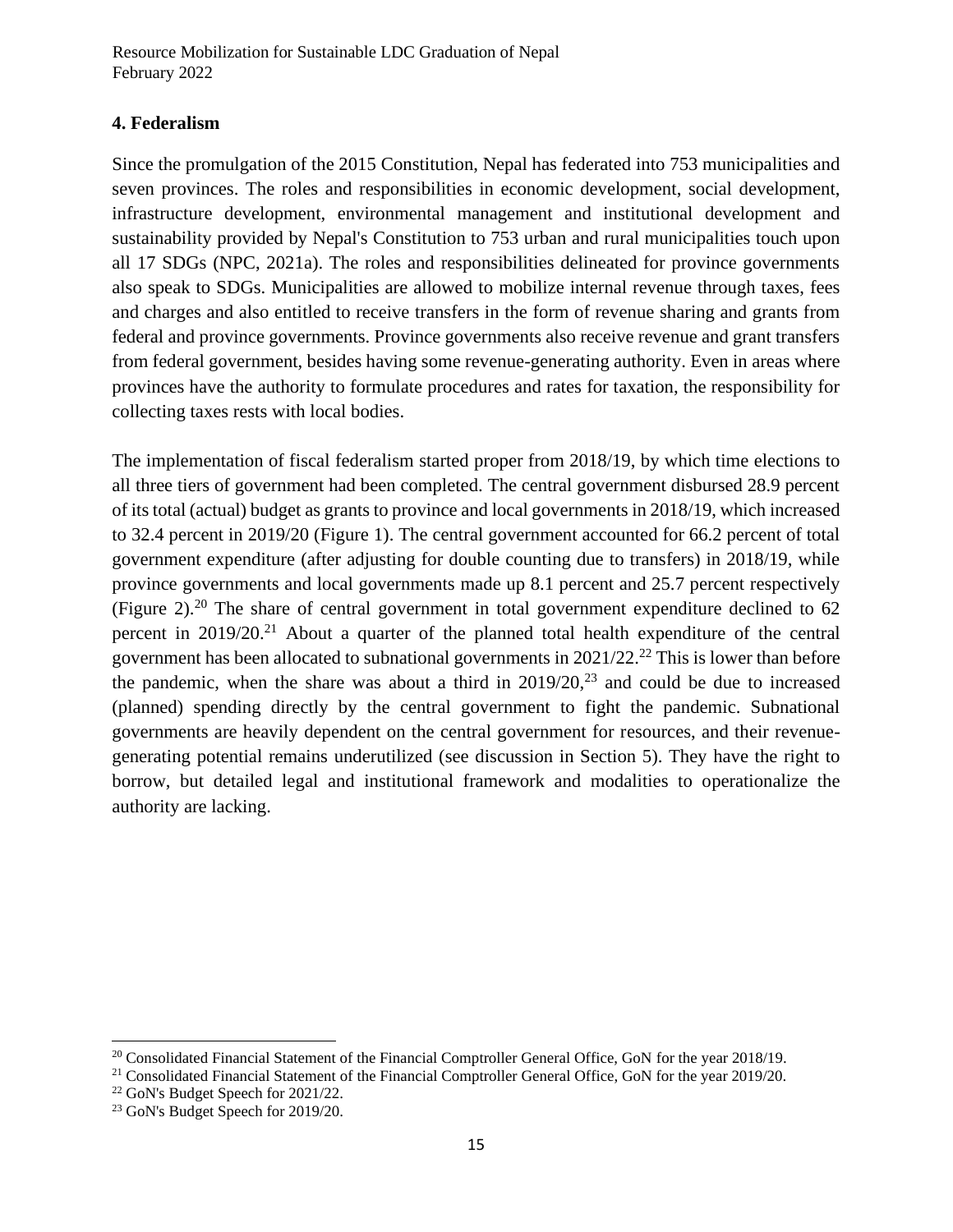## 4. Federalism

Since the promulgation of the 2015 Constitution, Nepal has federated into 753 municipalities and seven provinces. The roles and responsibilities in economic development, social development, infrastructure development, environmental management and institutional development and sustainability provided by Nepal's Constitution to 753 urban and rural municipalities touch upon all 17 SDGs (NPC, 2021a). The roles and responsibilities delineated for province governments also speak to SDGs. Municipalities are allowed to mobilize internal revenue through taxes, fees and charges and also entitled to receive transfers in the form of revenue sharing and grants from federal and province governments. Province governments also receive revenue and grant transfers from federal government, besides having some revenue-generating authority. Even in areas where provinces have the authority to formulate procedures and rates for taxation, the responsibility for collecting taxes rests with local bodies.

The implementation of fiscal federalism started proper from 2018/19, by which time elections to all three tiers of government had been completed. The central government disbursed 28.9 percent of its total (actual) budget as grants to province and local governments in 2018/19, which increased to 32.4 percent in 2019/20 (Figure 1). The central government accounted for 66.2 percent of total government expenditure (after adjusting for double counting due to transfers) in 2018/19, while province governments and local governments made up 8.1 percent and 25.7 percent respectively (Figure 2).[20] The share of central government in total government expenditure declined to 62 percent in 2019/20.[21] About a quarter of the planned total health expenditure of the central government has been allocated to subnational governments in 2021/22.[22] This is lower than before the pandemic, when the share was about a third in 2019/20,[23] and could be due to increased (planned) spending directly by the central government to fight the pandemic. Subnational governments are heavily dependent on the central government for resources, and their revenue-generating potential remains underutilized (see discussion in Section 5). They have the right to borrow, but detailed legal and institutional framework and modalities to operationalize the authority are lacking.

[20] Consolidated Financial Statement of the Financial Comptroller General Office, GoN for the year 2018/19.
[21] Consolidated Financial Statement of the Financial Comptroller General Office, GoN for the year 2019/20.
[22] GoN's Budget Speech for 2021/22.
[23] GoN's Budget Speech for 2019/20.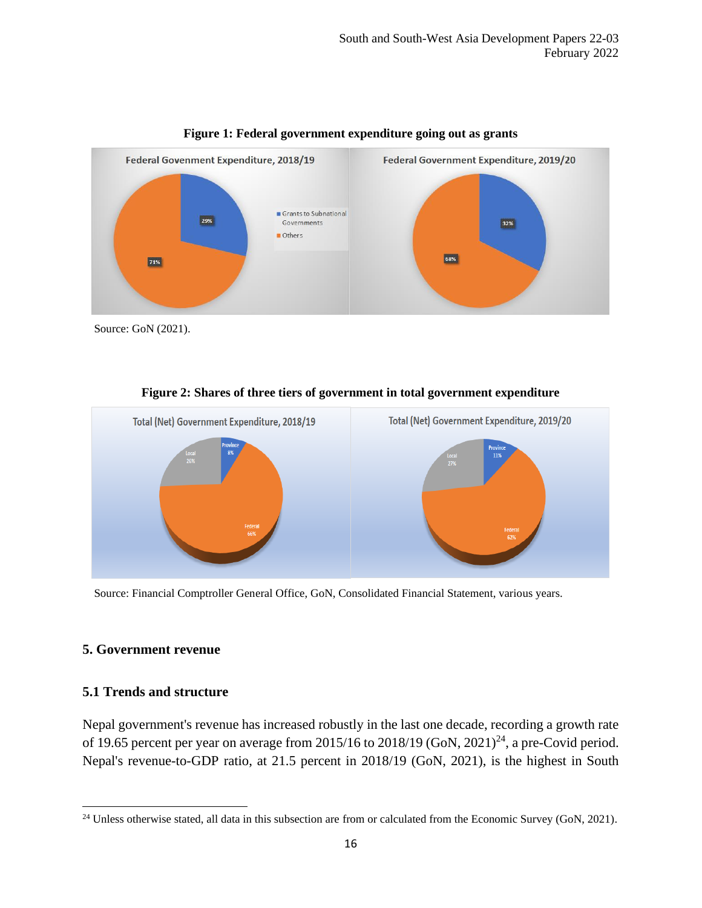**Figure 1: Federal government expenditure going out as grants**

Source: GoN (2021).

**Figure 2: Shares of three tiers of government in total government expenditure**

Source: Financial Comptroller General Office, GoN, Consolidated Financial Statement, various years.

## 5. Government revenue

### 5.1 Trends and structure

Nepal government's revenue has increased robustly in the last one decade, recording a growth rate of 19.65 percent per year on average from 2015/16 to 2018/19 (GoN, 2021)[24], a pre-Covid period. Nepal's revenue-to-GDP ratio, at 21.5 percent in 2018/19 (GoN, 2021), is the highest in South

[24] Unless otherwise stated, all data in this subsection are from or calculated from the Economic Survey (GoN, 2021).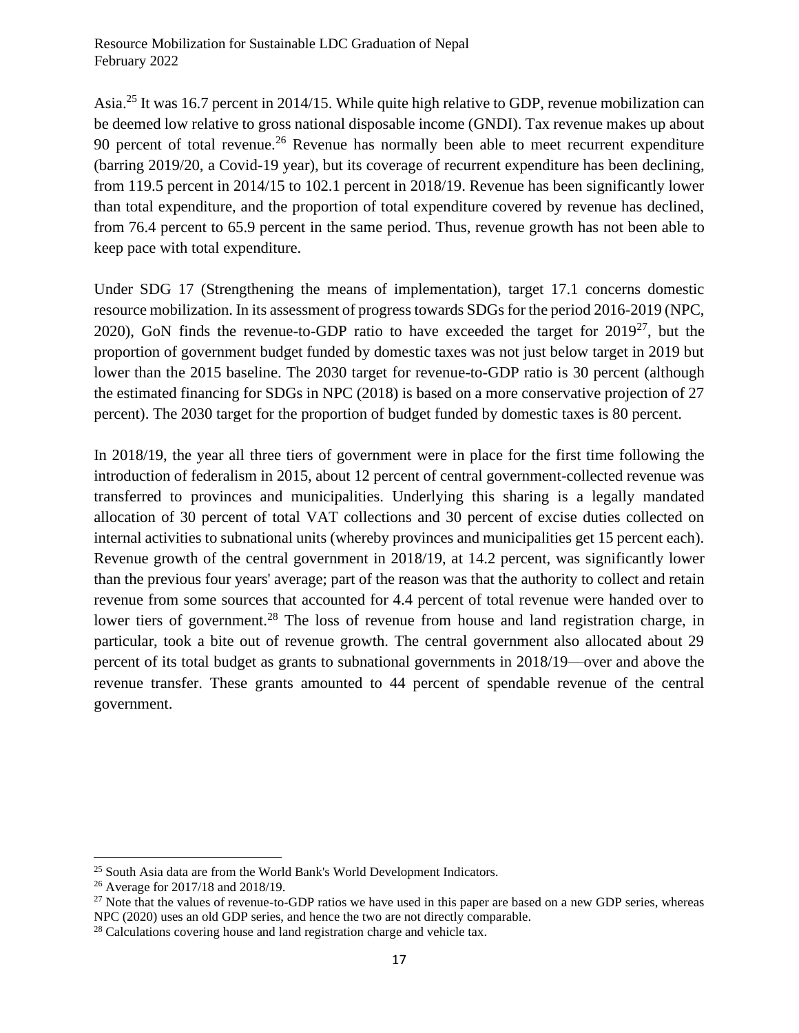Asia.[25] It was 16.7 percent in 2014/15. While quite high relative to GDP, revenue mobilization can be deemed low relative to gross national disposable income (GNDI). Tax revenue makes up about 90 percent of total revenue.[26] Revenue has normally been able to meet recurrent expenditure (barring 2019/20, a Covid-19 year), but its coverage of recurrent expenditure has been declining, from 119.5 percent in 2014/15 to 102.1 percent in 2018/19. Revenue has been significantly lower than total expenditure, and the proportion of total expenditure covered by revenue has declined, from 76.4 percent to 65.9 percent in the same period. Thus, revenue growth has not been able to keep pace with total expenditure.

Under SDG 17 (Strengthening the means of implementation), target 17.1 concerns domestic resource mobilization. In its assessment of progress towards SDGs for the period 2016-2019 (NPC, 2020), GoN finds the revenue-to-GDP ratio to have exceeded the target for 2019[27], but the proportion of government budget funded by domestic taxes was not just below target in 2019 but lower than the 2015 baseline. The 2030 target for revenue-to-GDP ratio is 30 percent (although the estimated financing for SDGs in NPC (2018) is based on a more conservative projection of 27 percent). The 2030 target for the proportion of budget funded by domestic taxes is 80 percent.

In 2018/19, the year all three tiers of government were in place for the first time following the introduction of federalism in 2015, about 12 percent of central government-collected revenue was transferred to provinces and municipalities. Underlying this sharing is a legally mandated allocation of 30 percent of total VAT collections and 30 percent of excise duties collected on internal activities to subnational units (whereby provinces and municipalities get 15 percent each). Revenue growth of the central government in 2018/19, at 14.2 percent, was significantly lower than the previous four years' average; part of the reason was that the authority to collect and retain revenue from some sources that accounted for 4.4 percent of total revenue were handed over to lower tiers of government.[28] The loss of revenue from house and land registration charge, in particular, took a bite out of revenue growth. The central government also allocated about 29 percent of its total budget as grants to subnational governments in 2018/19—over and above the revenue transfer. These grants amounted to 44 percent of spendable revenue of the central government.

---

[25] South Asia data are from the World Bank's World Development Indicators.

[26] Average for 2017/18 and 2018/19.

[27] Note that the values of revenue-to-GDP ratios we have used in this paper are based on a new GDP series, whereas NPC (2020) uses an old GDP series, and hence the two are not directly comparable.

[28] Calculations covering house and land registration charge and vehicle tax.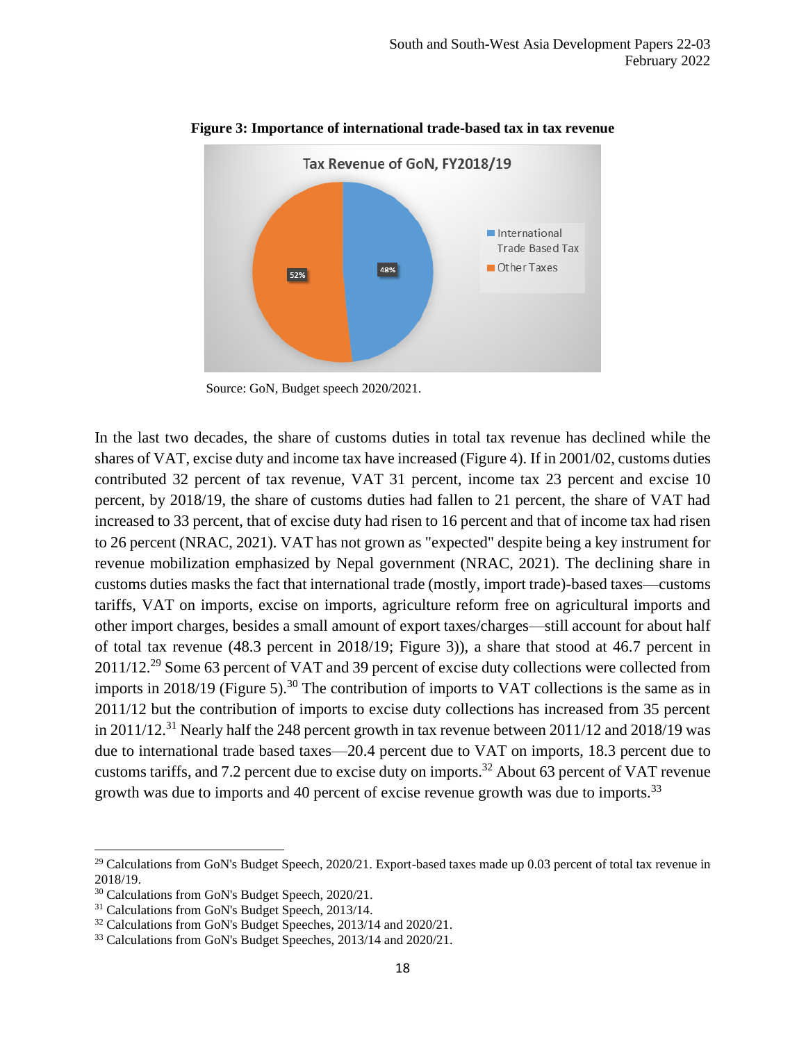**Figure 3: Importance of international trade-based tax in tax revenue**

Source: GoN, Budget speech 2020/2021.

In the last two decades, the share of customs duties in total tax revenue has declined while the shares of VAT, excise duty and income tax have increased (Figure 4). If in 2001/02, customs duties contributed 32 percent of tax revenue, VAT 31 percent, income tax 23 percent and excise 10 percent, by 2018/19, the share of customs duties had fallen to 21 percent, the share of VAT had increased to 33 percent, that of excise duty had risen to 16 percent and that of income tax had risen to 26 percent (NRAC, 2021). VAT has not grown as "expected" despite being a key instrument for revenue mobilization emphasized by Nepal government (NRAC, 2021). The declining share in customs duties masks the fact that international trade (mostly, import trade)-based taxes—customs tariffs, VAT on imports, excise on imports, agriculture reform free on agricultural imports and other import charges, besides a small amount of export taxes/charges—still account for about half of total tax revenue (48.3 percent in 2018/19; Figure 3)), a share that stood at 46.7 percent in 2011/12.[29] Some 63 percent of VAT and 39 percent of excise duty collections were collected from imports in 2018/19 (Figure 5).[30] The contribution of imports to VAT collections is the same as in 2011/12 but the contribution of imports to excise duty collections has increased from 35 percent in 2011/12.[31] Nearly half the 248 percent growth in tax revenue between 2011/12 and 2018/19 was due to international trade based taxes—20.4 percent due to VAT on imports, 18.3 percent due to customs tariffs, and 7.2 percent due to excise duty on imports.[32] About 63 percent of VAT revenue growth was due to imports and 40 percent of excise revenue growth was due to imports.[33]

---

[29] Calculations from GoN's Budget Speech, 2020/21. Export-based taxes made up 0.03 percent of total tax revenue in 2018/19.

[30] Calculations from GoN's Budget Speech, 2020/21.

[31] Calculations from GoN's Budget Speech, 2013/14.

[32] Calculations from GoN's Budget Speeches, 2013/14 and 2020/21.

[33] Calculations from GoN's Budget Speeches, 2013/14 and 2020/21.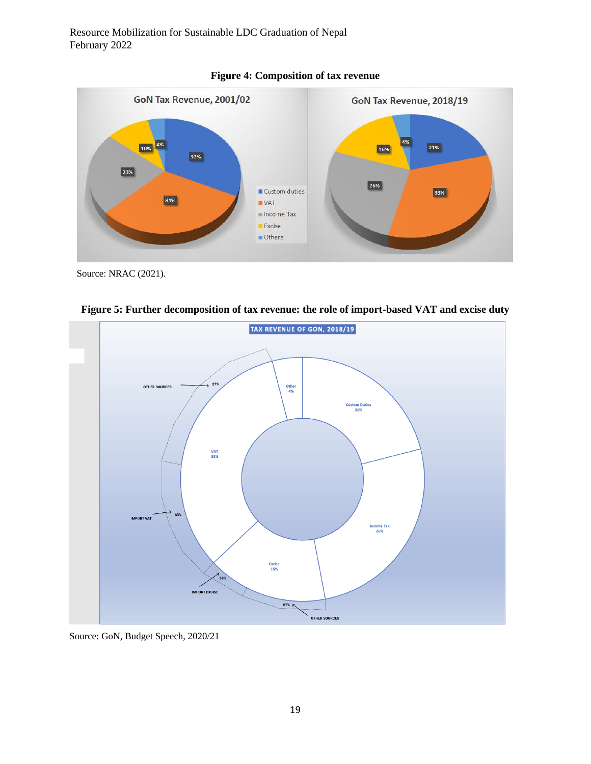**Figure 4: Composition of tax revenue**

Source: NRAC (2021).

**Figure 5: Further decomposition of tax revenue: the role of import-based VAT and excise duty**

Source: GoN, Budget Speech, 2020/21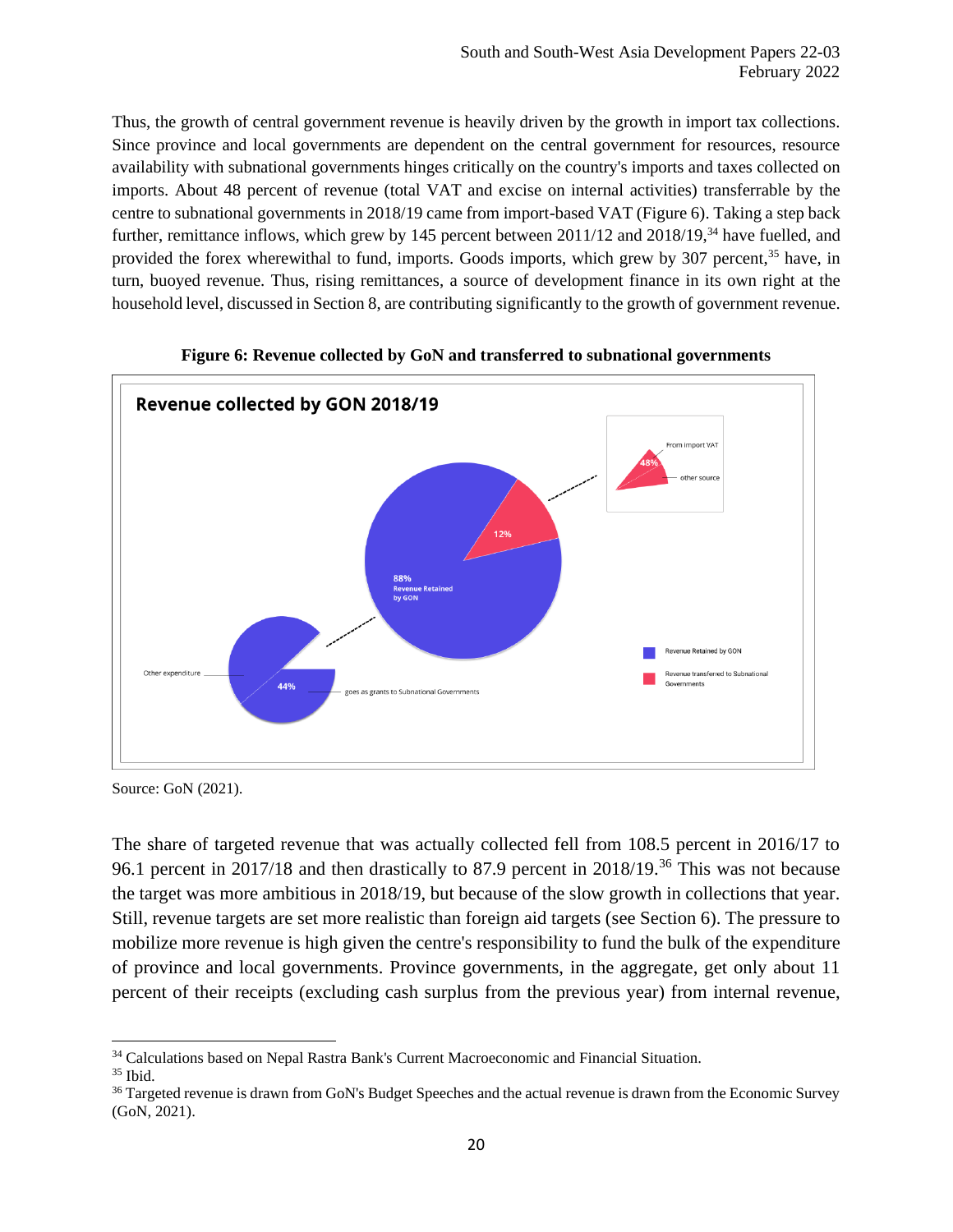Thus, the growth of central government revenue is heavily driven by the growth in import tax collections. Since province and local governments are dependent on the central government for resources, resource availability with subnational governments hinges critically on the country's imports and taxes collected on imports. About 48 percent of revenue (total VAT and excise on internal activities) transferrable by the centre to subnational governments in 2018/19 came from import-based VAT (Figure 6). Taking a step back further, remittance inflows, which grew by 145 percent between 2011/12 and 2018/19,[34] have fuelled, and provided the forex wherewithal to fund, imports. Goods imports, which grew by 307 percent,[35] have, in turn, buoyed revenue. Thus, rising remittances, a source of development finance in its own right at the household level, discussed in Section 8, are contributing significantly to the growth of government revenue.

**Figure 6: Revenue collected by GoN and transferred to subnational governments**

Revenue collected by GON 2018/19

- 88% Revenue Retained by GON
- 12% Revenue transferred to Subnational Governments
- Of the 12%: 48% From import VAT; other source
- Of the 88%: 44% goes as grants to Subnational Governments; Other expenditure

Source: GoN (2021).

The share of targeted revenue that was actually collected fell from 108.5 percent in 2016/17 to 96.1 percent in 2017/18 and then drastically to 87.9 percent in 2018/19.[36] This was not because the target was more ambitious in 2018/19, but because of the slow growth in collections that year. Still, revenue targets are set more realistic than foreign aid targets (see Section 6). The pressure to mobilize more revenue is high given the centre's responsibility to fund the bulk of the expenditure of province and local governments. Province governments, in the aggregate, get only about 11 percent of their receipts (excluding cash surplus from the previous year) from internal revenue,

---

[34] Calculations based on Nepal Rastra Bank's Current Macroeconomic and Financial Situation.

[35] Ibid.

[36] Targeted revenue is drawn from GoN's Budget Speeches and the actual revenue is drawn from the Economic Survey (GoN, 2021).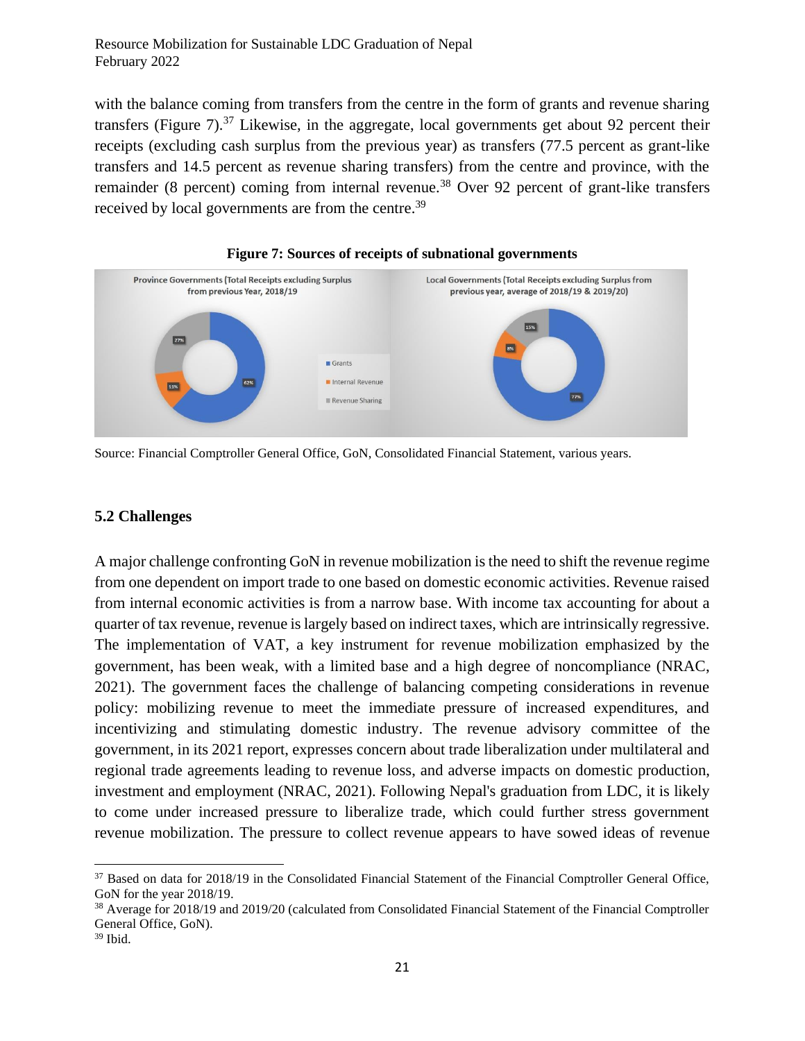with the balance coming from transfers from the centre in the form of grants and revenue sharing transfers (Figure 7).[37] Likewise, in the aggregate, local governments get about 92 percent their receipts (excluding cash surplus from the previous year) as transfers (77.5 percent as grant-like transfers and 14.5 percent as revenue sharing transfers) from the centre and province, with the remainder (8 percent) coming from internal revenue.[38] Over 92 percent of grant-like transfers received by local governments are from the centre.[39]

**Figure 7: Sources of receipts of subnational governments**

Source: Financial Comptroller General Office, GoN, Consolidated Financial Statement, various years.

## 5.2 Challenges

A major challenge confronting GoN in revenue mobilization is the need to shift the revenue regime from one dependent on import trade to one based on domestic economic activities. Revenue raised from internal economic activities is from a narrow base. With income tax accounting for about a quarter of tax revenue, revenue is largely based on indirect taxes, which are intrinsically regressive. The implementation of VAT, a key instrument for revenue mobilization emphasized by the government, has been weak, with a limited base and a high degree of noncompliance (NRAC, 2021). The government faces the challenge of balancing competing considerations in revenue policy: mobilizing revenue to meet the immediate pressure of increased expenditures, and incentivizing and stimulating domestic industry. The revenue advisory committee of the government, in its 2021 report, expresses concern about trade liberalization under multilateral and regional trade agreements leading to revenue loss, and adverse impacts on domestic production, investment and employment (NRAC, 2021). Following Nepal's graduation from LDC, it is likely to come under increased pressure to liberalize trade, which could further stress government revenue mobilization. The pressure to collect revenue appears to have sowed ideas of revenue

[37] Based on data for 2018/19 in the Consolidated Financial Statement of the Financial Comptroller General Office, GoN for the year 2018/19.

[38] Average for 2018/19 and 2019/20 (calculated from Consolidated Financial Statement of the Financial Comptroller General Office, GoN).

[39] Ibid.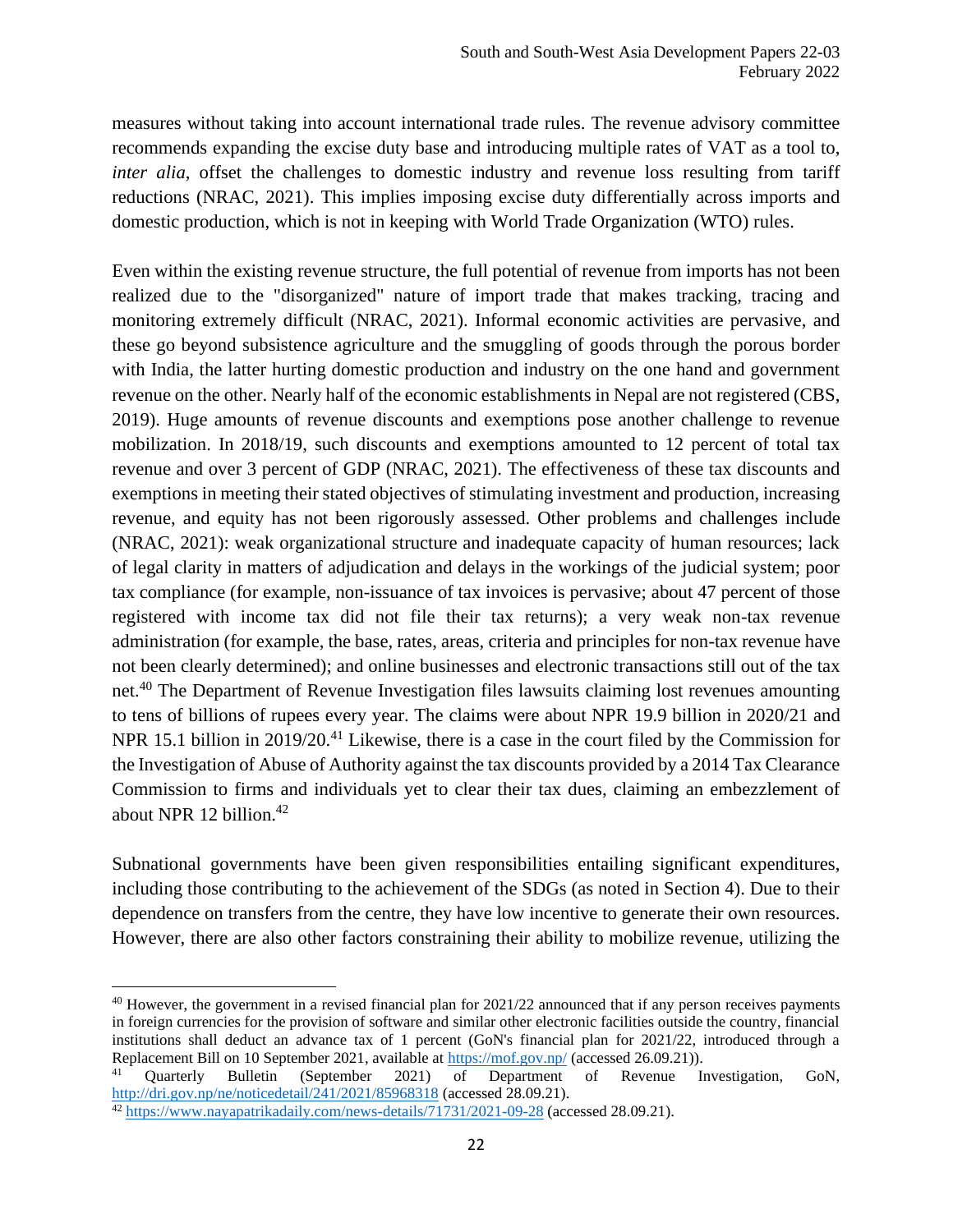measures without taking into account international trade rules. The revenue advisory committee recommends expanding the excise duty base and introducing multiple rates of VAT as a tool to, *inter alia*, offset the challenges to domestic industry and revenue loss resulting from tariff reductions (NRAC, 2021). This implies imposing excise duty differentially across imports and domestic production, which is not in keeping with World Trade Organization (WTO) rules.

Even within the existing revenue structure, the full potential of revenue from imports has not been realized due to the "disorganized" nature of import trade that makes tracking, tracing and monitoring extremely difficult (NRAC, 2021). Informal economic activities are pervasive, and these go beyond subsistence agriculture and the smuggling of goods through the porous border with India, the latter hurting domestic production and industry on the one hand and government revenue on the other. Nearly half of the economic establishments in Nepal are not registered (CBS, 2019). Huge amounts of revenue discounts and exemptions pose another challenge to revenue mobilization. In 2018/19, such discounts and exemptions amounted to 12 percent of total tax revenue and over 3 percent of GDP (NRAC, 2021). The effectiveness of these tax discounts and exemptions in meeting their stated objectives of stimulating investment and production, increasing revenue, and equity has not been rigorously assessed. Other problems and challenges include (NRAC, 2021): weak organizational structure and inadequate capacity of human resources; lack of legal clarity in matters of adjudication and delays in the workings of the judicial system; poor tax compliance (for example, non-issuance of tax invoices is pervasive; about 47 percent of those registered with income tax did not file their tax returns); a very weak non-tax revenue administration (for example, the base, rates, areas, criteria and principles for non-tax revenue have not been clearly determined); and online businesses and electronic transactions still out of the tax net.[40] The Department of Revenue Investigation files lawsuits claiming lost revenues amounting to tens of billions of rupees every year. The claims were about NPR 19.9 billion in 2020/21 and NPR 15.1 billion in 2019/20.[41] Likewise, there is a case in the court filed by the Commission for the Investigation of Abuse of Authority against the tax discounts provided by a 2014 Tax Clearance Commission to firms and individuals yet to clear their tax dues, claiming an embezzlement of about NPR 12 billion.[42]

Subnational governments have been given responsibilities entailing significant expenditures, including those contributing to the achievement of the SDGs (as noted in Section 4). Due to their dependence on transfers from the centre, they have low incentive to generate their own resources. However, there are also other factors constraining their ability to mobilize revenue, utilizing the

---

[40] However, the government in a revised financial plan for 2021/22 announced that if any person receives payments in foreign currencies for the provision of software and similar other electronic facilities outside the country, financial institutions shall deduct an advance tax of 1 percent (GoN's financial plan for 2021/22, introduced through a Replacement Bill on 10 September 2021, available at https://mof.gov.np/ (accessed 26.09.21)).

[41] Quarterly Bulletin (September 2021) of Department of Revenue Investigation, GoN, http://dri.gov.np/ne/noticedetail/241/2021/85968318 (accessed 28.09.21).

[42] https://www.nayapatrikadaily.com/news-details/71731/2021-09-28 (accessed 28.09.21).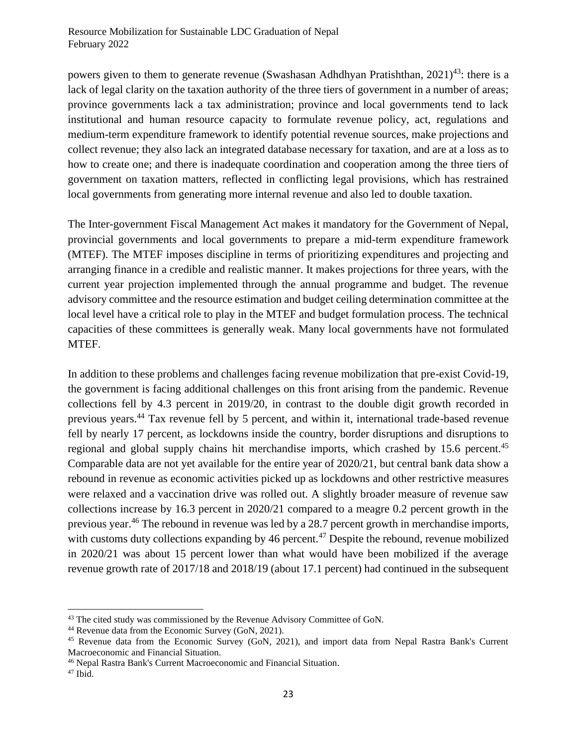powers given to them to generate revenue (Swashasan Adhdhyan Pratishthan, 2021)[43]: there is a lack of legal clarity on the taxation authority of the three tiers of government in a number of areas; province governments lack a tax administration; province and local governments tend to lack institutional and human resource capacity to formulate revenue policy, act, regulations and medium-term expenditure framework to identify potential revenue sources, make projections and collect revenue; they also lack an integrated database necessary for taxation, and are at a loss as to how to create one; and there is inadequate coordination and cooperation among the three tiers of government on taxation matters, reflected in conflicting legal provisions, which has restrained local governments from generating more internal revenue and also led to double taxation.

The Inter-government Fiscal Management Act makes it mandatory for the Government of Nepal, provincial governments and local governments to prepare a mid-term expenditure framework (MTEF). The MTEF imposes discipline in terms of prioritizing expenditures and projecting and arranging finance in a credible and realistic manner. It makes projections for three years, with the current year projection implemented through the annual programme and budget. The revenue advisory committee and the resource estimation and budget ceiling determination committee at the local level have a critical role to play in the MTEF and budget formulation process. The technical capacities of these committees is generally weak. Many local governments have not formulated MTEF.

In addition to these problems and challenges facing revenue mobilization that pre-exist Covid-19, the government is facing additional challenges on this front arising from the pandemic. Revenue collections fell by 4.3 percent in 2019/20, in contrast to the double digit growth recorded in previous years.[44] Tax revenue fell by 5 percent, and within it, international trade-based revenue fell by nearly 17 percent, as lockdowns inside the country, border disruptions and disruptions to regional and global supply chains hit merchandise imports, which crashed by 15.6 percent.[45] Comparable data are not yet available for the entire year of 2020/21, but central bank data show a rebound in revenue as economic activities picked up as lockdowns and other restrictive measures were relaxed and a vaccination drive was rolled out. A slightly broader measure of revenue saw collections increase by 16.3 percent in 2020/21 compared to a meagre 0.2 percent growth in the previous year.[46] The rebound in revenue was led by a 28.7 percent growth in merchandise imports, with customs duty collections expanding by 46 percent.[47] Despite the rebound, revenue mobilized in 2020/21 was about 15 percent lower than what would have been mobilized if the average revenue growth rate of 2017/18 and 2018/19 (about 17.1 percent) had continued in the subsequent

---

[43] The cited study was commissioned by the Revenue Advisory Committee of GoN.

[44] Revenue data from the Economic Survey (GoN, 2021).

[45] Revenue data from the Economic Survey (GoN, 2021), and import data from Nepal Rastra Bank's Current Macroeconomic and Financial Situation.

[46] Nepal Rastra Bank's Current Macroeconomic and Financial Situation.

[47] Ibid.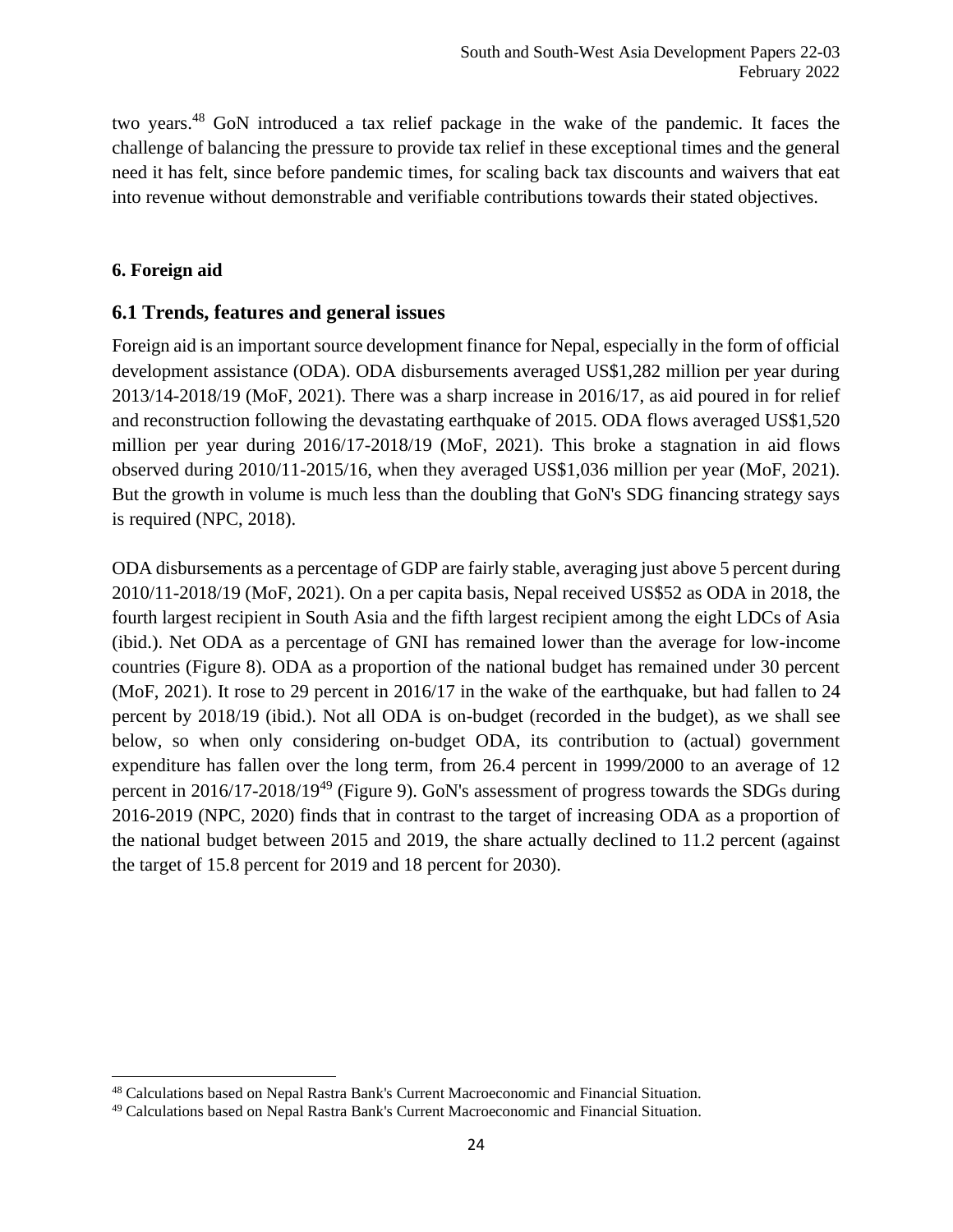two years.[48] GoN introduced a tax relief package in the wake of the pandemic. It faces the challenge of balancing the pressure to provide tax relief in these exceptional times and the general need it has felt, since before pandemic times, for scaling back tax discounts and waivers that eat into revenue without demonstrable and verifiable contributions towards their stated objectives.

**6. Foreign aid**

## 6.1 Trends, features and general issues

Foreign aid is an important source development finance for Nepal, especially in the form of official development assistance (ODA). ODA disbursements averaged US$1,282 million per year during 2013/14-2018/19 (MoF, 2021). There was a sharp increase in 2016/17, as aid poured in for relief and reconstruction following the devastating earthquake of 2015. ODA flows averaged US$1,520 million per year during 2016/17-2018/19 (MoF, 2021). This broke a stagnation in aid flows observed during 2010/11-2015/16, when they averaged US$1,036 million per year (MoF, 2021). But the growth in volume is much less than the doubling that GoN's SDG financing strategy says is required (NPC, 2018).

ODA disbursements as a percentage of GDP are fairly stable, averaging just above 5 percent during 2010/11-2018/19 (MoF, 2021). On a per capita basis, Nepal received US$52 as ODA in 2018, the fourth largest recipient in South Asia and the fifth largest recipient among the eight LDCs of Asia (ibid.). Net ODA as a percentage of GNI has remained lower than the average for low-income countries (Figure 8). ODA as a proportion of the national budget has remained under 30 percent (MoF, 2021). It rose to 29 percent in 2016/17 in the wake of the earthquake, but had fallen to 24 percent by 2018/19 (ibid.). Not all ODA is on-budget (recorded in the budget), as we shall see below, so when only considering on-budget ODA, its contribution to (actual) government expenditure has fallen over the long term, from 26.4 percent in 1999/2000 to an average of 12 percent in 2016/17-2018/19[49] (Figure 9). GoN's assessment of progress towards the SDGs during 2016-2019 (NPC, 2020) finds that in contrast to the target of increasing ODA as a proportion of the national budget between 2015 and 2019, the share actually declined to 11.2 percent (against the target of 15.8 percent for 2019 and 18 percent for 2030).

---

[48] Calculations based on Nepal Rastra Bank's Current Macroeconomic and Financial Situation.

[49] Calculations based on Nepal Rastra Bank's Current Macroeconomic and Financial Situation.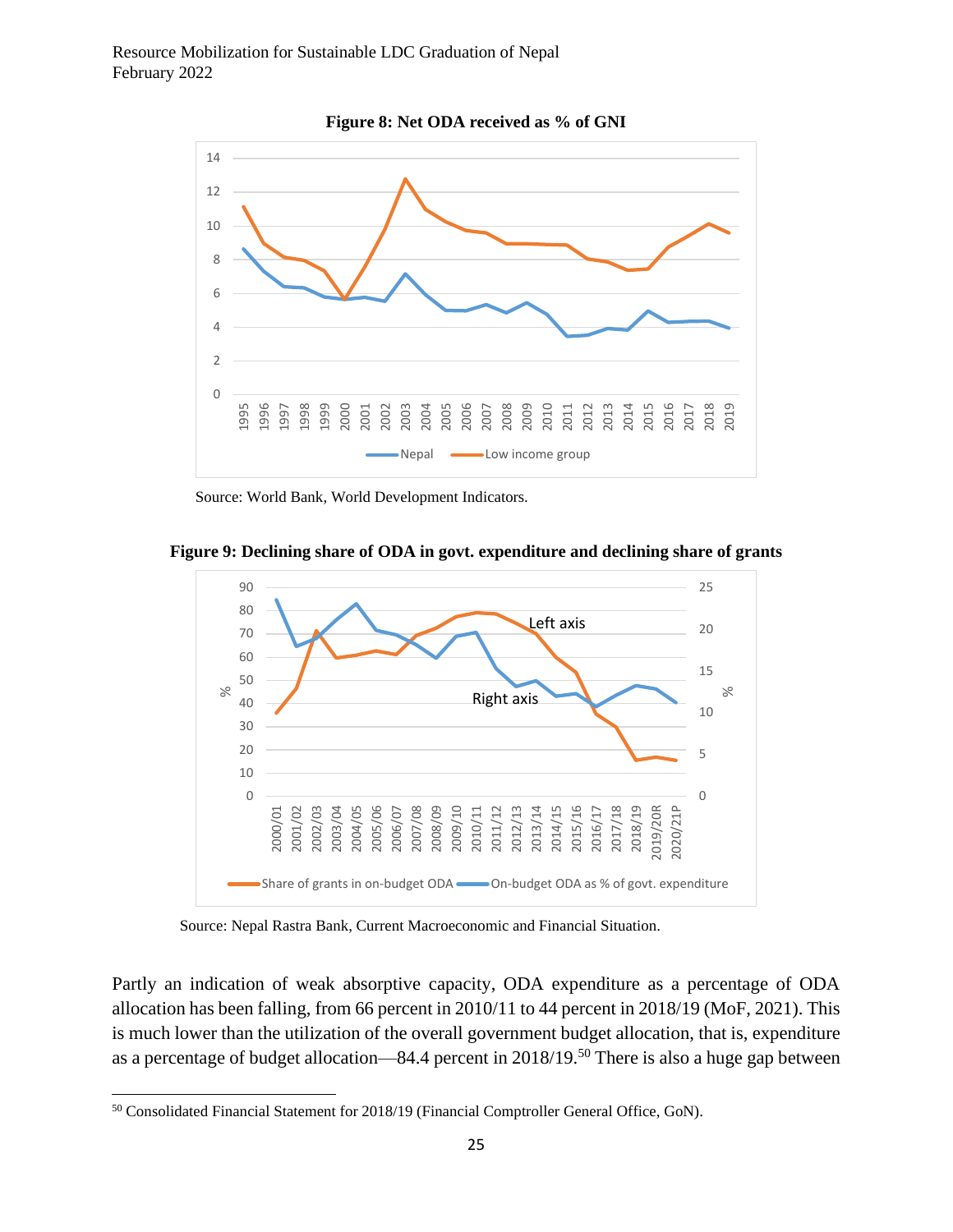**Figure 8: Net ODA received as % of GNI**

Source: World Bank, World Development Indicators.

**Figure 9: Declining share of ODA in govt. expenditure and declining share of grants**

Source: Nepal Rastra Bank, Current Macroeconomic and Financial Situation.

Partly an indication of weak absorptive capacity, ODA expenditure as a percentage of ODA allocation has been falling, from 66 percent in 2010/11 to 44 percent in 2018/19 (MoF, 2021). This is much lower than the utilization of the overall government budget allocation, that is, expenditure as a percentage of budget allocation—84.4 percent in 2018/19.[50] There is also a huge gap between

---

[50] Consolidated Financial Statement for 2018/19 (Financial Comptroller General Office, GoN).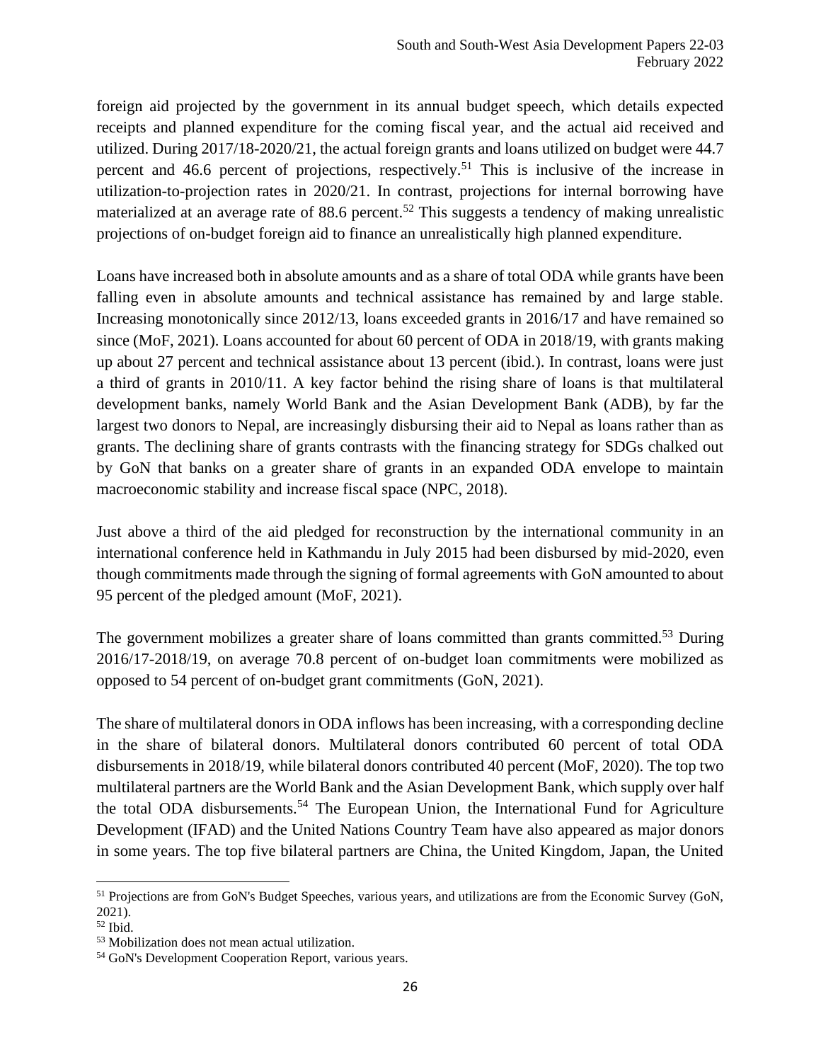foreign aid projected by the government in its annual budget speech, which details expected receipts and planned expenditure for the coming fiscal year, and the actual aid received and utilized. During 2017/18-2020/21, the actual foreign grants and loans utilized on budget were 44.7 percent and 46.6 percent of projections, respectively.[51] This is inclusive of the increase in utilization-to-projection rates in 2020/21. In contrast, projections for internal borrowing have materialized at an average rate of 88.6 percent.[52] This suggests a tendency of making unrealistic projections of on-budget foreign aid to finance an unrealistically high planned expenditure.

Loans have increased both in absolute amounts and as a share of total ODA while grants have been falling even in absolute amounts and technical assistance has remained by and large stable. Increasing monotonically since 2012/13, loans exceeded grants in 2016/17 and have remained so since (MoF, 2021). Loans accounted for about 60 percent of ODA in 2018/19, with grants making up about 27 percent and technical assistance about 13 percent (ibid.). In contrast, loans were just a third of grants in 2010/11. A key factor behind the rising share of loans is that multilateral development banks, namely World Bank and the Asian Development Bank (ADB), by far the largest two donors to Nepal, are increasingly disbursing their aid to Nepal as loans rather than as grants. The declining share of grants contrasts with the financing strategy for SDGs chalked out by GoN that banks on a greater share of grants in an expanded ODA envelope to maintain macroeconomic stability and increase fiscal space (NPC, 2018).

Just above a third of the aid pledged for reconstruction by the international community in an international conference held in Kathmandu in July 2015 had been disbursed by mid-2020, even though commitments made through the signing of formal agreements with GoN amounted to about 95 percent of the pledged amount (MoF, 2021).

The government mobilizes a greater share of loans committed than grants committed.[53] During 2016/17-2018/19, on average 70.8 percent of on-budget loan commitments were mobilized as opposed to 54 percent of on-budget grant commitments (GoN, 2021).

The share of multilateral donors in ODA inflows has been increasing, with a corresponding decline in the share of bilateral donors. Multilateral donors contributed 60 percent of total ODA disbursements in 2018/19, while bilateral donors contributed 40 percent (MoF, 2020). The top two multilateral partners are the World Bank and the Asian Development Bank, which supply over half the total ODA disbursements.[54] The European Union, the International Fund for Agriculture Development (IFAD) and the United Nations Country Team have also appeared as major donors in some years. The top five bilateral partners are China, the United Kingdom, Japan, the United

---

[51] Projections are from GoN's Budget Speeches, various years, and utilizations are from the Economic Survey (GoN, 2021).

[52] Ibid.

[53] Mobilization does not mean actual utilization.

[54] GoN's Development Cooperation Report, various years.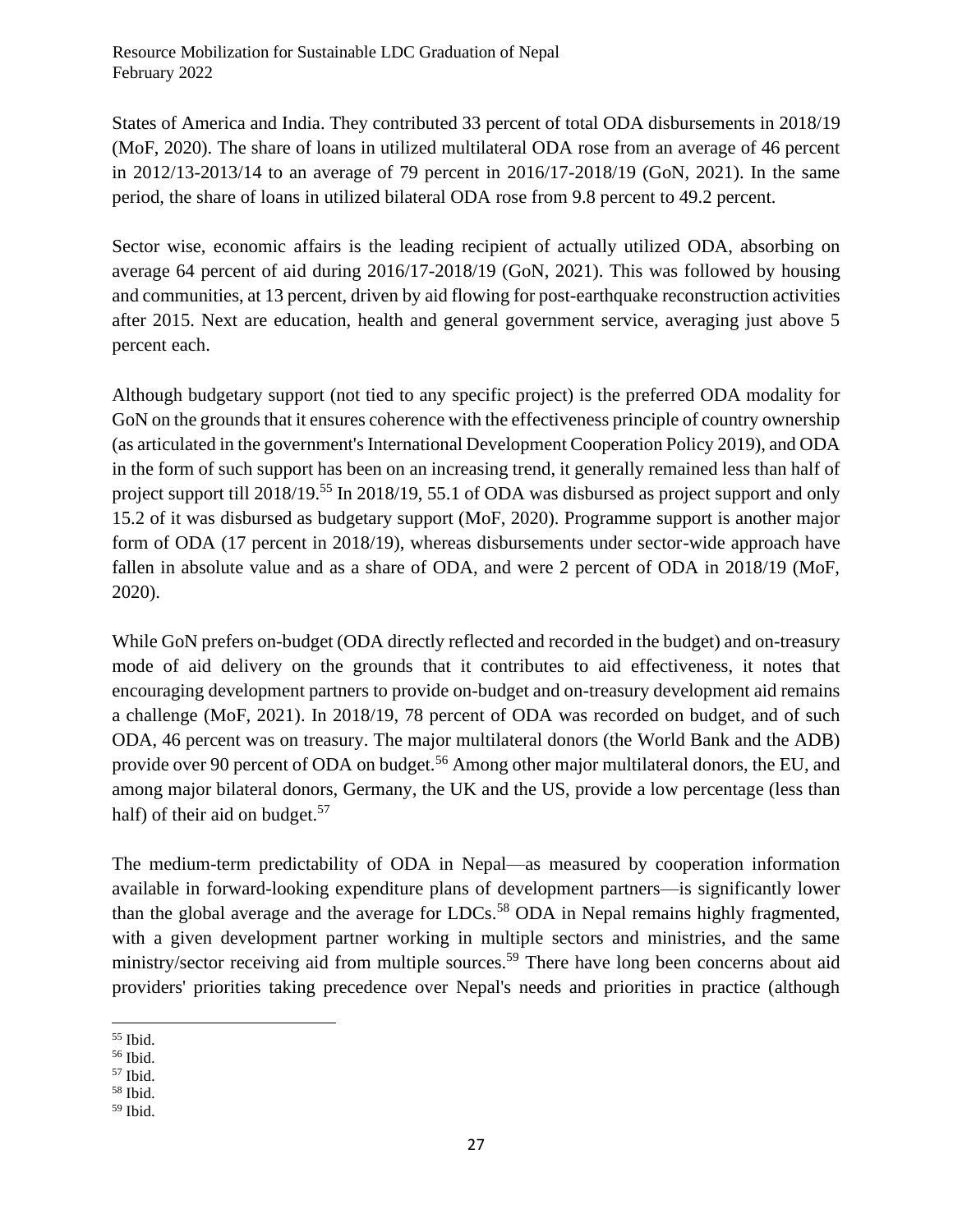States of America and India. They contributed 33 percent of total ODA disbursements in 2018/19 (MoF, 2020). The share of loans in utilized multilateral ODA rose from an average of 46 percent in 2012/13-2013/14 to an average of 79 percent in 2016/17-2018/19 (GoN, 2021). In the same period, the share of loans in utilized bilateral ODA rose from 9.8 percent to 49.2 percent.

Sector wise, economic affairs is the leading recipient of actually utilized ODA, absorbing on average 64 percent of aid during 2016/17-2018/19 (GoN, 2021). This was followed by housing and communities, at 13 percent, driven by aid flowing for post-earthquake reconstruction activities after 2015. Next are education, health and general government service, averaging just above 5 percent each.

Although budgetary support (not tied to any specific project) is the preferred ODA modality for GoN on the grounds that it ensures coherence with the effectiveness principle of country ownership (as articulated in the government's International Development Cooperation Policy 2019), and ODA in the form of such support has been on an increasing trend, it generally remained less than half of project support till 2018/19.[55] In 2018/19, 55.1 of ODA was disbursed as project support and only 15.2 of it was disbursed as budgetary support (MoF, 2020). Programme support is another major form of ODA (17 percent in 2018/19), whereas disbursements under sector-wide approach have fallen in absolute value and as a share of ODA, and were 2 percent of ODA in 2018/19 (MoF, 2020).

While GoN prefers on-budget (ODA directly reflected and recorded in the budget) and on-treasury mode of aid delivery on the grounds that it contributes to aid effectiveness, it notes that encouraging development partners to provide on-budget and on-treasury development aid remains a challenge (MoF, 2021). In 2018/19, 78 percent of ODA was recorded on budget, and of such ODA, 46 percent was on treasury. The major multilateral donors (the World Bank and the ADB) provide over 90 percent of ODA on budget.[56] Among other major multilateral donors, the EU, and among major bilateral donors, Germany, the UK and the US, provide a low percentage (less than half) of their aid on budget.[57]

The medium-term predictability of ODA in Nepal—as measured by cooperation information available in forward-looking expenditure plans of development partners—is significantly lower than the global average and the average for LDCs.[58] ODA in Nepal remains highly fragmented, with a given development partner working in multiple sectors and ministries, and the same ministry/sector receiving aid from multiple sources.[59] There have long been concerns about aid providers' priorities taking precedence over Nepal's needs and priorities in practice (although

[55] Ibid.
[56] Ibid.
[57] Ibid.
[58] Ibid.
[59] Ibid.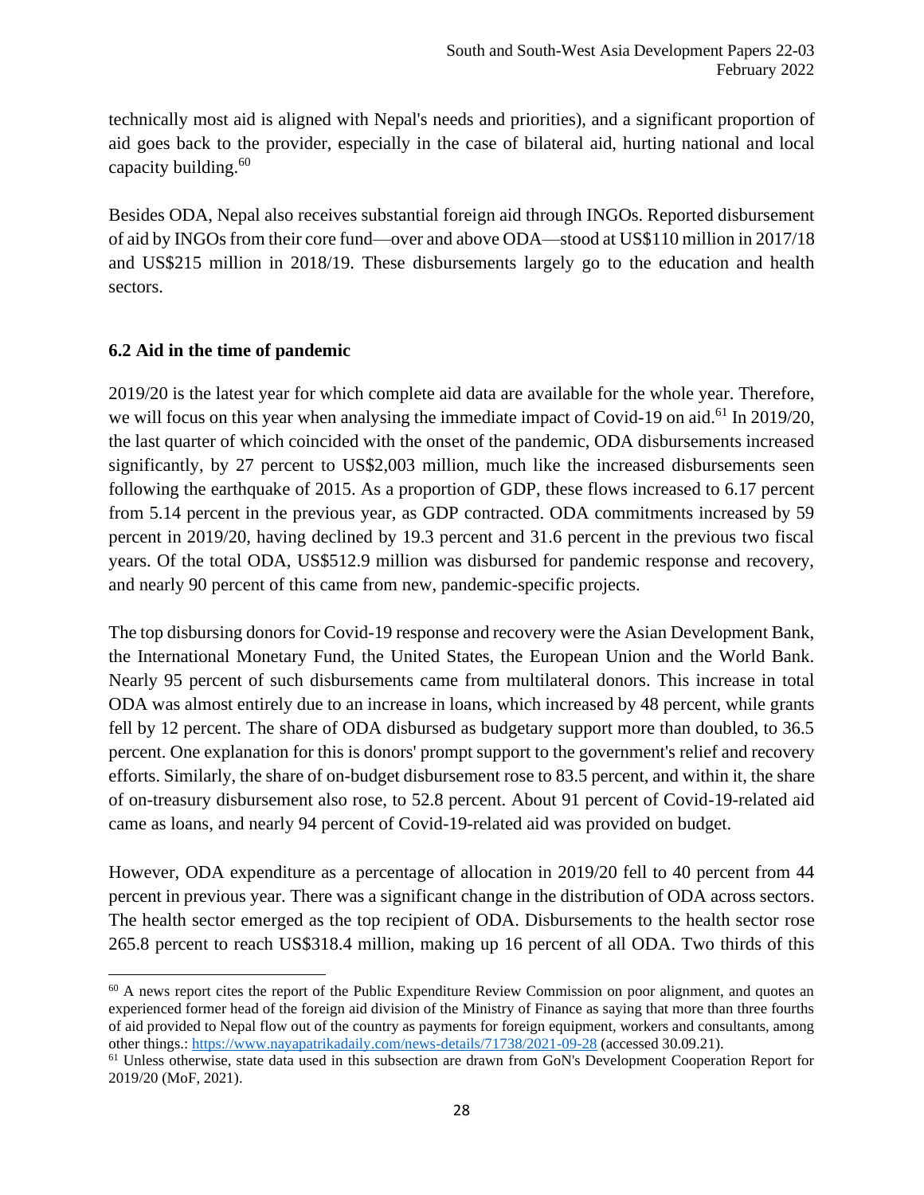technically most aid is aligned with Nepal's needs and priorities), and a significant proportion of aid goes back to the provider, especially in the case of bilateral aid, hurting national and local capacity building.[60]

Besides ODA, Nepal also receives substantial foreign aid through INGOs. Reported disbursement of aid by INGOs from their core fund—over and above ODA—stood at US$110 million in 2017/18 and US$215 million in 2018/19. These disbursements largely go to the education and health sectors.

### 6.2 Aid in the time of pandemic

2019/20 is the latest year for which complete aid data are available for the whole year. Therefore, we will focus on this year when analysing the immediate impact of Covid-19 on aid.[61] In 2019/20, the last quarter of which coincided with the onset of the pandemic, ODA disbursements increased significantly, by 27 percent to US$2,003 million, much like the increased disbursements seen following the earthquake of 2015. As a proportion of GDP, these flows increased to 6.17 percent from 5.14 percent in the previous year, as GDP contracted. ODA commitments increased by 59 percent in 2019/20, having declined by 19.3 percent and 31.6 percent in the previous two fiscal years. Of the total ODA, US$512.9 million was disbursed for pandemic response and recovery, and nearly 90 percent of this came from new, pandemic-specific projects.

The top disbursing donors for Covid-19 response and recovery were the Asian Development Bank, the International Monetary Fund, the United States, the European Union and the World Bank. Nearly 95 percent of such disbursements came from multilateral donors. This increase in total ODA was almost entirely due to an increase in loans, which increased by 48 percent, while grants fell by 12 percent. The share of ODA disbursed as budgetary support more than doubled, to 36.5 percent. One explanation for this is donors' prompt support to the government's relief and recovery efforts. Similarly, the share of on-budget disbursement rose to 83.5 percent, and within it, the share of on-treasury disbursement also rose, to 52.8 percent. About 91 percent of Covid-19-related aid came as loans, and nearly 94 percent of Covid-19-related aid was provided on budget.

However, ODA expenditure as a percentage of allocation in 2019/20 fell to 40 percent from 44 percent in previous year. There was a significant change in the distribution of ODA across sectors. The health sector emerged as the top recipient of ODA. Disbursements to the health sector rose 265.8 percent to reach US$318.4 million, making up 16 percent of all ODA. Two thirds of this

---

[60] A news report cites the report of the Public Expenditure Review Commission on poor alignment, and quotes an experienced former head of the foreign aid division of the Ministry of Finance as saying that more than three fourths of aid provided to Nepal flow out of the country as payments for foreign equipment, workers and consultants, among other things.: https://www.nayapatrikadaily.com/news-details/71738/2021-09-28 (accessed 30.09.21).

[61] Unless otherwise, state data used in this subsection are drawn from GoN's Development Cooperation Report for 2019/20 (MoF, 2021).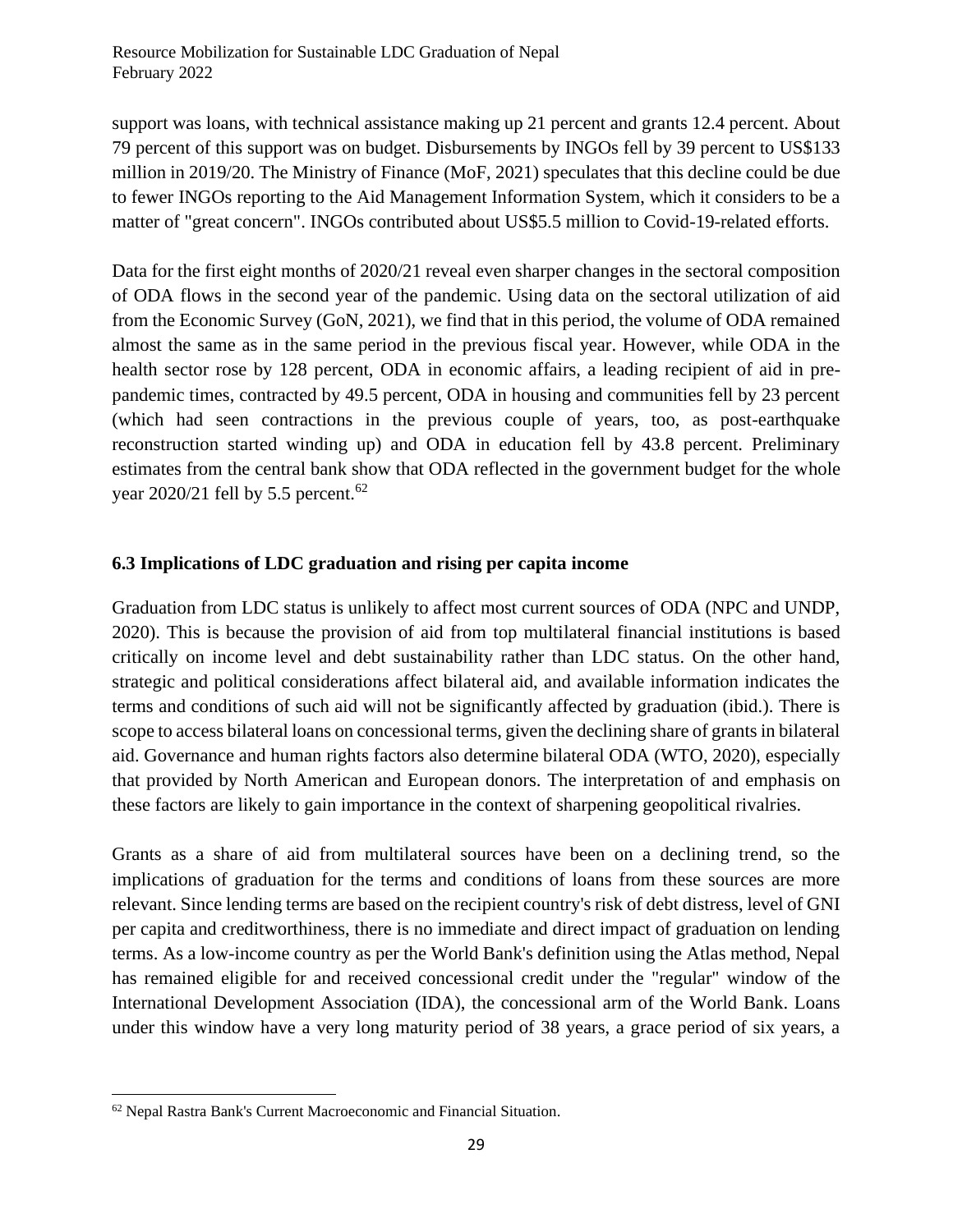support was loans, with technical assistance making up 21 percent and grants 12.4 percent. About 79 percent of this support was on budget. Disbursements by INGOs fell by 39 percent to US$133 million in 2019/20. The Ministry of Finance (MoF, 2021) speculates that this decline could be due to fewer INGOs reporting to the Aid Management Information System, which it considers to be a matter of "great concern". INGOs contributed about US$5.5 million to Covid-19-related efforts.

Data for the first eight months of 2020/21 reveal even sharper changes in the sectoral composition of ODA flows in the second year of the pandemic. Using data on the sectoral utilization of aid from the Economic Survey (GoN, 2021), we find that in this period, the volume of ODA remained almost the same as in the same period in the previous fiscal year. However, while ODA in the health sector rose by 128 percent, ODA in economic affairs, a leading recipient of aid in pre-pandemic times, contracted by 49.5 percent, ODA in housing and communities fell by 23 percent (which had seen contractions in the previous couple of years, too, as post-earthquake reconstruction started winding up) and ODA in education fell by 43.8 percent. Preliminary estimates from the central bank show that ODA reflected in the government budget for the whole year 2020/21 fell by 5.5 percent.[62]

### 6.3 Implications of LDC graduation and rising per capita income

Graduation from LDC status is unlikely to affect most current sources of ODA (NPC and UNDP, 2020). This is because the provision of aid from top multilateral financial institutions is based critically on income level and debt sustainability rather than LDC status. On the other hand, strategic and political considerations affect bilateral aid, and available information indicates the terms and conditions of such aid will not be significantly affected by graduation (ibid.). There is scope to access bilateral loans on concessional terms, given the declining share of grants in bilateral aid. Governance and human rights factors also determine bilateral ODA (WTO, 2020), especially that provided by North American and European donors. The interpretation of and emphasis on these factors are likely to gain importance in the context of sharpening geopolitical rivalries.

Grants as a share of aid from multilateral sources have been on a declining trend, so the implications of graduation for the terms and conditions of loans from these sources are more relevant. Since lending terms are based on the recipient country's risk of debt distress, level of GNI per capita and creditworthiness, there is no immediate and direct impact of graduation on lending terms. As a low-income country as per the World Bank's definition using the Atlas method, Nepal has remained eligible for and received concessional credit under the "regular" window of the International Development Association (IDA), the concessional arm of the World Bank. Loans under this window have a very long maturity period of 38 years, a grace period of six years, a

---

[62] Nepal Rastra Bank's Current Macroeconomic and Financial Situation.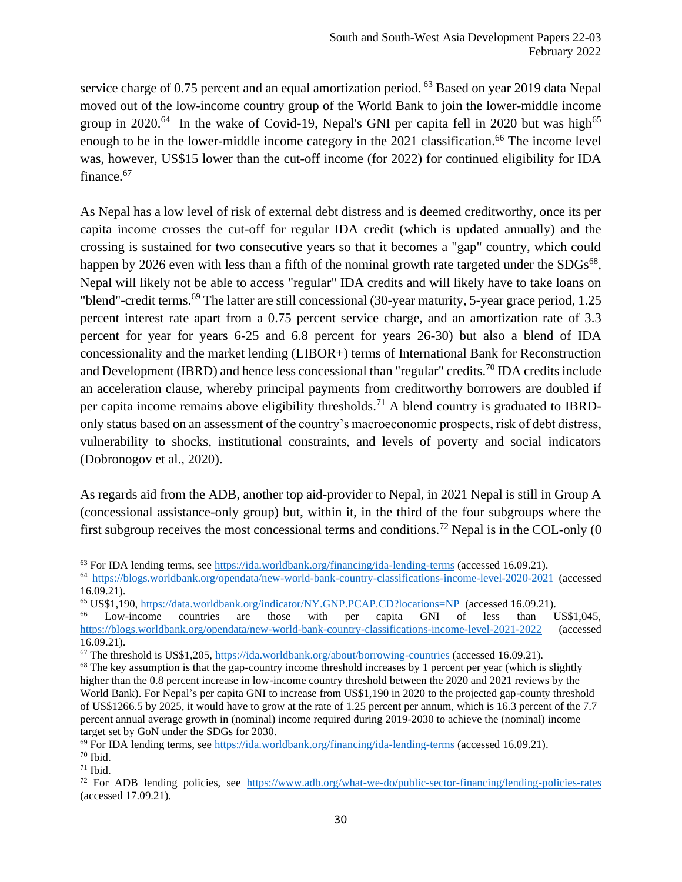service charge of 0.75 percent and an equal amortization period.[63] Based on year 2019 data Nepal moved out of the low-income country group of the World Bank to join the lower-middle income group in 2020.[64] In the wake of Covid-19, Nepal's GNI per capita fell in 2020 but was high[65] enough to be in the lower-middle income category in the 2021 classification.[66] The income level was, however, US$15 lower than the cut-off income (for 2022) for continued eligibility for IDA finance.[67]

As Nepal has a low level of risk of external debt distress and is deemed creditworthy, once its per capita income crosses the cut-off for regular IDA credit (which is updated annually) and the crossing is sustained for two consecutive years so that it becomes a "gap" country, which could happen by 2026 even with less than a fifth of the nominal growth rate targeted under the SDGs[68], Nepal will likely not be able to access "regular" IDA credits and will likely have to take loans on "blend"-credit terms.[69] The latter are still concessional (30-year maturity, 5-year grace period, 1.25 percent interest rate apart from a 0.75 percent service charge, and an amortization rate of 3.3 percent for year for years 6-25 and 6.8 percent for years 26-30) but also a blend of IDA concessionality and the market lending (LIBOR+) terms of International Bank for Reconstruction and Development (IBRD) and hence less concessional than "regular" credits.[70] IDA credits include an acceleration clause, whereby principal payments from creditworthy borrowers are doubled if per capita income remains above eligibility thresholds.[71] A blend country is graduated to IBRD-only status based on an assessment of the country's macroeconomic prospects, risk of debt distress, vulnerability to shocks, institutional constraints, and levels of poverty and social indicators (Dobronogov et al., 2020).

As regards aid from the ADB, another top aid-provider to Nepal, in 2021 Nepal is still in Group A (concessional assistance-only group) but, within it, in the third of the four subgroups where the first subgroup receives the most concessional terms and conditions.[72] Nepal is in the COL-only (0

---

[63] For IDA lending terms, see https://ida.worldbank.org/financing/ida-lending-terms (accessed 16.09.21).

[64] https://blogs.worldbank.org/opendata/new-world-bank-country-classifications-income-level-2020-2021 (accessed 16.09.21).

[65] US$1,190, https://data.worldbank.org/indicator/NY.GNP.PCAP.CD?locations=NP (accessed 16.09.21).

[66] Low-income countries are those with per capita GNI of less than US$1,045, https://blogs.worldbank.org/opendata/new-world-bank-country-classifications-income-level-2021-2022 (accessed 16.09.21).

[67] The threshold is US$1,205, https://ida.worldbank.org/about/borrowing-countries (accessed 16.09.21).

[68] The key assumption is that the gap-country income threshold increases by 1 percent per year (which is slightly higher than the 0.8 percent increase in low-income country threshold between the 2020 and 2021 reviews by the World Bank). For Nepal's per capita GNI to increase from US$1,190 in 2020 to the projected gap-county threshold of US$1266.5 by 2025, it would have to grow at the rate of 1.25 percent per annum, which is 16.3 percent of the 7.7 percent annual average growth in (nominal) income required during 2019-2030 to achieve the (nominal) income target set by GoN under the SDGs for 2030.

[69] For IDA lending terms, see https://ida.worldbank.org/financing/ida-lending-terms (accessed 16.09.21).

[70] Ibid.

[71] Ibid.

[72] For ADB lending policies, see https://www.adb.org/what-we-do/public-sector-financing/lending-policies-rates (accessed 17.09.21).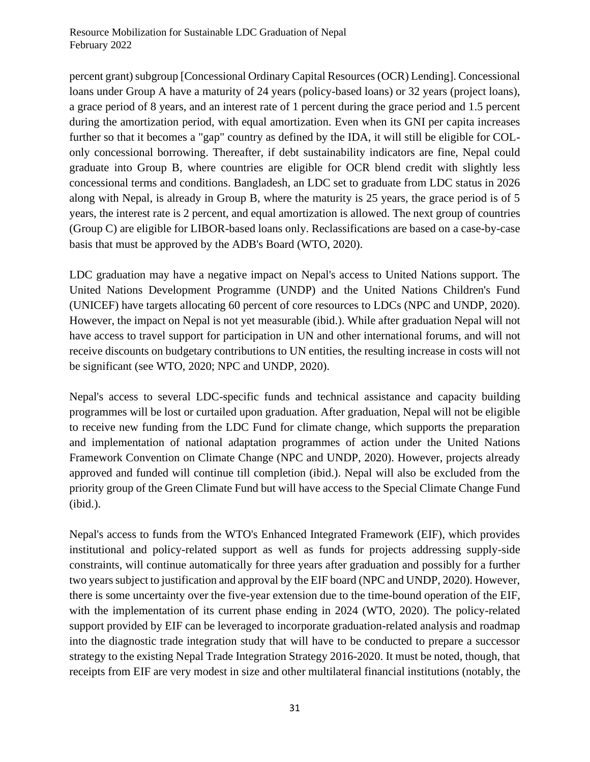percent grant) subgroup [Concessional Ordinary Capital Resources (OCR) Lending]. Concessional loans under Group A have a maturity of 24 years (policy-based loans) or 32 years (project loans), a grace period of 8 years, and an interest rate of 1 percent during the grace period and 1.5 percent during the amortization period, with equal amortization. Even when its GNI per capita increases further so that it becomes a "gap" country as defined by the IDA, it will still be eligible for COL-only concessional borrowing. Thereafter, if debt sustainability indicators are fine, Nepal could graduate into Group B, where countries are eligible for OCR blend credit with slightly less concessional terms and conditions. Bangladesh, an LDC set to graduate from LDC status in 2026 along with Nepal, is already in Group B, where the maturity is 25 years, the grace period is of 5 years, the interest rate is 2 percent, and equal amortization is allowed. The next group of countries (Group C) are eligible for LIBOR-based loans only. Reclassifications are based on a case-by-case basis that must be approved by the ADB's Board (WTO, 2020).

LDC graduation may have a negative impact on Nepal's access to United Nations support. The United Nations Development Programme (UNDP) and the United Nations Children's Fund (UNICEF) have targets allocating 60 percent of core resources to LDCs (NPC and UNDP, 2020). However, the impact on Nepal is not yet measurable (ibid.). While after graduation Nepal will not have access to travel support for participation in UN and other international forums, and will not receive discounts on budgetary contributions to UN entities, the resulting increase in costs will not be significant (see WTO, 2020; NPC and UNDP, 2020).

Nepal's access to several LDC-specific funds and technical assistance and capacity building programmes will be lost or curtailed upon graduation. After graduation, Nepal will not be eligible to receive new funding from the LDC Fund for climate change, which supports the preparation and implementation of national adaptation programmes of action under the United Nations Framework Convention on Climate Change (NPC and UNDP, 2020). However, projects already approved and funded will continue till completion (ibid.). Nepal will also be excluded from the priority group of the Green Climate Fund but will have access to the Special Climate Change Fund (ibid.).

Nepal's access to funds from the WTO's Enhanced Integrated Framework (EIF), which provides institutional and policy-related support as well as funds for projects addressing supply-side constraints, will continue automatically for three years after graduation and possibly for a further two years subject to justification and approval by the EIF board (NPC and UNDP, 2020). However, there is some uncertainty over the five-year extension due to the time-bound operation of the EIF, with the implementation of its current phase ending in 2024 (WTO, 2020). The policy-related support provided by EIF can be leveraged to incorporate graduation-related analysis and roadmap into the diagnostic trade integration study that will have to be conducted to prepare a successor strategy to the existing Nepal Trade Integration Strategy 2016-2020. It must be noted, though, that receipts from EIF are very modest in size and other multilateral financial institutions (notably, the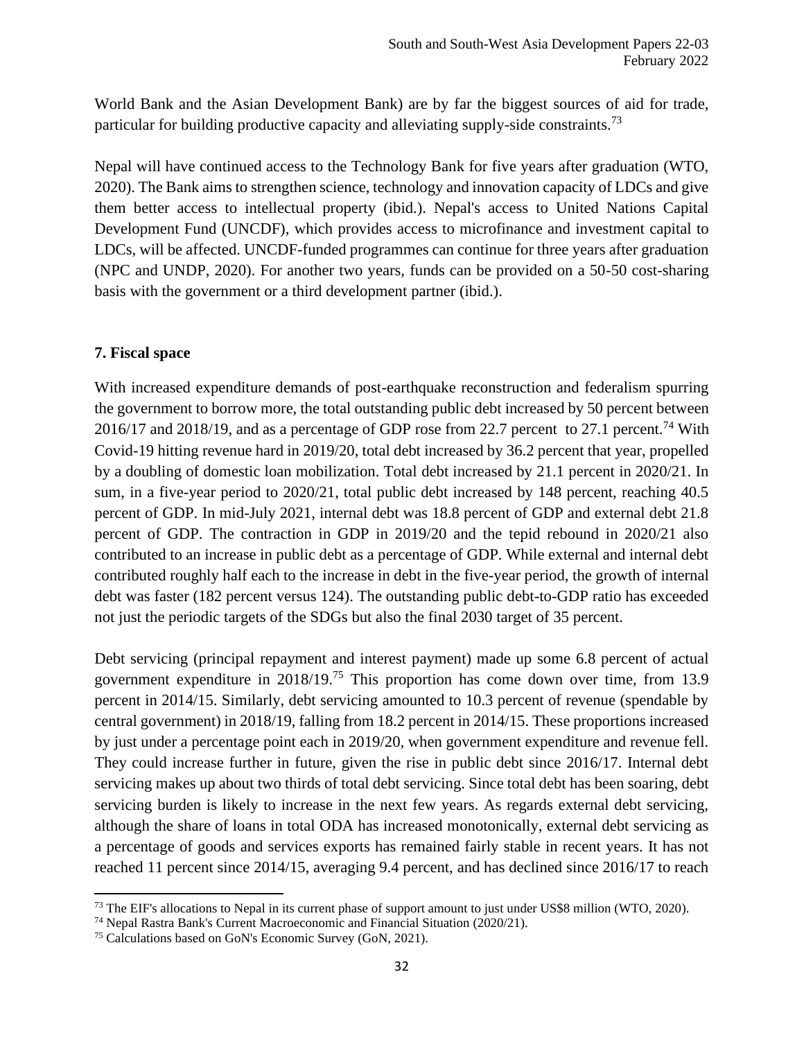World Bank and the Asian Development Bank) are by far the biggest sources of aid for trade, particular for building productive capacity and alleviating supply-side constraints.[73]

Nepal will have continued access to the Technology Bank for five years after graduation (WTO, 2020). The Bank aims to strengthen science, technology and innovation capacity of LDCs and give them better access to intellectual property (ibid.). Nepal's access to United Nations Capital Development Fund (UNCDF), which provides access to microfinance and investment capital to LDCs, will be affected. UNCDF-funded programmes can continue for three years after graduation (NPC and UNDP, 2020). For another two years, funds can be provided on a 50-50 cost-sharing basis with the government or a third development partner (ibid.).

## 7. Fiscal space

With increased expenditure demands of post-earthquake reconstruction and federalism spurring the government to borrow more, the total outstanding public debt increased by 50 percent between 2016/17 and 2018/19, and as a percentage of GDP rose from 22.7 percent to 27.1 percent.[74] With Covid-19 hitting revenue hard in 2019/20, total debt increased by 36.2 percent that year, propelled by a doubling of domestic loan mobilization. Total debt increased by 21.1 percent in 2020/21. In sum, in a five-year period to 2020/21, total public debt increased by 148 percent, reaching 40.5 percent of GDP. In mid-July 2021, internal debt was 18.8 percent of GDP and external debt 21.8 percent of GDP. The contraction in GDP in 2019/20 and the tepid rebound in 2020/21 also contributed to an increase in public debt as a percentage of GDP. While external and internal debt contributed roughly half each to the increase in debt in the five-year period, the growth of internal debt was faster (182 percent versus 124). The outstanding public debt-to-GDP ratio has exceeded not just the periodic targets of the SDGs but also the final 2030 target of 35 percent.

Debt servicing (principal repayment and interest payment) made up some 6.8 percent of actual government expenditure in 2018/19.[75] This proportion has come down over time, from 13.9 percent in 2014/15. Similarly, debt servicing amounted to 10.3 percent of revenue (spendable by central government) in 2018/19, falling from 18.2 percent in 2014/15. These proportions increased by just under a percentage point each in 2019/20, when government expenditure and revenue fell. They could increase further in future, given the rise in public debt since 2016/17. Internal debt servicing makes up about two thirds of total debt servicing. Since total debt has been soaring, debt servicing burden is likely to increase in the next few years. As regards external debt servicing, although the share of loans in total ODA has increased monotonically, external debt servicing as a percentage of goods and services exports has remained fairly stable in recent years. It has not reached 11 percent since 2014/15, averaging 9.4 percent, and has declined since 2016/17 to reach

---

[73] The EIF's allocations to Nepal in its current phase of support amount to just under US$8 million (WTO, 2020).

[74] Nepal Rastra Bank's Current Macroeconomic and Financial Situation (2020/21).

[75] Calculations based on GoN's Economic Survey (GoN, 2021).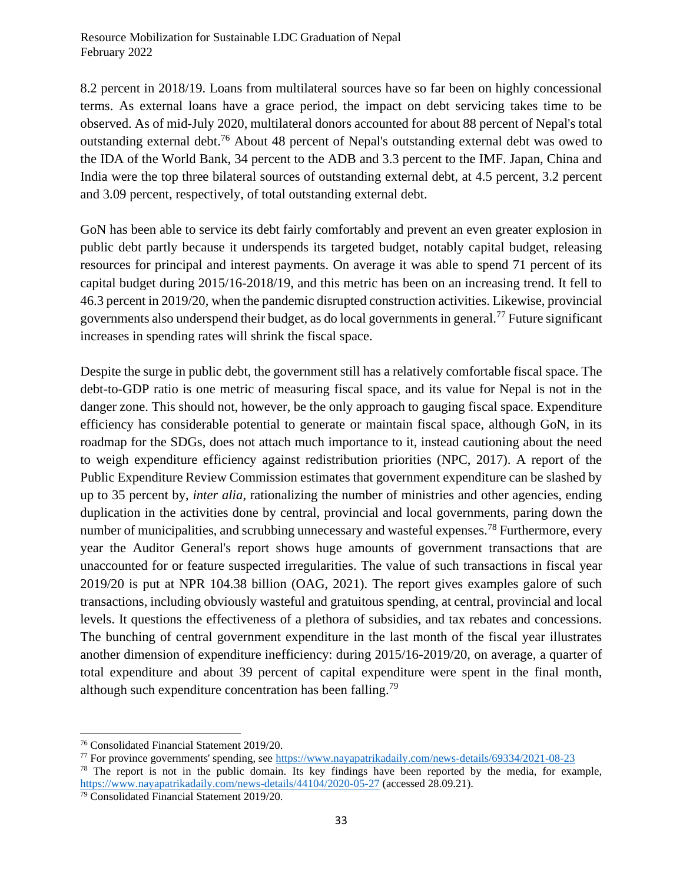8.2 percent in 2018/19. Loans from multilateral sources have so far been on highly concessional terms. As external loans have a grace period, the impact on debt servicing takes time to be observed. As of mid-July 2020, multilateral donors accounted for about 88 percent of Nepal's total outstanding external debt.[76] About 48 percent of Nepal's outstanding external debt was owed to the IDA of the World Bank, 34 percent to the ADB and 3.3 percent to the IMF. Japan, China and India were the top three bilateral sources of outstanding external debt, at 4.5 percent, 3.2 percent and 3.09 percent, respectively, of total outstanding external debt.

GoN has been able to service its debt fairly comfortably and prevent an even greater explosion in public debt partly because it underspends its targeted budget, notably capital budget, releasing resources for principal and interest payments. On average it was able to spend 71 percent of its capital budget during 2015/16-2018/19, and this metric has been on an increasing trend. It fell to 46.3 percent in 2019/20, when the pandemic disrupted construction activities. Likewise, provincial governments also underspend their budget, as do local governments in general.[77] Future significant increases in spending rates will shrink the fiscal space.

Despite the surge in public debt, the government still has a relatively comfortable fiscal space. The debt-to-GDP ratio is one metric of measuring fiscal space, and its value for Nepal is not in the danger zone. This should not, however, be the only approach to gauging fiscal space. Expenditure efficiency has considerable potential to generate or maintain fiscal space, although GoN, in its roadmap for the SDGs, does not attach much importance to it, instead cautioning about the need to weigh expenditure efficiency against redistribution priorities (NPC, 2017). A report of the Public Expenditure Review Commission estimates that government expenditure can be slashed by up to 35 percent by, *inter alia*, rationalizing the number of ministries and other agencies, ending duplication in the activities done by central, provincial and local governments, paring down the number of municipalities, and scrubbing unnecessary and wasteful expenses.[78] Furthermore, every year the Auditor General's report shows huge amounts of government transactions that are unaccounted for or feature suspected irregularities. The value of such transactions in fiscal year 2019/20 is put at NPR 104.38 billion (OAG, 2021). The report gives examples galore of such transactions, including obviously wasteful and gratuitous spending, at central, provincial and local levels. It questions the effectiveness of a plethora of subsidies, and tax rebates and concessions. The bunching of central government expenditure in the last month of the fiscal year illustrates another dimension of expenditure inefficiency: during 2015/16-2019/20, on average, a quarter of total expenditure and about 39 percent of capital expenditure were spent in the final month, although such expenditure concentration has been falling.[79]

---

[76] Consolidated Financial Statement 2019/20.

[77] For province governments' spending, see https://www.nayapatrikadaily.com/news-details/69334/2021-08-23

[78] The report is not in the public domain. Its key findings have been reported by the media, for example, https://www.nayapatrikadaily.com/news-details/44104/2020-05-27 (accessed 28.09.21).

[79] Consolidated Financial Statement 2019/20.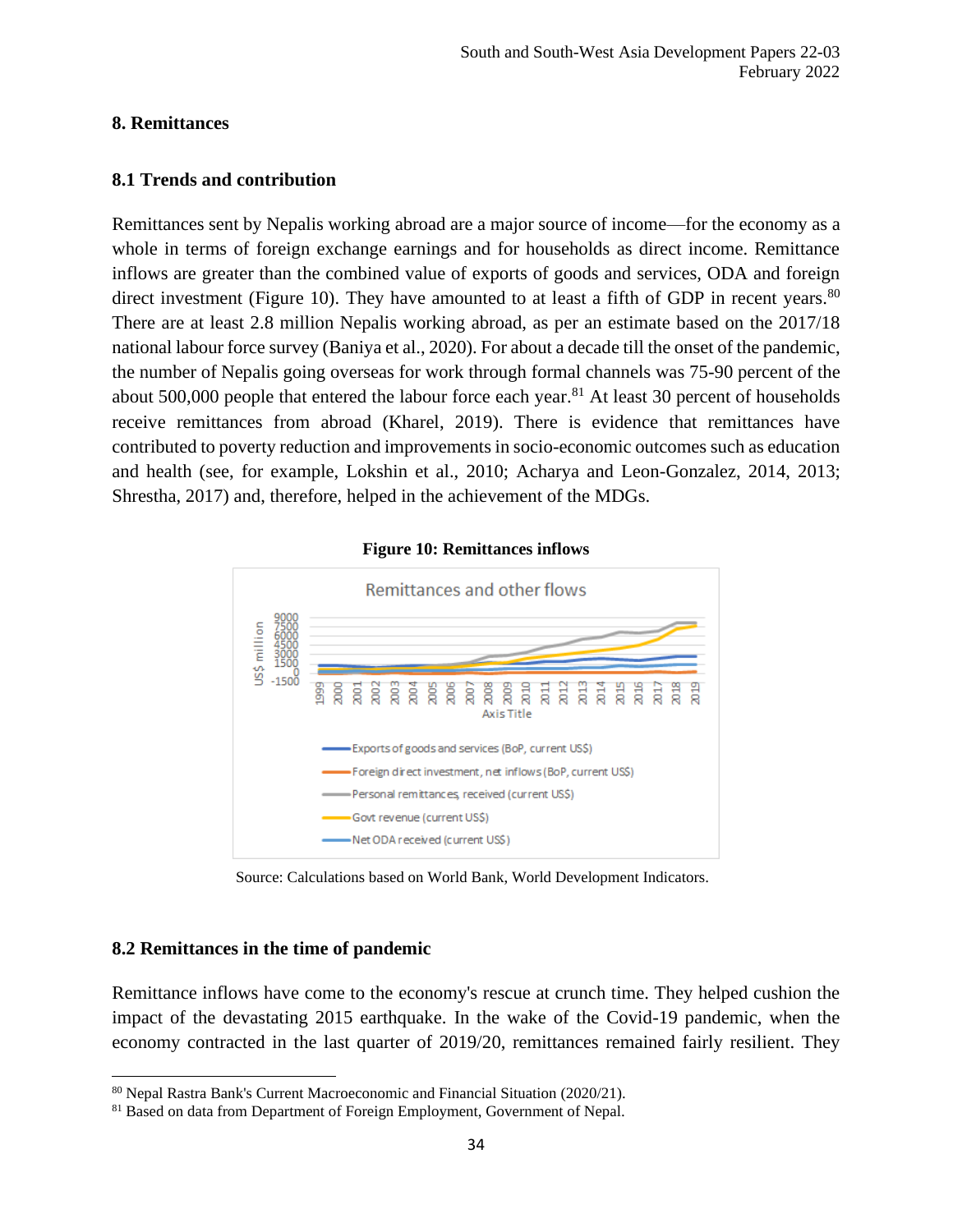## 8. Remittances

### 8.1 Trends and contribution

Remittances sent by Nepalis working abroad are a major source of income—for the economy as a whole in terms of foreign exchange earnings and for households as direct income. Remittance inflows are greater than the combined value of exports of goods and services, ODA and foreign direct investment (Figure 10). They have amounted to at least a fifth of GDP in recent years.[80] There are at least 2.8 million Nepalis working abroad, as per an estimate based on the 2017/18 national labour force survey (Baniya et al., 2020). For about a decade till the onset of the pandemic, the number of Nepalis going overseas for work through formal channels was 75-90 percent of the about 500,000 people that entered the labour force each year.[81] At least 30 percent of households receive remittances from abroad (Kharel, 2019). There is evidence that remittances have contributed to poverty reduction and improvements in socio-economic outcomes such as education and health (see, for example, Lokshin et al., 2010; Acharya and Leon-Gonzalez, 2014, 2013; Shrestha, 2017) and, therefore, helped in the achievement of the MDGs.

**Figure 10: Remittances inflows**

Remittances and other flows

US$ million (y-axis: -1500 to 9000); Axis Title (x-axis: 1999–2019)

- Exports of goods and services (BoP, current US$)
- Foreign direct investment, net inflows (BoP, current US$)
- Personal remittances, received (current US$)
- Govt revenue (current US$)
- Net ODA received (current US$)

Source: Calculations based on World Bank, World Development Indicators.

### 8.2 Remittances in the time of pandemic

Remittance inflows have come to the economy's rescue at crunch time. They helped cushion the impact of the devastating 2015 earthquake. In the wake of the Covid-19 pandemic, when the economy contracted in the last quarter of 2019/20, remittances remained fairly resilient. They

[80] Nepal Rastra Bank's Current Macroeconomic and Financial Situation (2020/21).

[81] Based on data from Department of Foreign Employment, Government of Nepal.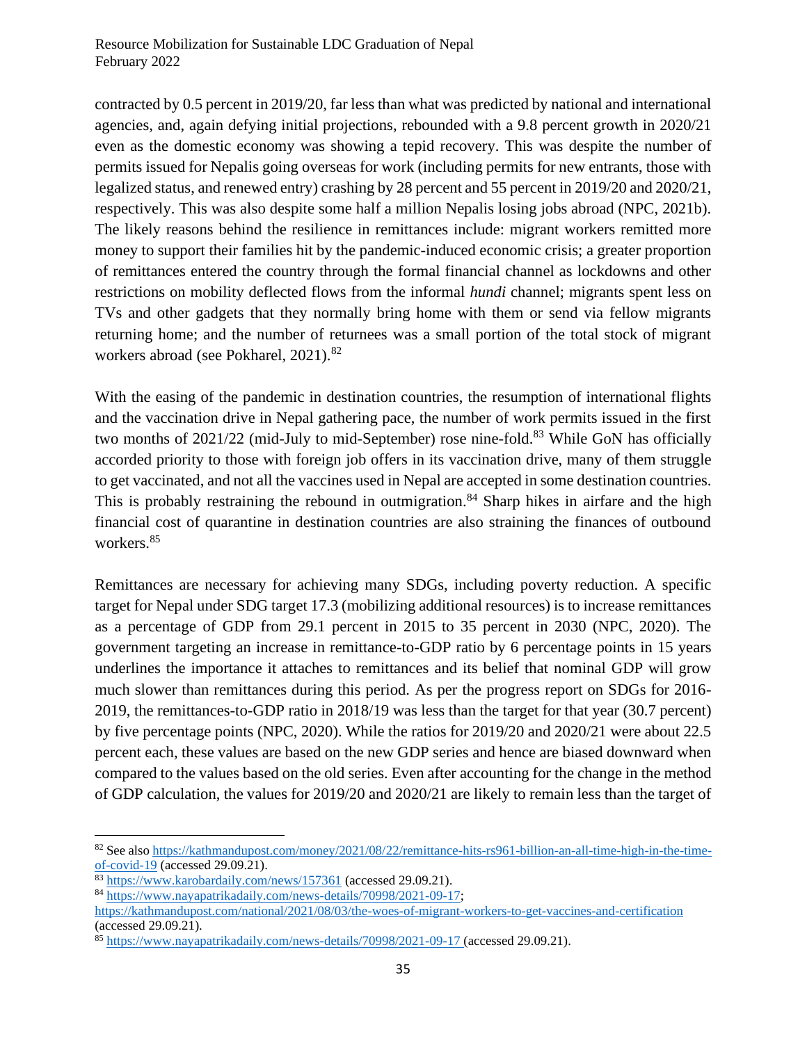contracted by 0.5 percent in 2019/20, far less than what was predicted by national and international agencies, and, again defying initial projections, rebounded with a 9.8 percent growth in 2020/21 even as the domestic economy was showing a tepid recovery. This was despite the number of permits issued for Nepalis going overseas for work (including permits for new entrants, those with legalized status, and renewed entry) crashing by 28 percent and 55 percent in 2019/20 and 2020/21, respectively. This was also despite some half a million Nepalis losing jobs abroad (NPC, 2021b). The likely reasons behind the resilience in remittances include: migrant workers remitted more money to support their families hit by the pandemic-induced economic crisis; a greater proportion of remittances entered the country through the formal financial channel as lockdowns and other restrictions on mobility deflected flows from the informal *hundi* channel; migrants spent less on TVs and other gadgets that they normally bring home with them or send via fellow migrants returning home; and the number of returnees was a small portion of the total stock of migrant workers abroad (see Pokharel, 2021).[82]

With the easing of the pandemic in destination countries, the resumption of international flights and the vaccination drive in Nepal gathering pace, the number of work permits issued in the first two months of 2021/22 (mid-July to mid-September) rose nine-fold.[83] While GoN has officially accorded priority to those with foreign job offers in its vaccination drive, many of them struggle to get vaccinated, and not all the vaccines used in Nepal are accepted in some destination countries. This is probably restraining the rebound in outmigration.[84] Sharp hikes in airfare and the high financial cost of quarantine in destination countries are also straining the finances of outbound workers.[85]

Remittances are necessary for achieving many SDGs, including poverty reduction. A specific target for Nepal under SDG target 17.3 (mobilizing additional resources) is to increase remittances as a percentage of GDP from 29.1 percent in 2015 to 35 percent in 2030 (NPC, 2020). The government targeting an increase in remittance-to-GDP ratio by 6 percentage points in 15 years underlines the importance it attaches to remittances and its belief that nominal GDP will grow much slower than remittances during this period. As per the progress report on SDGs for 2016-2019, the remittances-to-GDP ratio in 2018/19 was less than the target for that year (30.7 percent) by five percentage points (NPC, 2020). While the ratios for 2019/20 and 2020/21 were about 22.5 percent each, these values are based on the new GDP series and hence are biased downward when compared to the values based on the old series. Even after accounting for the change in the method of GDP calculation, the values for 2019/20 and 2020/21 are likely to remain less than the target of

---

[82] See also https://kathmandupost.com/money/2021/08/22/remittance-hits-rs961-billion-an-all-time-high-in-the-time-of-covid-19 (accessed 29.09.21).

[83] https://www.karobardaily.com/news/157361 (accessed 29.09.21).

[84] https://www.nayapatrikadaily.com/news-details/70998/2021-09-17; https://kathmandupost.com/national/2021/08/03/the-woes-of-migrant-workers-to-get-vaccines-and-certification (accessed 29.09.21).

[85] https://www.nayapatrikadaily.com/news-details/70998/2021-09-17 (accessed 29.09.21).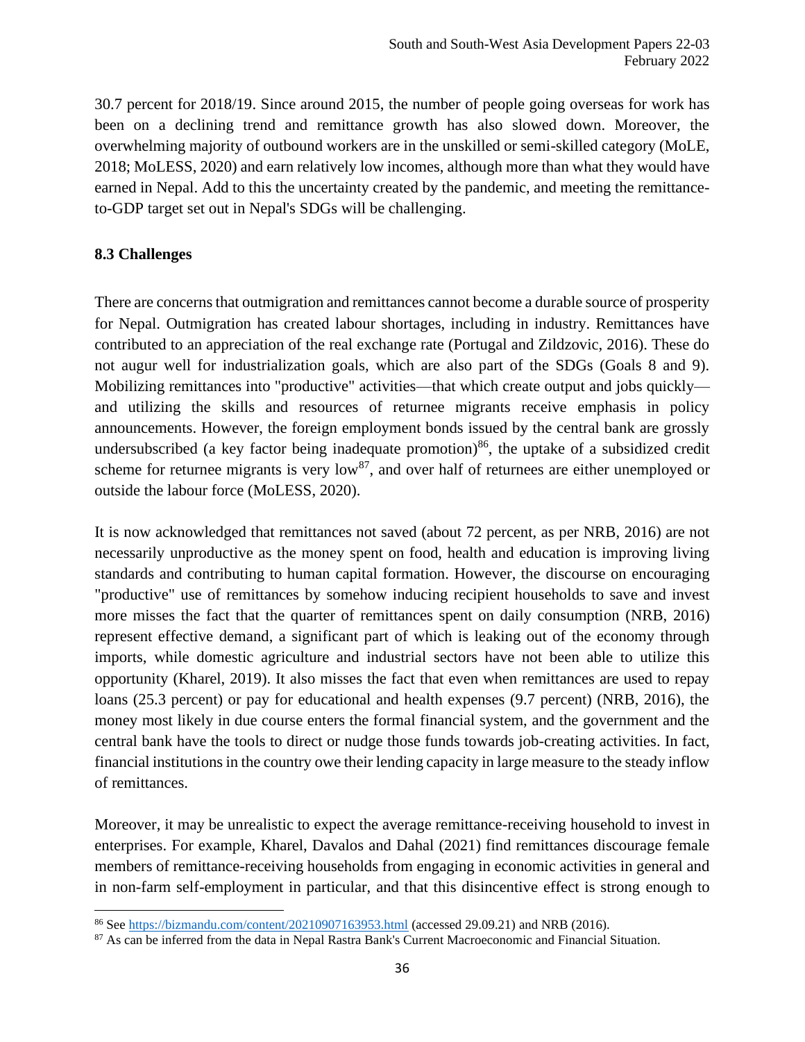30.7 percent for 2018/19. Since around 2015, the number of people going overseas for work has been on a declining trend and remittance growth has also slowed down. Moreover, the overwhelming majority of outbound workers are in the unskilled or semi-skilled category (MoLE, 2018; MoLESS, 2020) and earn relatively low incomes, although more than what they would have earned in Nepal. Add to this the uncertainty created by the pandemic, and meeting the remittance-to-GDP target set out in Nepal's SDGs will be challenging.

### 8.3 Challenges

There are concerns that outmigration and remittances cannot become a durable source of prosperity for Nepal. Outmigration has created labour shortages, including in industry. Remittances have contributed to an appreciation of the real exchange rate (Portugal and Zildzovic, 2016). These do not augur well for industrialization goals, which are also part of the SDGs (Goals 8 and 9). Mobilizing remittances into "productive" activities—that which create output and jobs quickly—and utilizing the skills and resources of returnee migrants receive emphasis in policy announcements. However, the foreign employment bonds issued by the central bank are grossly undersubscribed (a key factor being inadequate promotion)[86], the uptake of a subsidized credit scheme for returnee migrants is very low[87], and over half of returnees are either unemployed or outside the labour force (MoLESS, 2020).

It is now acknowledged that remittances not saved (about 72 percent, as per NRB, 2016) are not necessarily unproductive as the money spent on food, health and education is improving living standards and contributing to human capital formation. However, the discourse on encouraging "productive" use of remittances by somehow inducing recipient households to save and invest more misses the fact that the quarter of remittances spent on daily consumption (NRB, 2016) represent effective demand, a significant part of which is leaking out of the economy through imports, while domestic agriculture and industrial sectors have not been able to utilize this opportunity (Kharel, 2019). It also misses the fact that even when remittances are used to repay loans (25.3 percent) or pay for educational and health expenses (9.7 percent) (NRB, 2016), the money most likely in due course enters the formal financial system, and the government and the central bank have the tools to direct or nudge those funds towards job-creating activities. In fact, financial institutions in the country owe their lending capacity in large measure to the steady inflow of remittances.

Moreover, it may be unrealistic to expect the average remittance-receiving household to invest in enterprises. For example, Kharel, Davalos and Dahal (2021) find remittances discourage female members of remittance-receiving households from engaging in economic activities in general and in non-farm self-employment in particular, and that this disincentive effect is strong enough to

---

[86] See https://bizmandu.com/content/20210907163953.html (accessed 29.09.21) and NRB (2016).

[87] As can be inferred from the data in Nepal Rastra Bank's Current Macroeconomic and Financial Situation.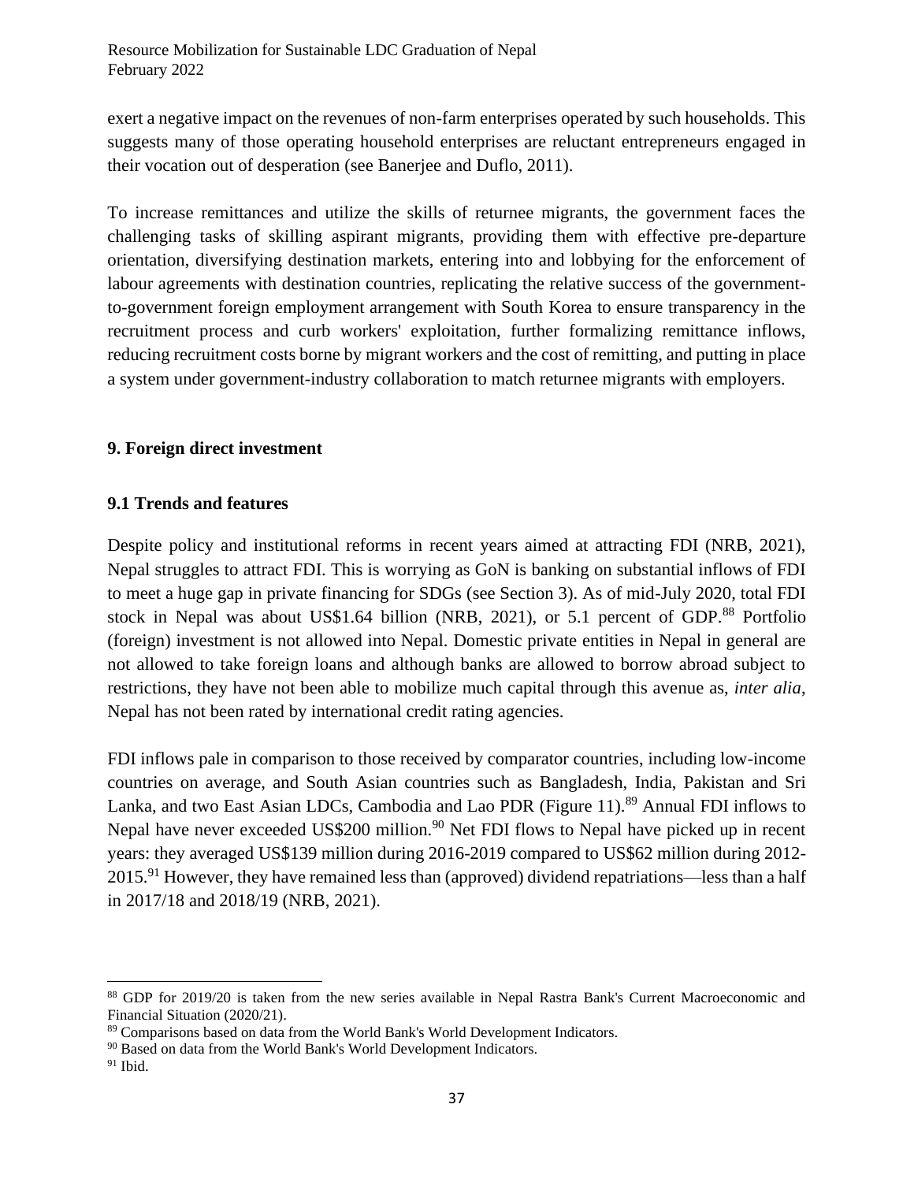exert a negative impact on the revenues of non-farm enterprises operated by such households. This suggests many of those operating household enterprises are reluctant entrepreneurs engaged in their vocation out of desperation (see Banerjee and Duflo, 2011).

To increase remittances and utilize the skills of returnee migrants, the government faces the challenging tasks of skilling aspirant migrants, providing them with effective pre-departure orientation, diversifying destination markets, entering into and lobbying for the enforcement of labour agreements with destination countries, replicating the relative success of the government-to-government foreign employment arrangement with South Korea to ensure transparency in the recruitment process and curb workers' exploitation, further formalizing remittance inflows, reducing recruitment costs borne by migrant workers and the cost of remitting, and putting in place a system under government-industry collaboration to match returnee migrants with employers.

## 9. Foreign direct investment

### 9.1 Trends and features

Despite policy and institutional reforms in recent years aimed at attracting FDI (NRB, 2021), Nepal struggles to attract FDI. This is worrying as GoN is banking on substantial inflows of FDI to meet a huge gap in private financing for SDGs (see Section 3). As of mid-July 2020, total FDI stock in Nepal was about US$1.64 billion (NRB, 2021), or 5.1 percent of GDP.[88] Portfolio (foreign) investment is not allowed into Nepal. Domestic private entities in Nepal in general are not allowed to take foreign loans and although banks are allowed to borrow abroad subject to restrictions, they have not been able to mobilize much capital through this avenue as, *inter alia*, Nepal has not been rated by international credit rating agencies.

FDI inflows pale in comparison to those received by comparator countries, including low-income countries on average, and South Asian countries such as Bangladesh, India, Pakistan and Sri Lanka, and two East Asian LDCs, Cambodia and Lao PDR (Figure 11).[89] Annual FDI inflows to Nepal have never exceeded US$200 million.[90] Net FDI flows to Nepal have picked up in recent years: they averaged US$139 million during 2016-2019 compared to US$62 million during 2012-2015.[91] However, they have remained less than (approved) dividend repatriations—less than a half in 2017/18 and 2018/19 (NRB, 2021).

---

[88] GDP for 2019/20 is taken from the new series available in Nepal Rastra Bank's Current Macroeconomic and Financial Situation (2020/21).

[89] Comparisons based on data from the World Bank's World Development Indicators.

[90] Based on data from the World Bank's World Development Indicators.

[91] Ibid.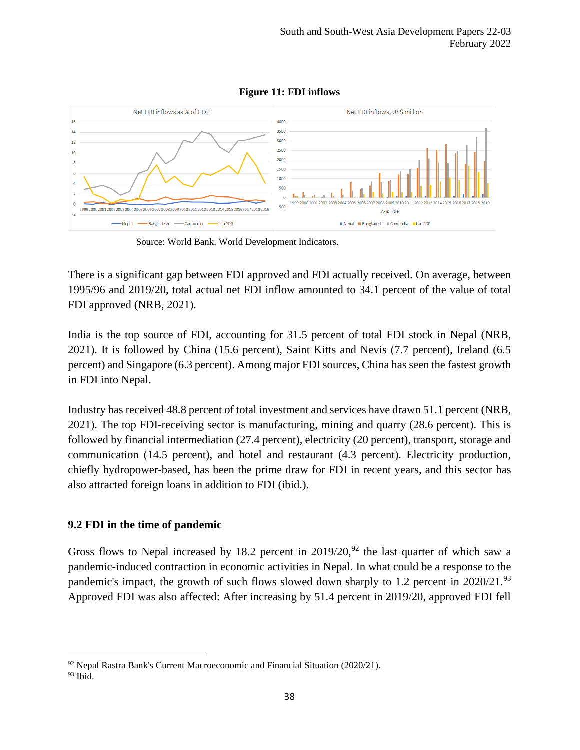**Figure 11: FDI inflows**

Source: World Bank, World Development Indicators.

There is a significant gap between FDI approved and FDI actually received. On average, between 1995/96 and 2019/20, total actual net FDI inflow amounted to 34.1 percent of the value of total FDI approved (NRB, 2021).

India is the top source of FDI, accounting for 31.5 percent of total FDI stock in Nepal (NRB, 2021). It is followed by China (15.6 percent), Saint Kitts and Nevis (7.7 percent), Ireland (6.5 percent) and Singapore (6.3 percent). Among major FDI sources, China has seen the fastest growth in FDI into Nepal.

Industry has received 48.8 percent of total investment and services have drawn 51.1 percent (NRB, 2021). The top FDI-receiving sector is manufacturing, mining and quarry (28.6 percent). This is followed by financial intermediation (27.4 percent), electricity (20 percent), transport, storage and communication (14.5 percent), and hotel and restaurant (4.3 percent). Electricity production, chiefly hydropower-based, has been the prime draw for FDI in recent years, and this sector has also attracted foreign loans in addition to FDI (ibid.).

## 9.2 FDI in the time of pandemic

Gross flows to Nepal increased by 18.2 percent in 2019/20,[92] the last quarter of which saw a pandemic-induced contraction in economic activities in Nepal. In what could be a response to the pandemic's impact, the growth of such flows slowed down sharply to 1.2 percent in 2020/21.[93] Approved FDI was also affected: After increasing by 51.4 percent in 2019/20, approved FDI fell

---

[92] Nepal Rastra Bank's Current Macroeconomic and Financial Situation (2020/21).
[93] Ibid.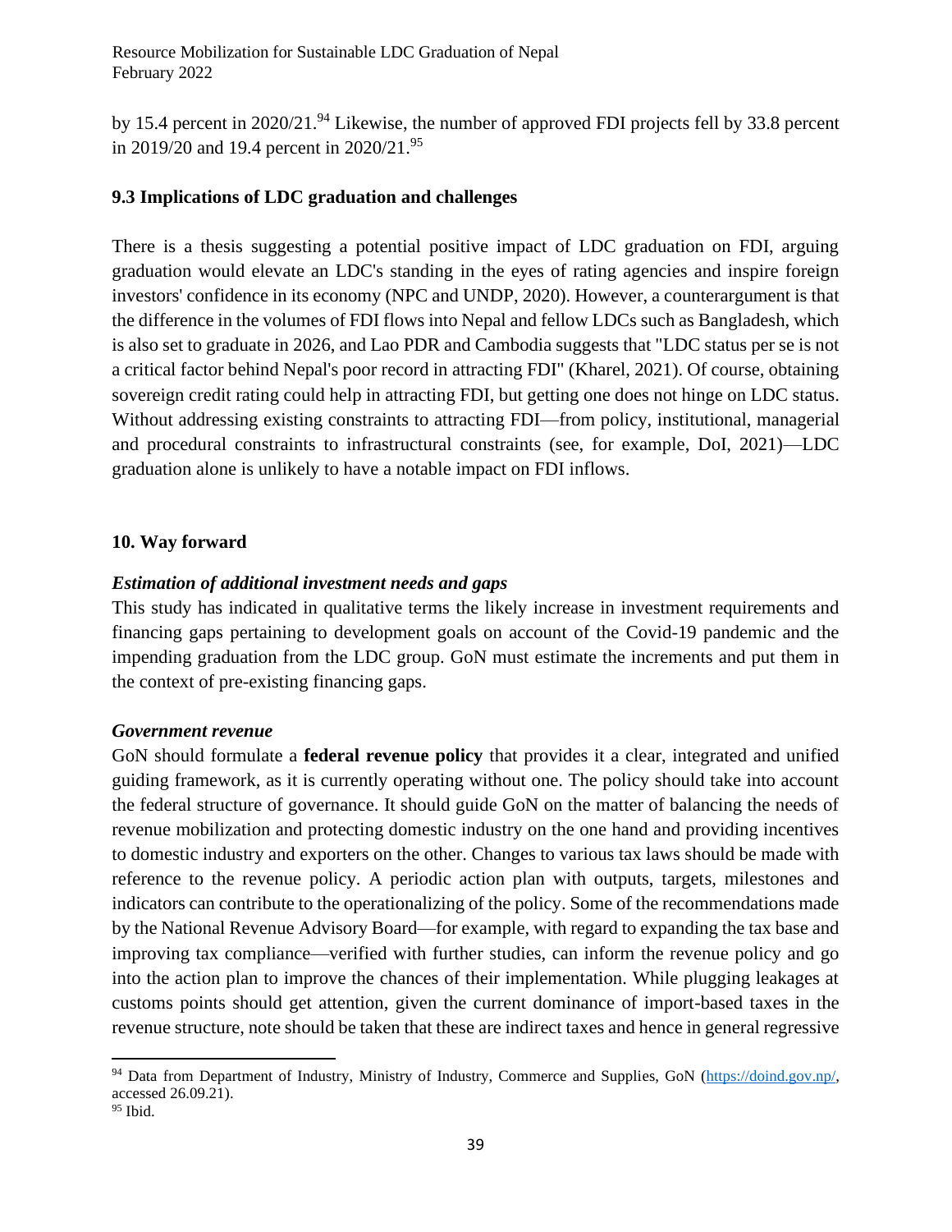by 15.4 percent in 2020/21.[94] Likewise, the number of approved FDI projects fell by 33.8 percent in 2019/20 and 19.4 percent in 2020/21.[95]

### 9.3 Implications of LDC graduation and challenges

There is a thesis suggesting a potential positive impact of LDC graduation on FDI, arguing graduation would elevate an LDC's standing in the eyes of rating agencies and inspire foreign investors' confidence in its economy (NPC and UNDP, 2020). However, a counterargument is that the difference in the volumes of FDI flows into Nepal and fellow LDCs such as Bangladesh, which is also set to graduate in 2026, and Lao PDR and Cambodia suggests that "LDC status per se is not a critical factor behind Nepal's poor record in attracting FDI" (Kharel, 2021). Of course, obtaining sovereign credit rating could help in attracting FDI, but getting one does not hinge on LDC status. Without addressing existing constraints to attracting FDI—from policy, institutional, managerial and procedural constraints to infrastructural constraints (see, for example, DoI, 2021)—LDC graduation alone is unlikely to have a notable impact on FDI inflows.

## 10. Way forward

***Estimation of additional investment needs and gaps***

This study has indicated in qualitative terms the likely increase in investment requirements and financing gaps pertaining to development goals on account of the Covid-19 pandemic and the impending graduation from the LDC group. GoN must estimate the increments and put them in the context of pre-existing financing gaps.

***Government revenue***

GoN should formulate a **federal revenue policy** that provides it a clear, integrated and unified guiding framework, as it is currently operating without one. The policy should take into account the federal structure of governance. It should guide GoN on the matter of balancing the needs of revenue mobilization and protecting domestic industry on the one hand and providing incentives to domestic industry and exporters on the other. Changes to various tax laws should be made with reference to the revenue policy. A periodic action plan with outputs, targets, milestones and indicators can contribute to the operationalizing of the policy. Some of the recommendations made by the National Revenue Advisory Board—for example, with regard to expanding the tax base and improving tax compliance—verified with further studies, can inform the revenue policy and go into the action plan to improve the chances of their implementation. While plugging leakages at customs points should get attention, given the current dominance of import-based taxes in the revenue structure, note should be taken that these are indirect taxes and hence in general regressive

---

[94] Data from Department of Industry, Ministry of Industry, Commerce and Supplies, GoN (https://doind.gov.np/, accessed 26.09.21).

[95] Ibid.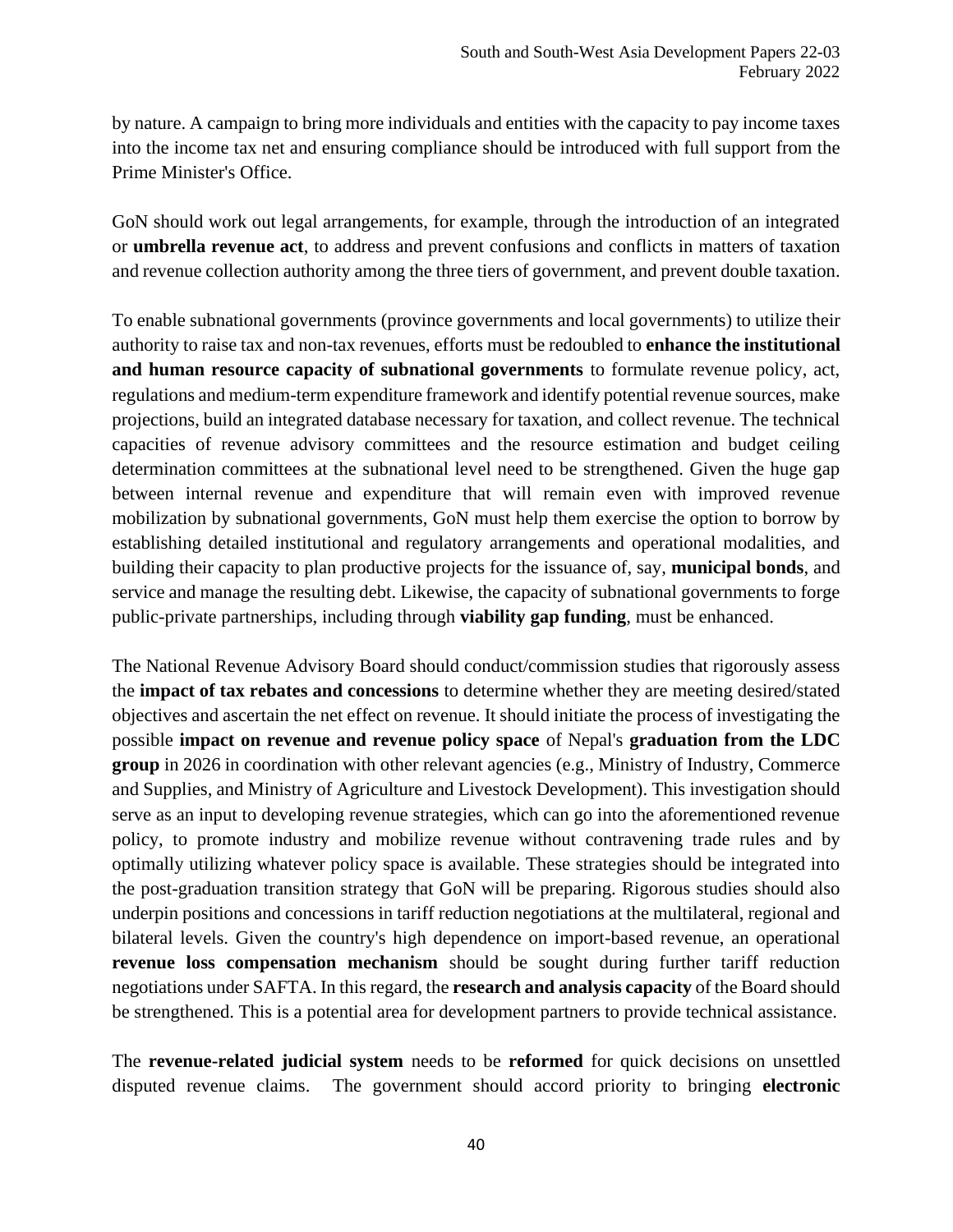by nature. A campaign to bring more individuals and entities with the capacity to pay income taxes into the income tax net and ensuring compliance should be introduced with full support from the Prime Minister's Office.

GoN should work out legal arrangements, for example, through the introduction of an integrated or **umbrella revenue act**, to address and prevent confusions and conflicts in matters of taxation and revenue collection authority among the three tiers of government, and prevent double taxation.

To enable subnational governments (province governments and local governments) to utilize their authority to raise tax and non-tax revenues, efforts must be redoubled to **enhance the institutional and human resource capacity of subnational governments** to formulate revenue policy, act, regulations and medium-term expenditure framework and identify potential revenue sources, make projections, build an integrated database necessary for taxation, and collect revenue. The technical capacities of revenue advisory committees and the resource estimation and budget ceiling determination committees at the subnational level need to be strengthened. Given the huge gap between internal revenue and expenditure that will remain even with improved revenue mobilization by subnational governments, GoN must help them exercise the option to borrow by establishing detailed institutional and regulatory arrangements and operational modalities, and building their capacity to plan productive projects for the issuance of, say, **municipal bonds**, and service and manage the resulting debt. Likewise, the capacity of subnational governments to forge public-private partnerships, including through **viability gap funding**, must be enhanced.

The National Revenue Advisory Board should conduct/commission studies that rigorously assess the **impact of tax rebates and concessions** to determine whether they are meeting desired/stated objectives and ascertain the net effect on revenue. It should initiate the process of investigating the possible **impact on revenue and revenue policy space** of Nepal's **graduation from the LDC group** in 2026 in coordination with other relevant agencies (e.g., Ministry of Industry, Commerce and Supplies, and Ministry of Agriculture and Livestock Development). This investigation should serve as an input to developing revenue strategies, which can go into the aforementioned revenue policy, to promote industry and mobilize revenue without contravening trade rules and by optimally utilizing whatever policy space is available. These strategies should be integrated into the post-graduation transition strategy that GoN will be preparing. Rigorous studies should also underpin positions and concessions in tariff reduction negotiations at the multilateral, regional and bilateral levels. Given the country's high dependence on import-based revenue, an operational **revenue loss compensation mechanism** should be sought during further tariff reduction negotiations under SAFTA. In this regard, the **research and analysis capacity** of the Board should be strengthened. This is a potential area for development partners to provide technical assistance.

The **revenue-related judicial system** needs to be **reformed** for quick decisions on unsettled disputed revenue claims. The government should accord priority to bringing **electronic**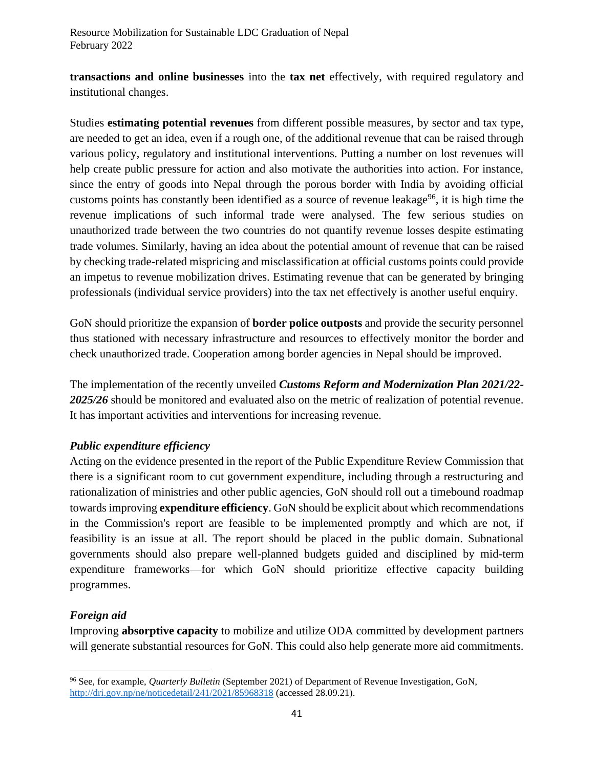**transactions and online businesses** into the **tax net** effectively, with required regulatory and institutional changes.

Studies **estimating potential revenues** from different possible measures, by sector and tax type, are needed to get an idea, even if a rough one, of the additional revenue that can be raised through various policy, regulatory and institutional interventions. Putting a number on lost revenues will help create public pressure for action and also motivate the authorities into action. For instance, since the entry of goods into Nepal through the porous border with India by avoiding official customs points has constantly been identified as a source of revenue leakage[96], it is high time the revenue implications of such informal trade were analysed. The few serious studies on unauthorized trade between the two countries do not quantify revenue losses despite estimating trade volumes. Similarly, having an idea about the potential amount of revenue that can be raised by checking trade-related mispricing and misclassification at official customs points could provide an impetus to revenue mobilization drives. Estimating revenue that can be generated by bringing professionals (individual service providers) into the tax net effectively is another useful enquiry.

GoN should prioritize the expansion of **border police outposts** and provide the security personnel thus stationed with necessary infrastructure and resources to effectively monitor the border and check unauthorized trade. Cooperation among border agencies in Nepal should be improved.

The implementation of the recently unveiled ***Customs Reform and Modernization Plan 2021/22-2025/26*** should be monitored and evaluated also on the metric of realization of potential revenue. It has important activities and interventions for increasing revenue.

### *Public expenditure efficiency*

Acting on the evidence presented in the report of the Public Expenditure Review Commission that there is a significant room to cut government expenditure, including through a restructuring and rationalization of ministries and other public agencies, GoN should roll out a timebound roadmap towards improving **expenditure efficiency**. GoN should be explicit about which recommendations in the Commission's report are feasible to be implemented promptly and which are not, if feasibility is an issue at all. The report should be placed in the public domain. Subnational governments should also prepare well-planned budgets guided and disciplined by mid-term expenditure frameworks—for which GoN should prioritize effective capacity building programmes.

### *Foreign aid*

Improving **absorptive capacity** to mobilize and utilize ODA committed by development partners will generate substantial resources for GoN. This could also help generate more aid commitments.

---

[96] See, for example, *Quarterly Bulletin* (September 2021) of Department of Revenue Investigation, GoN, http://dri.gov.np/ne/noticedetail/241/2021/85968318 (accessed 28.09.21).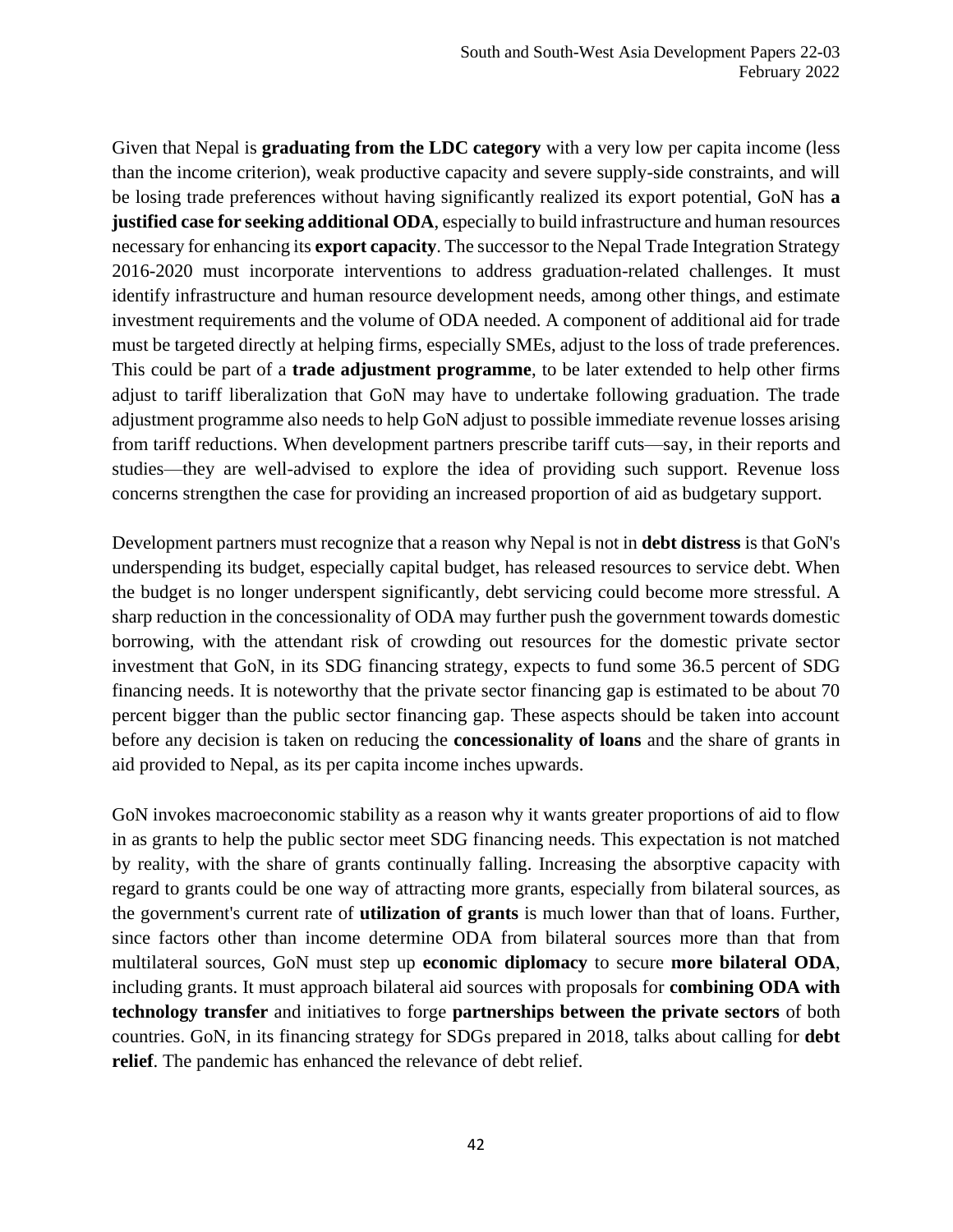Given that Nepal is **graduating from the LDC category** with a very low per capita income (less than the income criterion), weak productive capacity and severe supply-side constraints, and will be losing trade preferences without having significantly realized its export potential, GoN has **a justified case for seeking additional ODA**, especially to build infrastructure and human resources necessary for enhancing its **export capacity**. The successor to the Nepal Trade Integration Strategy 2016-2020 must incorporate interventions to address graduation-related challenges. It must identify infrastructure and human resource development needs, among other things, and estimate investment requirements and the volume of ODA needed. A component of additional aid for trade must be targeted directly at helping firms, especially SMEs, adjust to the loss of trade preferences. This could be part of a **trade adjustment programme**, to be later extended to help other firms adjust to tariff liberalization that GoN may have to undertake following graduation. The trade adjustment programme also needs to help GoN adjust to possible immediate revenue losses arising from tariff reductions. When development partners prescribe tariff cuts—say, in their reports and studies—they are well-advised to explore the idea of providing such support. Revenue loss concerns strengthen the case for providing an increased proportion of aid as budgetary support.

Development partners must recognize that a reason why Nepal is not in **debt distress** is that GoN's underspending its budget, especially capital budget, has released resources to service debt. When the budget is no longer underspent significantly, debt servicing could become more stressful. A sharp reduction in the concessionality of ODA may further push the government towards domestic borrowing, with the attendant risk of crowding out resources for the domestic private sector investment that GoN, in its SDG financing strategy, expects to fund some 36.5 percent of SDG financing needs. It is noteworthy that the private sector financing gap is estimated to be about 70 percent bigger than the public sector financing gap. These aspects should be taken into account before any decision is taken on reducing the **concessionality of loans** and the share of grants in aid provided to Nepal, as its per capita income inches upwards.

GoN invokes macroeconomic stability as a reason why it wants greater proportions of aid to flow in as grants to help the public sector meet SDG financing needs. This expectation is not matched by reality, with the share of grants continually falling. Increasing the absorptive capacity with regard to grants could be one way of attracting more grants, especially from bilateral sources, as the government's current rate of **utilization of grants** is much lower than that of loans. Further, since factors other than income determine ODA from bilateral sources more than that from multilateral sources, GoN must step up **economic diplomacy** to secure **more bilateral ODA**, including grants. It must approach bilateral aid sources with proposals for **combining ODA with technology transfer** and initiatives to forge **partnerships between the private sectors** of both countries. GoN, in its financing strategy for SDGs prepared in 2018, talks about calling for **debt relief**. The pandemic has enhanced the relevance of debt relief.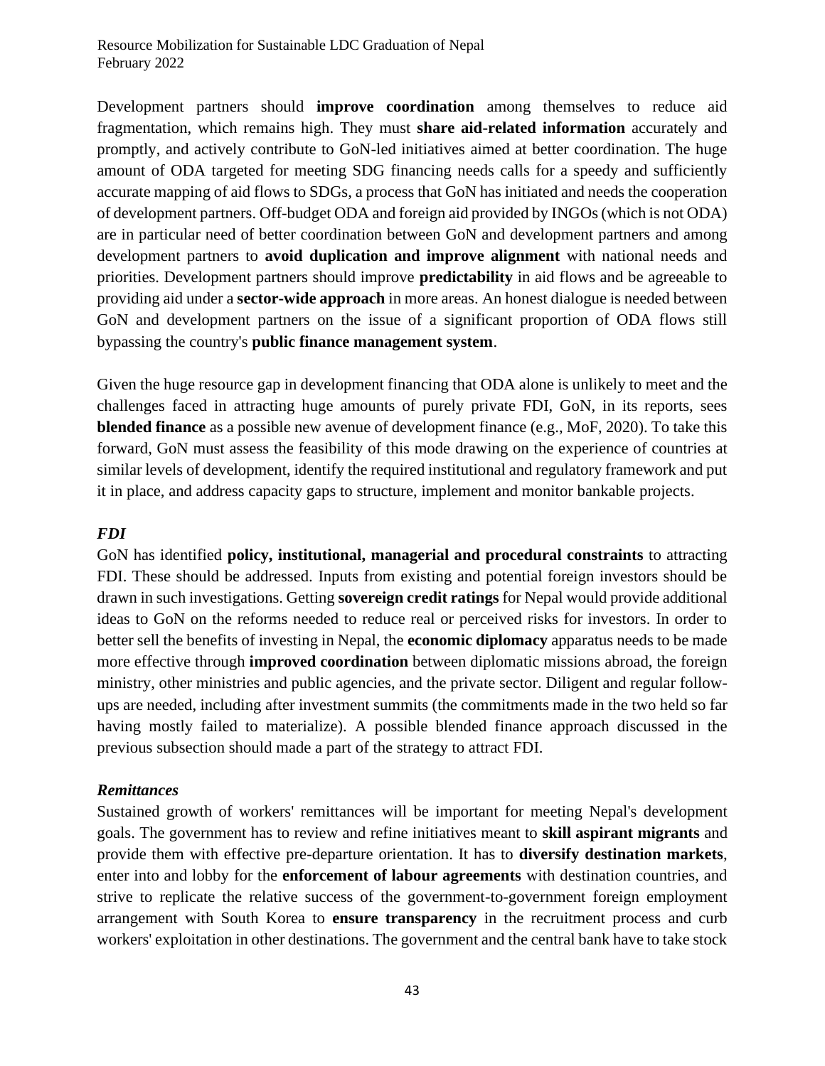Development partners should **improve coordination** among themselves to reduce aid fragmentation, which remains high. They must **share aid-related information** accurately and promptly, and actively contribute to GoN-led initiatives aimed at better coordination. The huge amount of ODA targeted for meeting SDG financing needs calls for a speedy and sufficiently accurate mapping of aid flows to SDGs, a process that GoN has initiated and needs the cooperation of development partners. Off-budget ODA and foreign aid provided by INGOs (which is not ODA) are in particular need of better coordination between GoN and development partners and among development partners to **avoid duplication and improve alignment** with national needs and priorities. Development partners should improve **predictability** in aid flows and be agreeable to providing aid under a **sector-wide approach** in more areas. An honest dialogue is needed between GoN and development partners on the issue of a significant proportion of ODA flows still bypassing the country's **public finance management system**.

Given the huge resource gap in development financing that ODA alone is unlikely to meet and the challenges faced in attracting huge amounts of purely private FDI, GoN, in its reports, sees **blended finance** as a possible new avenue of development finance (e.g., MoF, 2020). To take this forward, GoN must assess the feasibility of this mode drawing on the experience of countries at similar levels of development, identify the required institutional and regulatory framework and put it in place, and address capacity gaps to structure, implement and monitor bankable projects.

### *FDI*

GoN has identified **policy, institutional, managerial and procedural constraints** to attracting FDI. These should be addressed. Inputs from existing and potential foreign investors should be drawn in such investigations. Getting **sovereign credit ratings** for Nepal would provide additional ideas to GoN on the reforms needed to reduce real or perceived risks for investors. In order to better sell the benefits of investing in Nepal, the **economic diplomacy** apparatus needs to be made more effective through **improved coordination** between diplomatic missions abroad, the foreign ministry, other ministries and public agencies, and the private sector. Diligent and regular follow-ups are needed, including after investment summits (the commitments made in the two held so far having mostly failed to materialize). A possible blended finance approach discussed in the previous subsection should made a part of the strategy to attract FDI.

### *Remittances*

Sustained growth of workers' remittances will be important for meeting Nepal's development goals. The government has to review and refine initiatives meant to **skill aspirant migrants** and provide them with effective pre-departure orientation. It has to **diversify destination markets**, enter into and lobby for the **enforcement of labour agreements** with destination countries, and strive to replicate the relative success of the government-to-government foreign employment arrangement with South Korea to **ensure transparency** in the recruitment process and curb workers' exploitation in other destinations. The government and the central bank have to take stock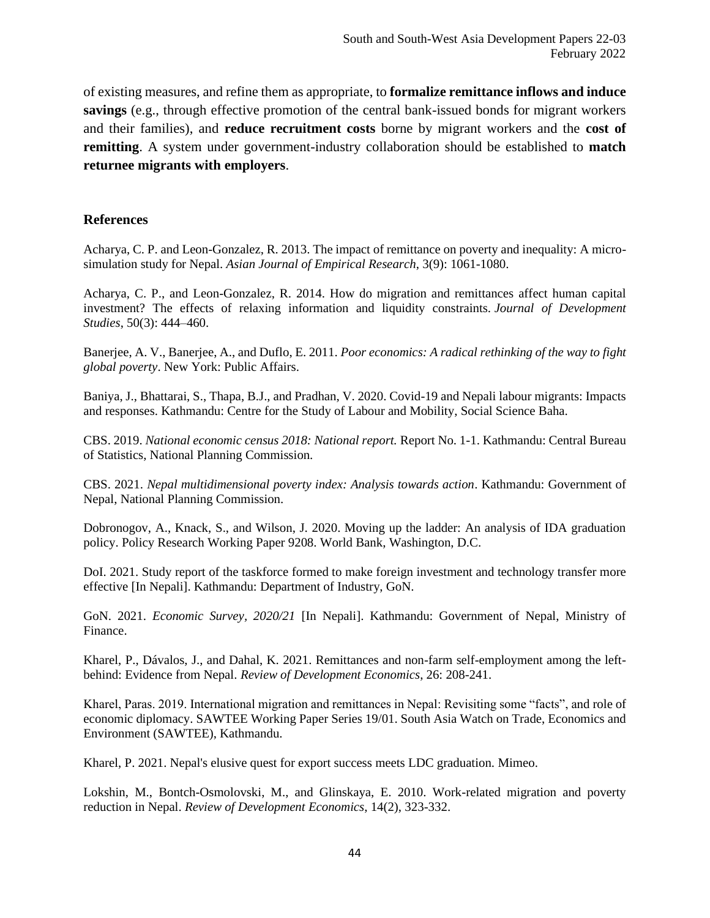of existing measures, and refine them as appropriate, to **formalize remittance inflows and induce savings** (e.g., through effective promotion of the central bank-issued bonds for migrant workers and their families), and **reduce recruitment costs** borne by migrant workers and the **cost of remitting**. A system under government-industry collaboration should be established to **match returnee migrants with employers**.

## References

Acharya, C. P. and Leon-Gonzalez, R. 2013. The impact of remittance on poverty and inequality: A micro-simulation study for Nepal. *Asian Journal of Empirical Research*, 3(9): 1061-1080.

Acharya, C. P., and Leon-Gonzalez, R. 2014. How do migration and remittances affect human capital investment? The effects of relaxing information and liquidity constraints. *Journal of Development Studies*, 50(3): 444–460.

Banerjee, A. V., Banerjee, A., and Duflo, E. 2011. *Poor economics: A radical rethinking of the way to fight global poverty*. New York: Public Affairs.

Baniya, J., Bhattarai, S., Thapa, B.J., and Pradhan, V. 2020. Covid-19 and Nepali labour migrants: Impacts and responses. Kathmandu: Centre for the Study of Labour and Mobility, Social Science Baha.

CBS. 2019. *National economic census 2018: National report.* Report No. 1-1. Kathmandu: Central Bureau of Statistics, National Planning Commission.

CBS. 2021. *Nepal multidimensional poverty index: Analysis towards action*. Kathmandu: Government of Nepal, National Planning Commission.

Dobronogov, A., Knack, S., and Wilson, J. 2020. Moving up the ladder: An analysis of IDA graduation policy. Policy Research Working Paper 9208. World Bank, Washington, D.C.

DoI. 2021. Study report of the taskforce formed to make foreign investment and technology transfer more effective [In Nepali]. Kathmandu: Department of Industry, GoN.

GoN. 2021. *Economic Survey, 2020/21* [In Nepali]. Kathmandu: Government of Nepal, Ministry of Finance.

Kharel, P., Dávalos, J., and Dahal, K. 2021. Remittances and non-farm self-employment among the left-behind: Evidence from Nepal. *Review of Development Economics*, 26: 208-241.

Kharel, Paras. 2019. International migration and remittances in Nepal: Revisiting some "facts", and role of economic diplomacy. SAWTEE Working Paper Series 19/01. South Asia Watch on Trade, Economics and Environment (SAWTEE), Kathmandu.

Kharel, P. 2021. Nepal's elusive quest for export success meets LDC graduation. Mimeo.

Lokshin, M., Bontch-Osmolovski, M., and Glinskaya, E. 2010. Work-related migration and poverty reduction in Nepal. *Review of Development Economics*, 14(2), 323-332.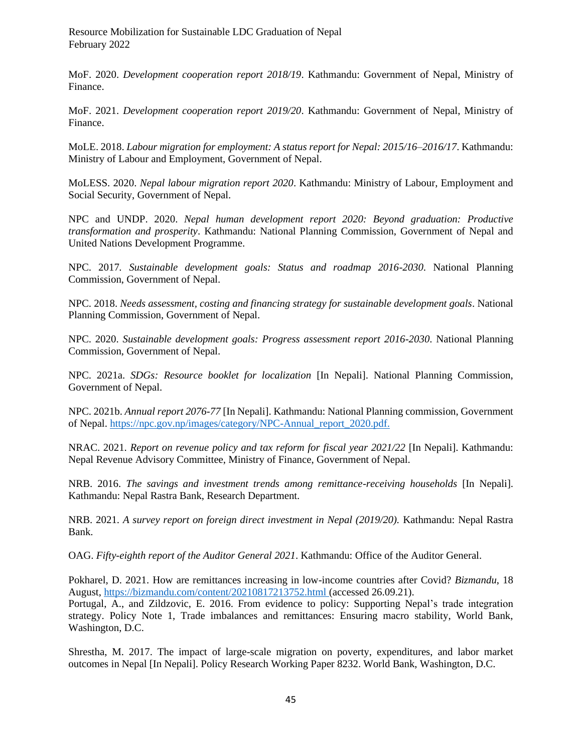MoF. 2020. *Development cooperation report 2018/19*. Kathmandu: Government of Nepal, Ministry of Finance.

MoF. 2021. *Development cooperation report 2019/20*. Kathmandu: Government of Nepal, Ministry of Finance.

MoLE. 2018. *Labour migration for employment: A status report for Nepal: 2015/16–2016/17*. Kathmandu: Ministry of Labour and Employment, Government of Nepal.

MoLESS. 2020. *Nepal labour migration report 2020*. Kathmandu: Ministry of Labour, Employment and Social Security, Government of Nepal.

NPC and UNDP. 2020. *Nepal human development report 2020: Beyond graduation: Productive transformation and prosperity*. Kathmandu: National Planning Commission, Government of Nepal and United Nations Development Programme.

NPC. 2017. *Sustainable development goals: Status and roadmap 2016-2030*. National Planning Commission, Government of Nepal.

NPC. 2018. *Needs assessment, costing and financing strategy for sustainable development goals*. National Planning Commission, Government of Nepal.

NPC. 2020. *Sustainable development goals: Progress assessment report 2016-2030*. National Planning Commission, Government of Nepal.

NPC. 2021a. *SDGs: Resource booklet for localization* [In Nepali]. National Planning Commission, Government of Nepal.

NPC. 2021b. *Annual report 2076-77* [In Nepali]. Kathmandu: National Planning commission, Government of Nepal. https://npc.gov.np/images/category/NPC-Annual_report_2020.pdf.

NRAC. 2021. *Report on revenue policy and tax reform for fiscal year 2021/22* [In Nepali]. Kathmandu: Nepal Revenue Advisory Committee, Ministry of Finance, Government of Nepal.

NRB. 2016. *The savings and investment trends among remittance-receiving households* [In Nepali]. Kathmandu: Nepal Rastra Bank, Research Department.

NRB. 2021. *A survey report on foreign direct investment in Nepal (2019/20)*. Kathmandu: Nepal Rastra Bank.

OAG. *Fifty-eighth report of the Auditor General 2021*. Kathmandu: Office of the Auditor General.

Pokharel, D. 2021. How are remittances increasing in low-income countries after Covid? *Bizmandu*, 18 August, https://bizmandu.com/content/20210817213752.html (accessed 26.09.21).

Portugal, A., and Zildzovic, E. 2016. From evidence to policy: Supporting Nepal's trade integration strategy. Policy Note 1, Trade imbalances and remittances: Ensuring macro stability, World Bank, Washington, D.C.

Shrestha, M. 2017. The impact of large-scale migration on poverty, expenditures, and labor market outcomes in Nepal [In Nepali]. Policy Research Working Paper 8232. World Bank, Washington, D.C.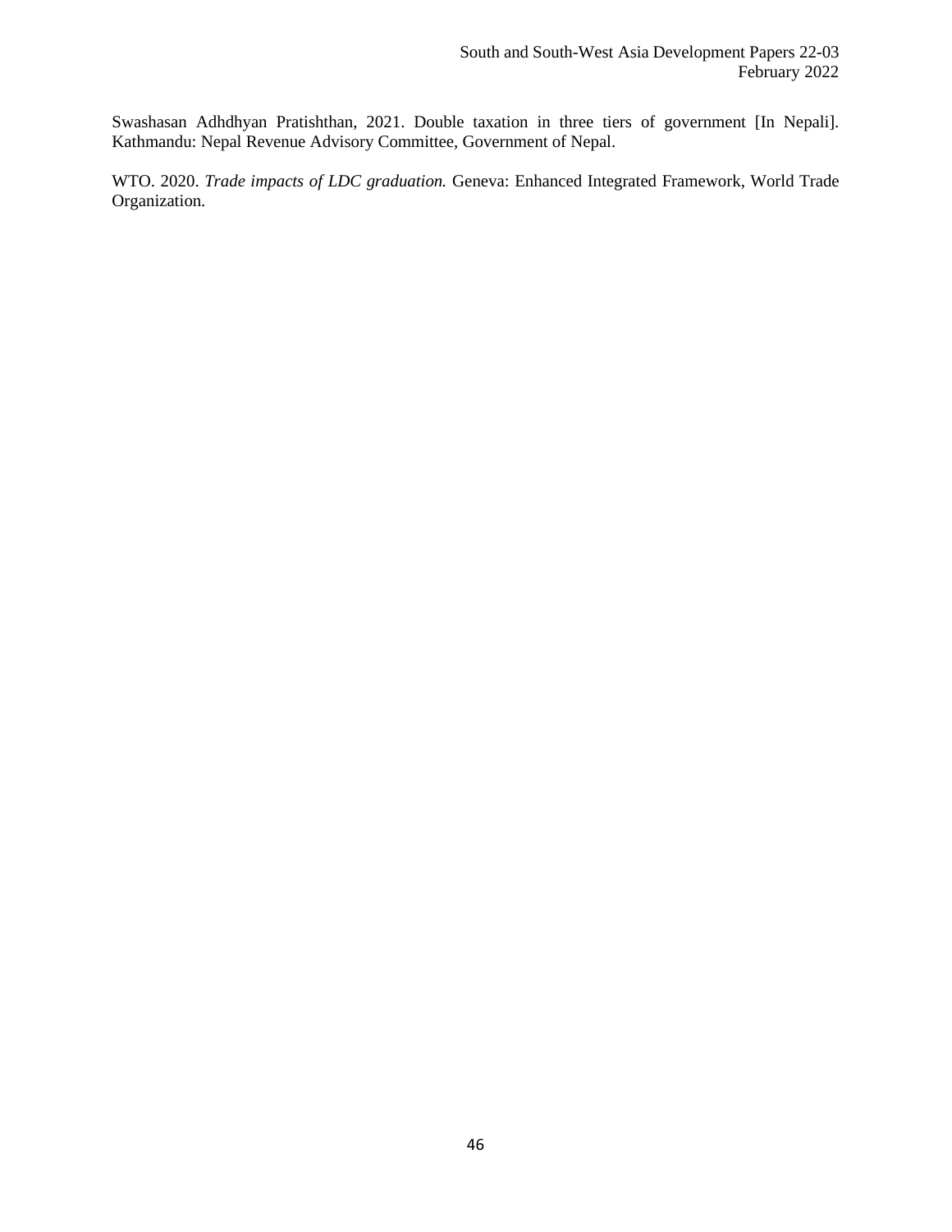Swashasan Adhdhyan Pratishthan, 2021. Double taxation in three tiers of government [In Nepali]. Kathmandu: Nepal Revenue Advisory Committee, Government of Nepal.

WTO. 2020. *Trade impacts of LDC graduation.* Geneva: Enhanced Integrated Framework, World Trade Organization.